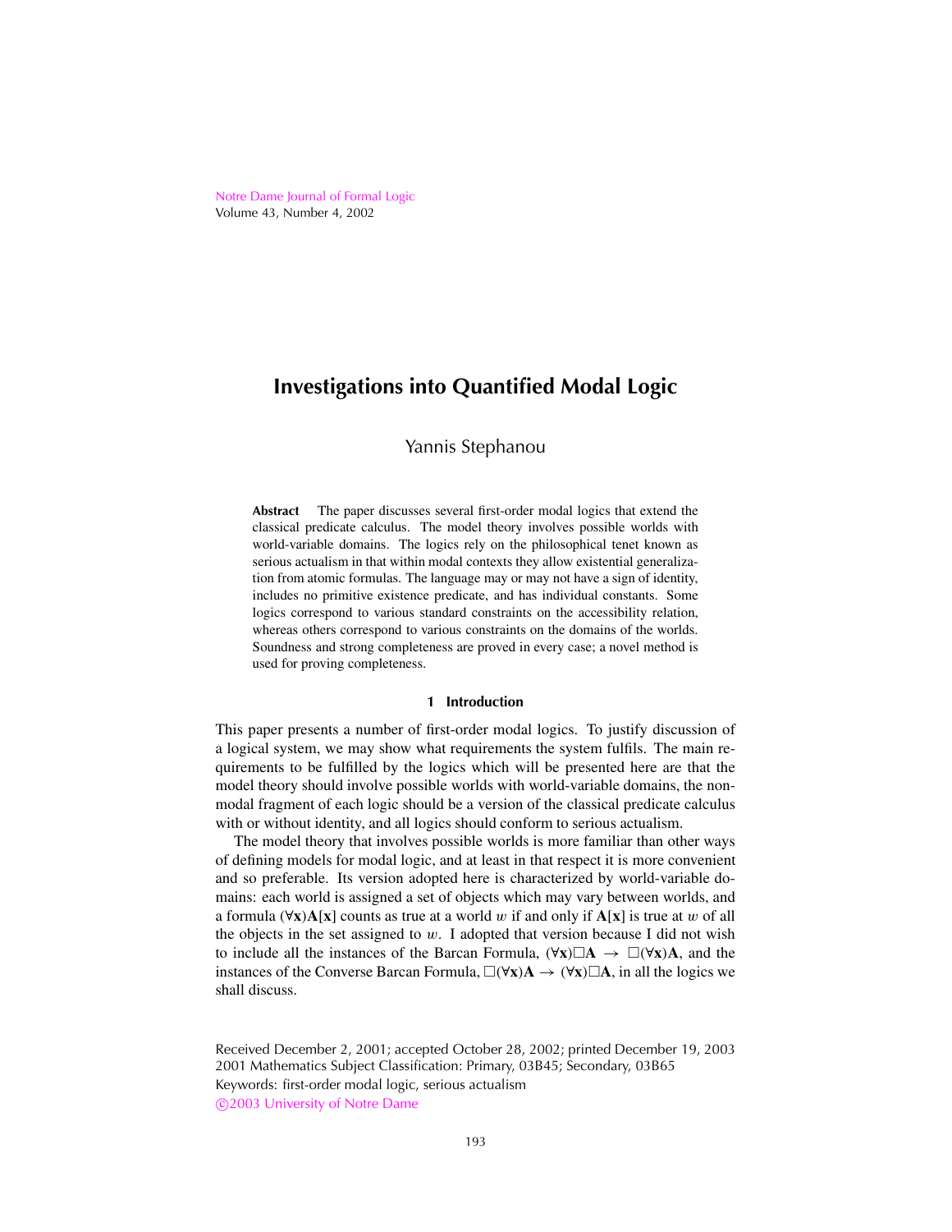# Investigations into Quantified Modal Logic

Yannis Stephanou

**Abstract** The paper discusses several first-order modal logics that extend the classical predicate calculus. The model theory involves possible worlds with world-variable domains. The logics rely on the philosophical tenet known as serious actualism in that within modal contexts they allow existential generalization from atomic formulas. The language may or may not have a sign of identity, includes no primitive existence predicate, and has individual constants. Some logics correspond to various standard constraints on the accessibility relation, whereas others correspond to various constraints on the domains of the worlds. Soundness and strong completeness are proved in every case; a novel method is used for proving completeness.

## 1 Introduction

This paper presents a number of first-order modal logics. To justify discussion of a logical system, we may show what requirements the system fulfils. The main requirements to be fulfilled by the logics which will be presented here are that the model theory should involve possible worlds with world-variable domains, the non-modal fragment of each logic should be a version of the classical predicate calculus with or without identity, and all logics should conform to serious actualism.

The model theory that involves possible worlds is more familiar than other ways of defining models for modal logic, and at least in that respect it is more convenient and so preferable. Its version adopted here is characterized by world-variable domains: each world is assigned a set of objects which may vary between worlds, and a formula $(\forall \mathbf{x})\mathbf{A}[\mathbf{x}]$ counts as true at a world $w$ if and only if $\mathbf{A}[\mathbf{x}]$ is true at $w$ of all the objects in the set assigned to $w$. I adopted that version because I did not wish to include all the instances of the Barcan Formula, $(\forall \mathbf{x})\Box\mathbf{A} \rightarrow \Box(\forall \mathbf{x})\mathbf{A}$, and the instances of the Converse Barcan Formula, $\Box(\forall \mathbf{x})\mathbf{A} \rightarrow (\forall \mathbf{x})\Box\mathbf{A}$, in all the logics we shall discuss.

Received December 2, 2001; accepted October 28, 2002; printed December 19, 2003
2001 Mathematics Subject Classification: Primary, 03B45; Secondary, 03B65
Keywords: first-order modal logic, serious actualism
©2003 University of Notre Dame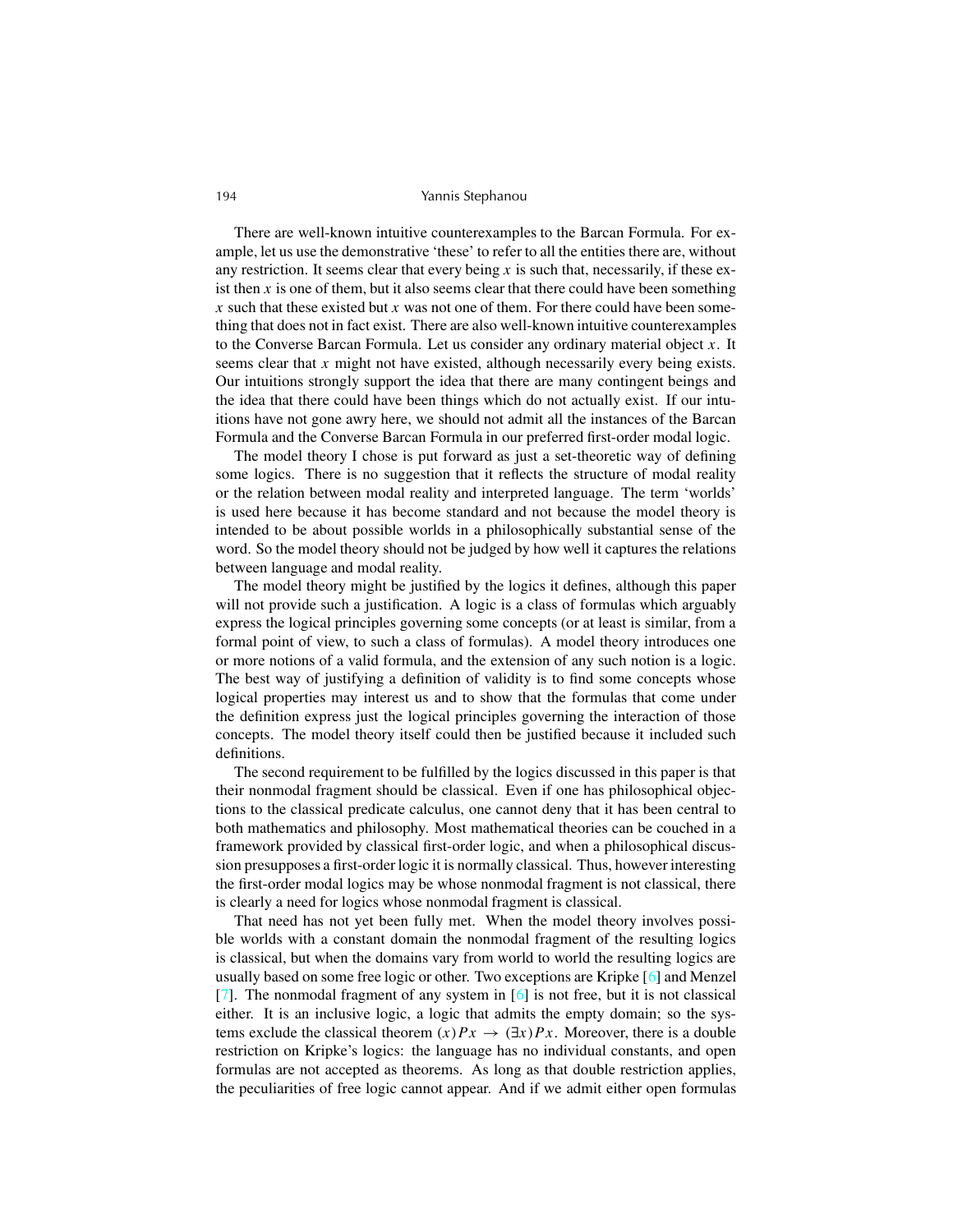There are well-known intuitive counterexamples to the Barcan Formula. For example, let us use the demonstrative 'these' to refer to all the entities there are, without any restriction. It seems clear that every being $x$ is such that, necessarily, if these exist then $x$ is one of them, but it also seems clear that there could have been something $x$ such that these existed but $x$ was not one of them. For there could have been something that does not in fact exist. There are also well-known intuitive counterexamples to the Converse Barcan Formula. Let us consider any ordinary material object $x$. It seems clear that $x$ might not have existed, although necessarily every being exists. Our intuitions strongly support the idea that there are many contingent beings and the idea that there could have been things which do not actually exist. If our intuitions have not gone awry here, we should not admit all the instances of the Barcan Formula and the Converse Barcan Formula in our preferred first-order modal logic.

The model theory I chose is put forward as just a set-theoretic way of defining some logics. There is no suggestion that it reflects the structure of modal reality or the relation between modal reality and interpreted language. The term 'worlds' is used here because it has become standard and not because the model theory is intended to be about possible worlds in a philosophically substantial sense of the word. So the model theory should not be judged by how well it captures the relations between language and modal reality.

The model theory might be justified by the logics it defines, although this paper will not provide such a justification. A logic is a class of formulas which arguably express the logical principles governing some concepts (or at least is similar, from a formal point of view, to such a class of formulas). A model theory introduces one or more notions of a valid formula, and the extension of any such notion is a logic. The best way of justifying a definition of validity is to find some concepts whose logical properties may interest us and to show that the formulas that come under the definition express just the logical principles governing the interaction of those concepts. The model theory itself could then be justified because it included such definitions.

The second requirement to be fulfilled by the logics discussed in this paper is that their nonmodal fragment should be classical. Even if one has philosophical objections to the classical predicate calculus, one cannot deny that it has been central to both mathematics and philosophy. Most mathematical theories can be couched in a framework provided by classical first-order logic, and when a philosophical discussion presupposes a first-order logic it is normally classical. Thus, however interesting the first-order modal logics may be whose nonmodal fragment is not classical, there is clearly a need for logics whose nonmodal fragment is classical.

That need has not yet been fully met. When the model theory involves possible worlds with a constant domain the nonmodal fragment of the resulting logics is classical, but when the domains vary from world to world the resulting logics are usually based on some free logic or other. Two exceptions are Kripke [6] and Menzel [7]. The nonmodal fragment of any system in [6] is not free, but it is not classical either. It is an inclusive logic, a logic that admits the empty domain; so the systems exclude the classical theorem $(x)Px \rightarrow (\exists x)Px$. Moreover, there is a double restriction on Kripke's logics: the language has no individual constants, and open formulas are not accepted as theorems. As long as that double restriction applies, the peculiarities of free logic cannot appear. And if we admit either open formulas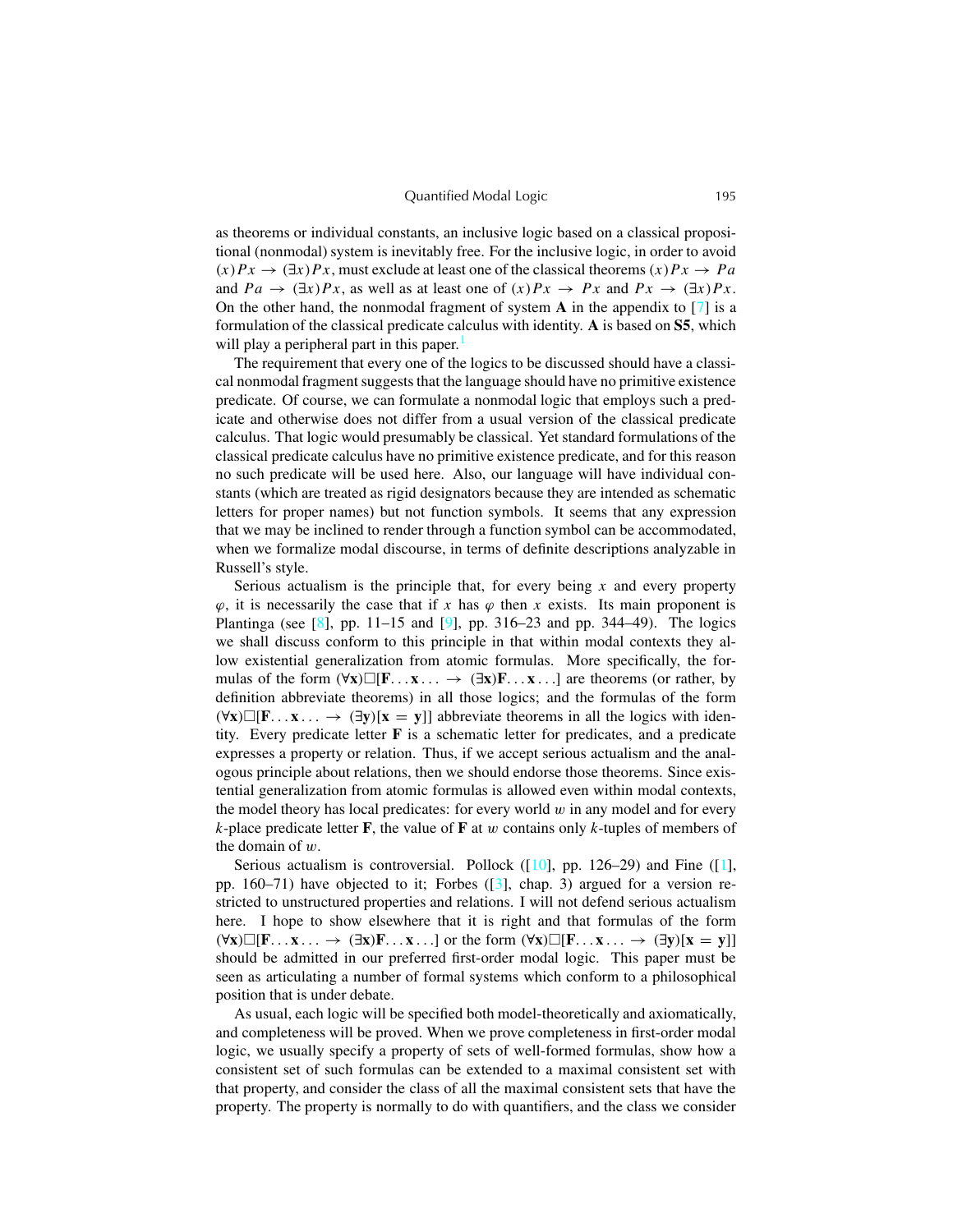as theorems or individual constants, an inclusive logic based on a classical propositional (nonmodal) system is inevitably free. For the inclusive logic, in order to avoid $(x)Px \rightarrow (\exists x)Px$, must exclude at least one of the classical theorems $(x)Px \rightarrow Pa$ and $Pa \rightarrow (\exists x)Px$, as well as at least one of $(x)Px \rightarrow Px$ and $Px \rightarrow (\exists x)Px$. On the other hand, the nonmodal fragment of system **A** in the appendix to [7] is a formulation of the classical predicate calculus with identity. **A** is based on **S5**, which will play a peripheral part in this paper.[1]

The requirement that every one of the logics to be discussed should have a classical nonmodal fragment suggests that the language should have no primitive existence predicate. Of course, we can formulate a nonmodal logic that employs such a predicate and otherwise does not differ from a usual version of the classical predicate calculus. That logic would presumably be classical. Yet standard formulations of the classical predicate calculus have no primitive existence predicate, and for this reason no such predicate will be used here. Also, our language will have individual constants (which are treated as rigid designators because they are intended as schematic letters for proper names) but not function symbols. It seems that any expression that we may be inclined to render through a function symbol can be accommodated, when we formalize modal discourse, in terms of definite descriptions analyzable in Russell's style.

Serious actualism is the principle that, for every being $x$ and every property $\varphi$, it is necessarily the case that if $x$ has $\varphi$ then $x$ exists. Its main proponent is Plantinga (see [8], pp. 11–15 and [9], pp. 316–23 and pp. 344–49). The logics we shall discuss conform to this principle in that within modal contexts they allow existential generalization from atomic formulas. More specifically, the formulas of the form $(\forall \mathbf{x})\Box[\mathbf{F}\ldots\mathbf{x}\ldots \rightarrow (\exists \mathbf{x})\mathbf{F}\ldots\mathbf{x}\ldots]$ are theorems (or rather, by definition abbreviate theorems) in all those logics; and the formulas of the form $(\forall \mathbf{x})\Box[\mathbf{F}\ldots\mathbf{x}\ldots \rightarrow (\exists \mathbf{y})[\mathbf{x} = \mathbf{y}]]$ abbreviate theorems in all the logics with identity. Every predicate letter $\mathbf{F}$ is a schematic letter for predicates, and a predicate expresses a property or relation. Thus, if we accept serious actualism and the analogous principle about relations, then we should endorse those theorems. Since existential generalization from atomic formulas is allowed even within modal contexts, the model theory has local predicates: for every world $w$ in any model and for every $k$-place predicate letter $\mathbf{F}$, the value of $\mathbf{F}$ at $w$ contains only $k$-tuples of members of the domain of $w$.

Serious actualism is controversial. Pollock ([10], pp. 126–29) and Fine ([1], pp. 160–71) have objected to it; Forbes ([3], chap. 3) argued for a version restricted to unstructured properties and relations. I will not defend serious actualism here. I hope to show elsewhere that it is right and that formulas of the form $(\forall \mathbf{x})\Box[\mathbf{F}\ldots\mathbf{x}\ldots \rightarrow (\exists \mathbf{x})\mathbf{F}\ldots\mathbf{x}\ldots]$ or the form $(\forall \mathbf{x})\Box[\mathbf{F}\ldots\mathbf{x}\ldots \rightarrow (\exists \mathbf{y})[\mathbf{x} = \mathbf{y}]]$ should be admitted in our preferred first-order modal logic. This paper must be seen as articulating a number of formal systems which conform to a philosophical position that is under debate.

As usual, each logic will be specified both model-theoretically and axiomatically, and completeness will be proved. When we prove completeness in first-order modal logic, we usually specify a property of sets of well-formed formulas, show how a consistent set of such formulas can be extended to a maximal consistent set with that property, and consider the class of all the maximal consistent sets that have the property. The property is normally to do with quantifiers, and the class we consider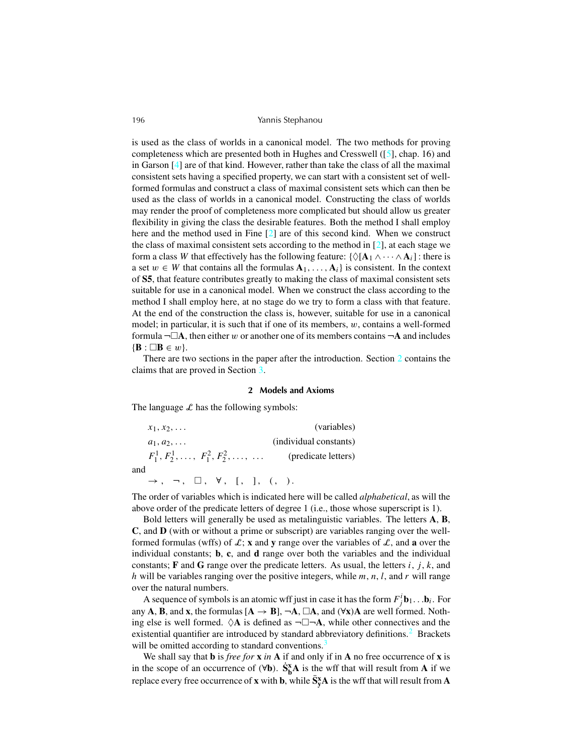is used as the class of worlds in a canonical model. The two methods for proving completeness which are presented both in Hughes and Cresswell ([5], chap. 16) and in Garson [4] are of that kind. However, rather than take the class of all the maximal consistent sets having a specified property, we can start with a consistent set of well-formed formulas and construct a class of maximal consistent sets which can then be used as the class of worlds in a canonical model. Constructing the class of worlds may render the proof of completeness more complicated but should allow us greater flexibility in giving the class the desirable features. Both the method I shall employ here and the method used in Fine [2] are of this second kind. When we construct the class of maximal consistent sets according to the method in [2], at each stage we form a class $W$ that effectively has the following feature: $\{\Diamond[\mathbf{A}_1 \wedge \cdots \wedge \mathbf{A}_i] :$ there is a set $w \in W$ that contains all the formulas $\mathbf{A}_1, \ldots, \mathbf{A}_i\}$ is consistent. In the context of **S5**, that feature contributes greatly to making the class of maximal consistent sets suitable for use in a canonical model. When we construct the class according to the method I shall employ here, at no stage do we try to form a class with that feature. At the end of the construction the class is, however, suitable for use in a canonical model; in particular, it is such that if one of its members, $w$, contains a well-formed formula $\neg\Box\mathbf{A}$, then either $w$ or another one of its members contains $\neg\mathbf{A}$ and includes $\{\mathbf{B} : \Box\mathbf{B} \in w\}$.

There are two sections in the paper after the introduction. Section 2 contains the claims that are proved in Section 3.

## 2 Models and Axioms

The language $\mathscr{L}$ has the following symbols:

$x_1, x_2, \ldots$ (variables)

$a_1, a_2, \ldots$ (individual constants)

$F^1_1, F^1_2, \ldots,\ F^2_1, F^2_2, \ldots,\ \ldots$ (predicate letters)

and

$\rightarrow,\ \ \neg,\ \ \Box,\ \ \forall,\ \ [,\ \ ],\ \ (,\ \ ).$

The order of variables which is indicated here will be called *alphabetical*, as will the above order of the predicate letters of degree 1 (i.e., those whose superscript is 1).

Bold letters will generally be used as metalinguistic variables. The letters **A**, **B**, **C**, and **D** (with or without a prime or subscript) are variables ranging over the well-formed formulas (wffs) of $\mathscr{L}$; **x** and **y** range over the variables of $\mathscr{L}$, and **a** over the individual constants; **b**, **c**, and **d** range over both the variables and the individual constants; **F** and **G** range over the predicate letters. As usual, the letters $i$, $j$, $k$, and $h$ will be variables ranging over the positive integers, while $m$, $n$, $l$, and $r$ will range over the natural numbers.

A sequence of symbols is an atomic wff just in case it has the form $F^i_j\mathbf{b}_1 \ldots \mathbf{b}_i$. For any **A**, **B**, and **x**, the formulas $[\mathbf{A} \rightarrow \mathbf{B}]$, $\neg\mathbf{A}$, $\Box\mathbf{A}$, and $(\forall\mathbf{x})\mathbf{A}$ are well formed. Nothing else is well formed. $\Diamond\mathbf{A}$ is defined as $\neg\Box\neg\mathbf{A}$, while other connectives and the existential quantifier are introduced by standard abbreviatory definitions.[2] Brackets will be omitted according to standard conventions.[3]

We shall say that **b** is *free for* **x** *in* **A** if and only if in **A** no free occurrence of **x** is in the scope of an occurrence of $(\forall\mathbf{b})$. $\dot{\mathbf{S}}^{\mathbf{x}}_{\mathbf{b}}\mathbf{A}$ is the wff that will result from **A** if we replace every free occurrence of **x** with **b**, while $\bar{\mathbf{S}}^{\mathbf{x}}_{\mathbf{y}}\mathbf{A}$ is the wff that will result from **A**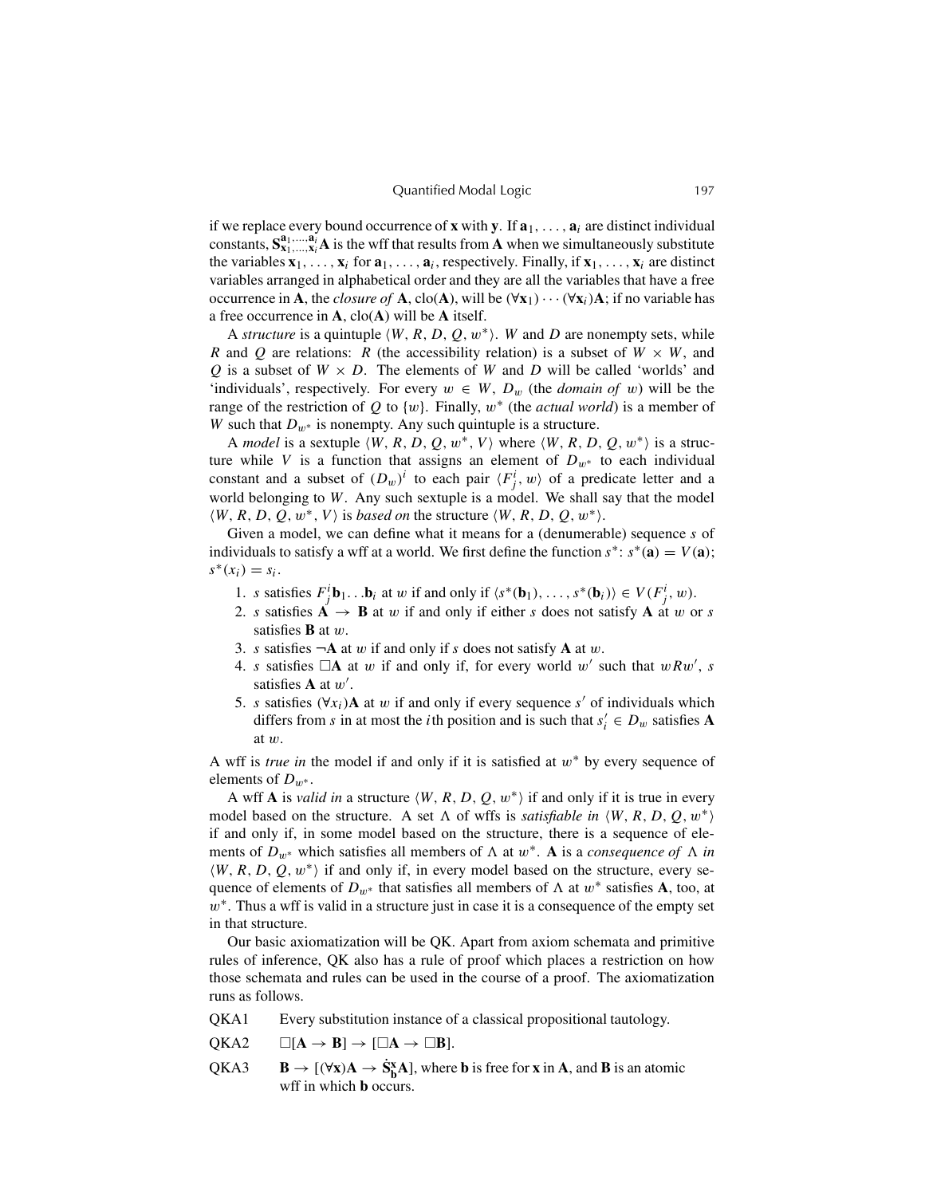if we replace every bound occurrence of $\mathbf{x}$ with $\mathbf{y}$. If $\mathbf{a}_1, \ldots, \mathbf{a}_i$ are distinct individual constants, $\mathbf{S}^{\mathbf{a}_1,\ldots,\mathbf{a}_i}_{\mathbf{x}_1,\ldots,\mathbf{x}_i}\mathbf{A}$ is the wff that results from $\mathbf{A}$ when we simultaneously substitute the variables $\mathbf{x}_1, \ldots, \mathbf{x}_i$ for $\mathbf{a}_1, \ldots, \mathbf{a}_i$, respectively. Finally, if $\mathbf{x}_1, \ldots, \mathbf{x}_i$ are distinct variables arranged in alphabetical order and they are all the variables that have a free occurrence in $\mathbf{A}$, the *closure of* $\mathbf{A}$, clo($\mathbf{A}$), will be $(\forall \mathbf{x}_1) \cdots (\forall \mathbf{x}_i)\mathbf{A}$; if no variable has a free occurrence in $\mathbf{A}$, clo($\mathbf{A}$) will be $\mathbf{A}$ itself.

A *structure* is a quintuple $\langle W, R, D, Q, w^* \rangle$. $W$ and $D$ are nonempty sets, while $R$ and $Q$ are relations: $R$ (the accessibility relation) is a subset of $W \times W$, and $Q$ is a subset of $W \times D$. The elements of $W$ and $D$ will be called 'worlds' and 'individuals', respectively. For every $w \in W$, $D_w$ (the *domain of* $w$) will be the range of the restriction of $Q$ to $\{w\}$. Finally, $w^*$ (the *actual world*) is a member of $W$ such that $D_{w^*}$ is nonempty. Any such quintuple is a structure.

A *model* is a sextuple $\langle W, R, D, Q, w^*, V \rangle$ where $\langle W, R, D, Q, w^* \rangle$ is a structure while $V$ is a function that assigns an element of $D_{w^*}$ to each individual constant and a subset of $(D_w)^i$ to each pair $\langle F^i_j, w \rangle$ of a predicate letter and a world belonging to $W$. Any such sextuple is a model. We shall say that the model $\langle W, R, D, Q, w^*, V \rangle$ is *based on* the structure $\langle W, R, D, Q, w^* \rangle$.

Given a model, we can define what it means for a (denumerable) sequence $s$ of individuals to satisfy a wff at a world. We first define the function $s^*$: $s^*(\mathbf{a}) = V(\mathbf{a})$; $s^*(x_i) = s_i$.

1. $s$ satisfies $F^i_j\mathbf{b}_1 \ldots \mathbf{b}_i$ at $w$ if and only if $\langle s^*(\mathbf{b}_1), \ldots, s^*(\mathbf{b}_i) \rangle \in V(F^i_j, w)$.
2. $s$ satisfies $\mathbf{A} \rightarrow \mathbf{B}$ at $w$ if and only if either $s$ does not satisfy $\mathbf{A}$ at $w$ or $s$ satisfies $\mathbf{B}$ at $w$.
3. $s$ satisfies $\neg\mathbf{A}$ at $w$ if and only if $s$ does not satisfy $\mathbf{A}$ at $w$.
4. $s$ satisfies $\Box\mathbf{A}$ at $w$ if and only if, for every world $w'$ such that $wRw'$, $s$ satisfies $\mathbf{A}$ at $w'$.
5. $s$ satisfies $(\forall x_i)\mathbf{A}$ at $w$ if and only if every sequence $s'$ of individuals which differs from $s$ in at most the $i$th position and is such that $s'_i \in D_w$ satisfies $\mathbf{A}$ at $w$.

A wff is *true in* the model if and only if it is satisfied at $w^*$ by every sequence of elements of $D_{w^*}$.

A wff $\mathbf{A}$ is *valid in* a structure $\langle W, R, D, Q, w^* \rangle$ if and only if it is true in every model based on the structure. A set $\Lambda$ of wffs is *satisfiable in* $\langle W, R, D, Q, w^* \rangle$ if and only if, in some model based on the structure, there is a sequence of elements of $D_{w^*}$ which satisfies all members of $\Lambda$ at $w^*$. $\mathbf{A}$ is a *consequence of* $\Lambda$ *in* $\langle W, R, D, Q, w^* \rangle$ if and only if, in every model based on the structure, every sequence of elements of $D_{w^*}$ that satisfies all members of $\Lambda$ at $w^*$ satisfies $\mathbf{A}$, too, at $w^*$. Thus a wff is valid in a structure just in case it is a consequence of the empty set in that structure.

Our basic axiomatization will be QK. Apart from axiom schemata and primitive rules of inference, QK also has a rule of proof which places a restriction on how those schemata and rules can be used in the course of a proof. The axiomatization runs as follows.

QKA1 Every substitution instance of a classical propositional tautology.

QKA2 $\Box[\mathbf{A} \rightarrow \mathbf{B}] \rightarrow [\Box\mathbf{A} \rightarrow \Box\mathbf{B}]$.

QKA3 $\mathbf{B} \rightarrow [(\forall \mathbf{x})\mathbf{A} \rightarrow \dot{\mathbf{S}}^{\mathbf{x}}_{\mathbf{b}}\mathbf{A}]$, where $\mathbf{b}$ is free for $\mathbf{x}$ in $\mathbf{A}$, and $\mathbf{B}$ is an atomic wff in which $\mathbf{b}$ occurs.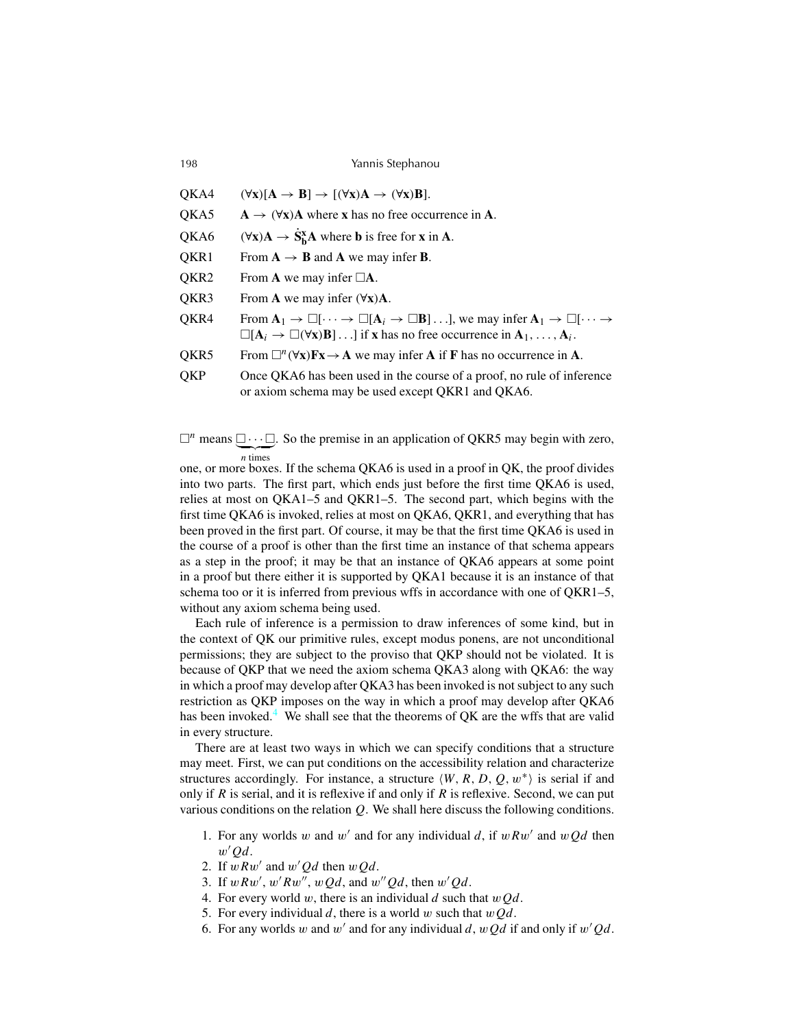QKA4 $(\forall \mathbf{x})[\mathbf{A} \rightarrow \mathbf{B}] \rightarrow [(\forall \mathbf{x})\mathbf{A} \rightarrow (\forall \mathbf{x})\mathbf{B}]$.

QKA5 $\mathbf{A} \rightarrow (\forall \mathbf{x})\mathbf{A}$ where $\mathbf{x}$ has no free occurrence in $\mathbf{A}$.

QKA6 $(\forall \mathbf{x})\mathbf{A} \rightarrow \dot{\mathbf{S}}^{\mathbf{x}}_{\mathbf{b}}\mathbf{A}$ where $\mathbf{b}$ is free for $\mathbf{x}$ in $\mathbf{A}$.

QKR1 From $\mathbf{A} \rightarrow \mathbf{B}$ and $\mathbf{A}$ we may infer $\mathbf{B}$.

QKR2 From $\mathbf{A}$ we may infer $\Box\mathbf{A}$.

QKR3 From $\mathbf{A}$ we may infer $(\forall \mathbf{x})\mathbf{A}$.

QKR4 From $\mathbf{A}_1 \rightarrow \Box[\cdots \rightarrow \Box[\mathbf{A}_i \rightarrow \Box\mathbf{B}]\ldots]$, we may infer $\mathbf{A}_1 \rightarrow \Box[\cdots \rightarrow \Box[\mathbf{A}_i \rightarrow \Box(\forall \mathbf{x})\mathbf{B}]\ldots]$ if $\mathbf{x}$ has no free occurrence in $\mathbf{A}_1, \ldots, \mathbf{A}_i$.

QKR5 From $\Box^n(\forall \mathbf{x})\mathbf{F}\mathbf{x} \rightarrow \mathbf{A}$ we may infer $\mathbf{A}$ if $\mathbf{F}$ has no occurrence in $\mathbf{A}$.

QKP Once QKA6 has been used in the course of a proof, no rule of inference or axiom schema may be used except QKR1 and QKA6.

$\Box^n$ means $\underbrace{\Box\cdots\Box}_{n \text{ times}}$. So the premise in an application of QKR5 may begin with zero, one, or more boxes. If the schema QKA6 is used in a proof in QK, the proof divides into two parts. The first part, which ends just before the first time QKA6 is used, relies at most on QKA1–5 and QKR1–5. The second part, which begins with the first time QKA6 is invoked, relies at most on QKA6, QKR1, and everything that has been proved in the first part. Of course, it may be that the first time QKA6 is used in the course of a proof is other than the first time an instance of that schema appears as a step in the proof; it may be that an instance of QKA6 appears at some point in a proof but there either it is supported by QKA1 because it is an instance of that schema too or it is inferred from previous wffs in accordance with one of QKR1–5, without any axiom schema being used.

Each rule of inference is a permission to draw inferences of some kind, but in the context of QK our primitive rules, except modus ponens, are not unconditional permissions; they are subject to the proviso that QKP should not be violated. It is because of QKP that we need the axiom schema QKA3 along with QKA6: the way in which a proof may develop after QKA3 has been invoked is not subject to any such restriction as QKP imposes on the way in which a proof may develop after QKA6 has been invoked.[4] We shall see that the theorems of QK are the wffs that are valid in every structure.

There are at least two ways in which we can specify conditions that a structure may meet. First, we can put conditions on the accessibility relation and characterize structures accordingly. For instance, a structure $\langle W, R, D, Q, w^*\rangle$ is serial if and only if $R$ is serial, and it is reflexive if and only if $R$ is reflexive. Second, we can put various conditions on the relation $Q$. We shall here discuss the following conditions.

1. For any worlds $w$ and $w'$ and for any individual $d$, if $wRw'$ and $wQd$ then $w'Qd$.
2. If $wRw'$ and $w'Qd$ then $wQd$.
3. If $wRw'$, $w'Rw''$, $wQd$, and $w''Qd$, then $w'Qd$.
4. For every world $w$, there is an individual $d$ such that $wQd$.
5. For every individual $d$, there is a world $w$ such that $wQd$.
6. For any worlds $w$ and $w'$ and for any individual $d$, $wQd$ if and only if $w'Qd$.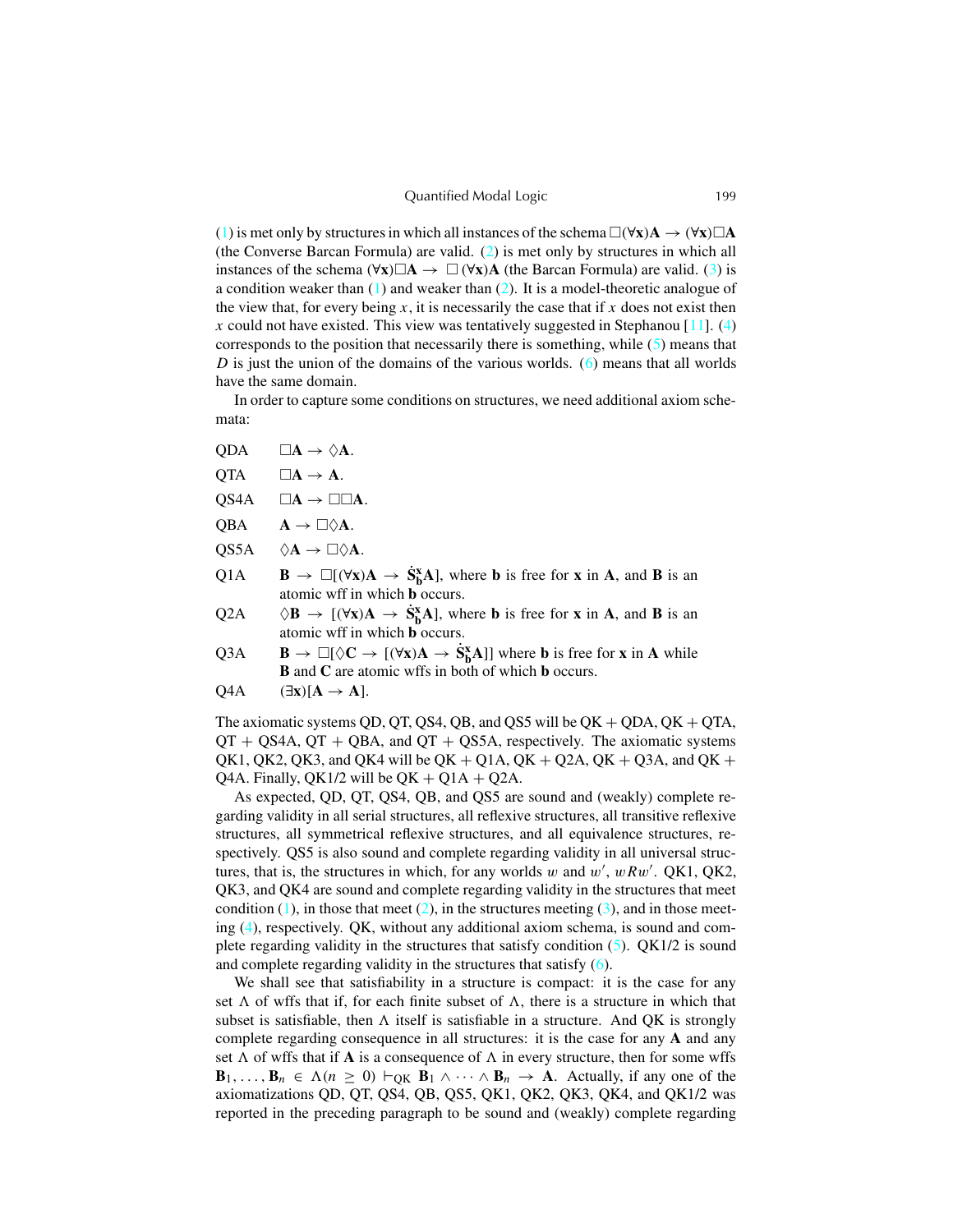(1) is met only by structures in which all instances of the schema $\Box(\forall \mathbf{x})\mathbf{A} \rightarrow (\forall \mathbf{x})\Box\mathbf{A}$ (the Converse Barcan Formula) are valid. (2) is met only by structures in which all instances of the schema $(\forall \mathbf{x})\Box\mathbf{A} \rightarrow \Box(\forall \mathbf{x})\mathbf{A}$ (the Barcan Formula) are valid. (3) is a condition weaker than (1) and weaker than (2). It is a model-theoretic analogue of the view that, for every being $x$, it is necessarily the case that if $x$ does not exist then $x$ could not have existed. This view was tentatively suggested in Stephanou [11]. (4) corresponds to the position that necessarily there is something, while (5) means that $D$ is just the union of the domains of the various worlds. (6) means that all worlds have the same domain.

In order to capture some conditions on structures, we need additional axiom schemata:

QDA $\quad \Box\mathbf{A} \rightarrow \Diamond\mathbf{A}$.

QTA $\quad \Box\mathbf{A} \rightarrow \mathbf{A}$.

QS4A $\quad \Box\mathbf{A} \rightarrow \Box\Box\mathbf{A}$.

QBA $\quad \mathbf{A} \rightarrow \Box\Diamond\mathbf{A}$.

QS5A $\quad \Diamond\mathbf{A} \rightarrow \Box\Diamond\mathbf{A}$.

Q1A $\quad \mathbf{B} \rightarrow \Box[(\forall \mathbf{x})\mathbf{A} \rightarrow \dot{\mathbf{S}}^{\mathbf{x}}_{\mathbf{b}}\mathbf{A}]$, where $\mathbf{b}$ is free for $\mathbf{x}$ in $\mathbf{A}$, and $\mathbf{B}$ is an atomic wff in which $\mathbf{b}$ occurs.

Q2A $\quad \Diamond\mathbf{B} \rightarrow [(\forall \mathbf{x})\mathbf{A} \rightarrow \dot{\mathbf{S}}^{\mathbf{x}}_{\mathbf{b}}\mathbf{A}]$, where $\mathbf{b}$ is free for $\mathbf{x}$ in $\mathbf{A}$, and $\mathbf{B}$ is an atomic wff in which $\mathbf{b}$ occurs.

Q3A $\quad \mathbf{B} \rightarrow \Box[\Diamond\mathbf{C} \rightarrow [(\forall \mathbf{x})\mathbf{A} \rightarrow \dot{\mathbf{S}}^{\mathbf{x}}_{\mathbf{b}}\mathbf{A}]]$ where $\mathbf{b}$ is free for $\mathbf{x}$ in $\mathbf{A}$ while $\mathbf{B}$ and $\mathbf{C}$ are atomic wffs in both of which $\mathbf{b}$ occurs.

Q4A $\quad (\exists \mathbf{x})[\mathbf{A} \rightarrow \mathbf{A}]$.

The axiomatic systems QD, QT, QS4, QB, and QS5 will be QK + QDA, QK + QTA, QT + QS4A, QT + QBA, and QT + QS5A, respectively. The axiomatic systems QK1, QK2, QK3, and QK4 will be QK + Q1A, QK + Q2A, QK + Q3A, and QK + Q4A. Finally, QK1/2 will be QK + Q1A + Q2A.

As expected, QD, QT, QS4, QB, and QS5 are sound and (weakly) complete regarding validity in all serial structures, all reflexive structures, all transitive reflexive structures, all symmetrical reflexive structures, and all equivalence structures, respectively. QS5 is also sound and complete regarding validity in all universal structures, that is, the structures in which, for any worlds $w$ and $w'$, $wRw'$. QK1, QK2, QK3, and QK4 are sound and complete regarding validity in the structures that meet condition (1), in those that meet (2), in the structures meeting (3), and in those meeting (4), respectively. QK, without any additional axiom schema, is sound and complete regarding validity in the structures that satisfy condition (5). QK1/2 is sound and complete regarding validity in the structures that satisfy (6).

We shall see that satisfiability in a structure is compact: it is the case for any set $\Lambda$ of wffs that if, for each finite subset of $\Lambda$, there is a structure in which that subset is satisfiable, then $\Lambda$ itself is satisfiable in a structure. And QK is strongly complete regarding consequence in all structures: it is the case for any $\mathbf{A}$ and any set $\Lambda$ of wffs that if $\mathbf{A}$ is a consequence of $\Lambda$ in every structure, then for some wffs $\mathbf{B}_1, \ldots, \mathbf{B}_n \in \Lambda (n \geq 0) \vdash_{\text{QK}} \mathbf{B}_1 \wedge \cdots \wedge \mathbf{B}_n \rightarrow \mathbf{A}$. Actually, if any one of the axiomatizations QD, QT, QS4, QB, QS5, QK1, QK2, QK3, QK4, and QK1/2 was reported in the preceding paragraph to be sound and (weakly) complete regarding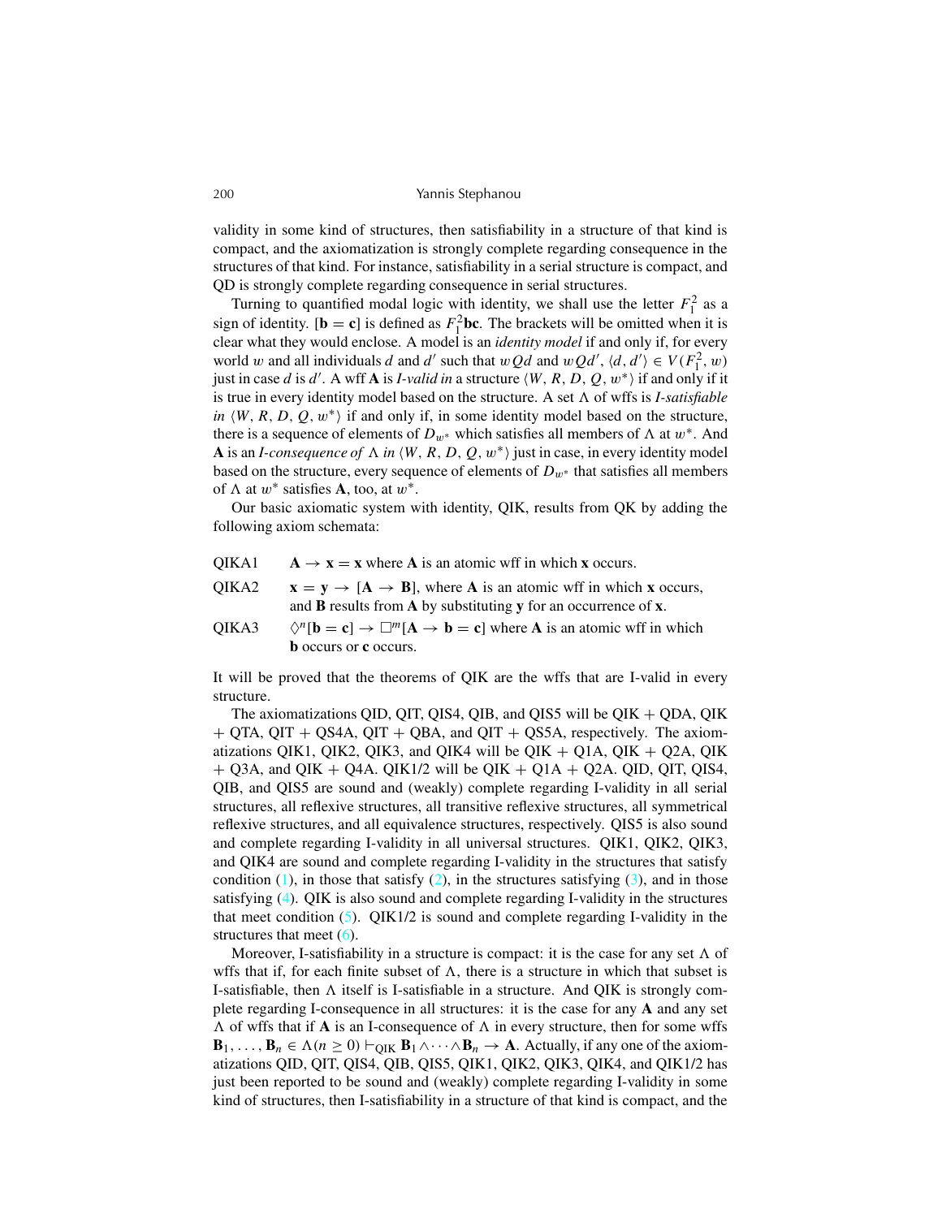validity in some kind of structures, then satisfiability in a structure of that kind is compact, and the axiomatization is strongly complete regarding consequence in the structures of that kind. For instance, satisfiability in a serial structure is compact, and QD is strongly complete regarding consequence in serial structures.

Turning to quantified modal logic with identity, we shall use the letter $F_1^2$ as a sign of identity. $[\mathbf{b} = \mathbf{c}]$ is defined as $F_1^2\mathbf{bc}$. The brackets will be omitted when it is clear what they would enclose. A model is an *identity model* if and only if, for every world $w$ and all individuals $d$ and $d'$ such that $wQd$ and $wQd'$, $\langle d, d' \rangle \in V(F_1^2, w)$ just in case $d$ is $d'$. A wff $\mathbf{A}$ is *I-valid in* a structure $\langle W, R, D, Q, w^* \rangle$ if and only if it is true in every identity model based on the structure. A set $\Lambda$ of wffs is *I-satisfiable in* $\langle W, R, D, Q, w^* \rangle$ if and only if, in some identity model based on the structure, there is a sequence of elements of $D_{w^*}$ which satisfies all members of $\Lambda$ at $w^*$. And $\mathbf{A}$ is an *I-consequence of* $\Lambda$ *in* $\langle W, R, D, Q, w^* \rangle$ just in case, in every identity model based on the structure, every sequence of elements of $D_{w^*}$ that satisfies all members of $\Lambda$ at $w^*$ satisfies $\mathbf{A}$, too, at $w^*$.

Our basic axiomatic system with identity, QIK, results from QK by adding the following axiom schemata:

QIKA1 $\quad \mathbf{A} \to \mathbf{x} = \mathbf{x}$ where $\mathbf{A}$ is an atomic wff in which $\mathbf{x}$ occurs.

QIKA2 $\quad \mathbf{x} = \mathbf{y} \to [\mathbf{A} \to \mathbf{B}]$, where $\mathbf{A}$ is an atomic wff in which $\mathbf{x}$ occurs, and $\mathbf{B}$ results from $\mathbf{A}$ by substituting $\mathbf{y}$ for an occurrence of $\mathbf{x}$.

QIKA3 $\quad \Diamond^n[\mathbf{b} = \mathbf{c}] \to \Box^m[\mathbf{A} \to \mathbf{b} = \mathbf{c}]$ where $\mathbf{A}$ is an atomic wff in which $\mathbf{b}$ occurs or $\mathbf{c}$ occurs.

It will be proved that the theorems of QIK are the wffs that are I-valid in every structure.

The axiomatizations QID, QIT, QIS4, QIB, and QIS5 will be QIK + QDA, QIK + QTA, QIT + QS4A, QIT + QBA, and QIT + QS5A, respectively. The axiomatizations QIK1, QIK2, QIK3, and QIK4 will be QIK + Q1A, QIK + Q2A, QIK + Q3A, and QIK + Q4A. QIK1/2 will be QIK + Q1A + Q2A. QID, QIT, QIS4, QIB, and QIS5 are sound and (weakly) complete regarding I-validity in all serial structures, all reflexive structures, all transitive reflexive structures, all symmetrical reflexive structures, and all equivalence structures, respectively. QIS5 is also sound and complete regarding I-validity in all universal structures. QIK1, QIK2, QIK3, and QIK4 are sound and complete regarding I-validity in the structures that satisfy condition (1), in those that satisfy (2), in the structures satisfying (3), and in those satisfying (4). QIK is also sound and complete regarding I-validity in the structures that meet condition (5). QIK1/2 is sound and complete regarding I-validity in the structures that meet (6).

Moreover, I-satisfiability in a structure is compact: it is the case for any set $\Lambda$ of wffs that if, for each finite subset of $\Lambda$, there is a structure in which that subset is I-satisfiable, then $\Lambda$ itself is I-satisfiable in a structure. And QIK is strongly complete regarding I-consequence in all structures: it is the case for any $\mathbf{A}$ and any set $\Lambda$ of wffs that if $\mathbf{A}$ is an I-consequence of $\Lambda$ in every structure, then for some wffs $\mathbf{B}_1, \ldots, \mathbf{B}_n \in \Lambda (n \geq 0) \vdash_{\text{QIK}} \mathbf{B}_1 \wedge \cdots \wedge \mathbf{B}_n \to \mathbf{A}$. Actually, if any one of the axiomatizations QID, QIT, QIS4, QIB, QIS5, QIK1, QIK2, QIK3, QIK4, and QIK1/2 has just been reported to be sound and (weakly) complete regarding I-validity in some kind of structures, then I-satisfiability in a structure of that kind is compact, and the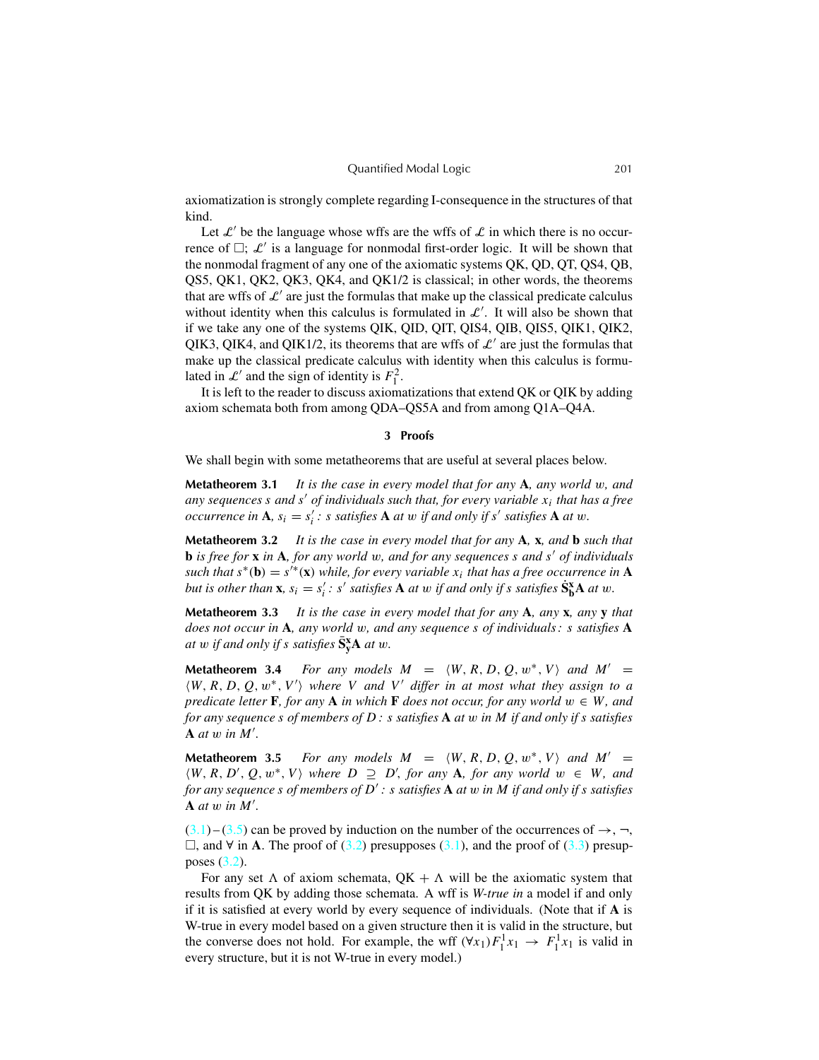axiomatization is strongly complete regarding I-consequence in the structures of that kind.

Let $\mathscr{L}'$ be the language whose wffs are the wffs of $\mathscr{L}$ in which there is no occurrence of $\Box$; $\mathscr{L}'$ is a language for nonmodal first-order logic. It will be shown that the nonmodal fragment of any one of the axiomatic systems QK, QD, QT, QS4, QB, QS5, QK1, QK2, QK3, QK4, and QK1/2 is classical; in other words, the theorems that are wffs of $\mathscr{L}'$ are just the formulas that make up the classical predicate calculus without identity when this calculus is formulated in $\mathscr{L}'$. It will also be shown that if we take any one of the systems QIK, QID, QIT, QIS4, QIB, QIS5, QIK1, QIK2, QIK3, QIK4, and QIK1/2, its theorems that are wffs of $\mathscr{L}'$ are just the formulas that make up the classical predicate calculus with identity when this calculus is formulated in $\mathscr{L}'$ and the sign of identity is $F_1^2$.

It is left to the reader to discuss axiomatizations that extend QK or QIK by adding axiom schemata both from among QDA–QS5A and from among Q1A–Q4A.

## 3 Proofs

We shall begin with some metatheorems that are useful at several places below.

**Metatheorem 3.1** *It is the case in every model that for any* $\mathbf{A}$*, any world* $w$*, and any sequences* $s$ *and* $s'$ *of individuals such that, for every variable* $x_i$ *that has a free occurrence in* $\mathbf{A}$*,* $s_i = s'_i$ *:* $s$ *satisfies* $\mathbf{A}$ *at* $w$ *if and only if* $s'$ *satisfies* $\mathbf{A}$ *at* $w$*.*

**Metatheorem 3.2** *It is the case in every model that for any* $\mathbf{A}$*,* $\mathbf{x}$*, and* $\mathbf{b}$ *such that* $\mathbf{b}$ *is free for* $\mathbf{x}$ *in* $\mathbf{A}$*, for any world* $w$*, and for any sequences* $s$ *and* $s'$ *of individuals such that* $s^*(\mathbf{b}) = s'^*(\mathbf{x})$ *while, for every variable* $x_i$ *that has a free occurrence in* $\mathbf{A}$ *but is other than* $\mathbf{x}$*,* $s_i = s'_i$ *:* $s'$ *satisfies* $\mathbf{A}$ *at* $w$ *if and only if* $s$ *satisfies* $\dot{\mathbf{S}}^{\mathbf{x}}_{\mathbf{b}}\mathbf{A}$ *at* $w$*.*

**Metatheorem 3.3** *It is the case in every model that for any* $\mathbf{A}$*, any* $\mathbf{x}$*, any* $\mathbf{y}$ *that does not occur in* $\mathbf{A}$*, any world* $w$*, and any sequence* $s$ *of individuals :* $s$ *satisfies* $\mathbf{A}$ *at* $w$ *if and only if* $s$ *satisfies* $\bar{\mathbf{S}}^{\mathbf{x}}_{\mathbf{y}}\mathbf{A}$ *at* $w$*.*

**Metatheorem 3.4** *For any models* $M = \langle W, R, D, Q, w^*, V\rangle$ *and* $M' = \langle W, R, D, Q, w^*, V'\rangle$ *where* $V$ *and* $V'$ *differ in at most what they assign to a predicate letter* $\mathbf{F}$*, for any* $\mathbf{A}$ *in which* $\mathbf{F}$ *does not occur, for any world* $w \in W$*, and for any sequence* $s$ *of members of* $D$ *:* $s$ *satisfies* $\mathbf{A}$ *at* $w$ *in* $M$ *if and only if* $s$ *satisfies* $\mathbf{A}$ *at* $w$ *in* $M'$*.*

**Metatheorem 3.5** *For any models* $M = \langle W, R, D, Q, w^*, V\rangle$ *and* $M' = \langle W, R, D', Q, w^*, V\rangle$ *where* $D \supseteq D'$*, for any* $\mathbf{A}$*, for any world* $w \in W$*, and for any sequence* $s$ *of members of* $D'$ *:* $s$ *satisfies* $\mathbf{A}$ *at* $w$ *in* $M$ *if and only if* $s$ *satisfies* $\mathbf{A}$ *at* $w$ *in* $M'$*.*

(3.1)–(3.5) can be proved by induction on the number of the occurrences of $\rightarrow$, $\neg$, $\Box$, and $\forall$ in $\mathbf{A}$. The proof of (3.2) presupposes (3.1), and the proof of (3.3) presupposes (3.2).

For any set $\Lambda$ of axiom schemata, QK + $\Lambda$ will be the axiomatic system that results from QK by adding those schemata. A wff is *W-true in* a model if and only if it is satisfied at every world by every sequence of individuals. (Note that if $\mathbf{A}$ is W-true in every model based on a given structure then it is valid in the structure, but the converse does not hold. For example, the wff $(\forall x_1)F_1^1x_1 \rightarrow F_1^1x_1$ is valid in every structure, but it is not W-true in every model.)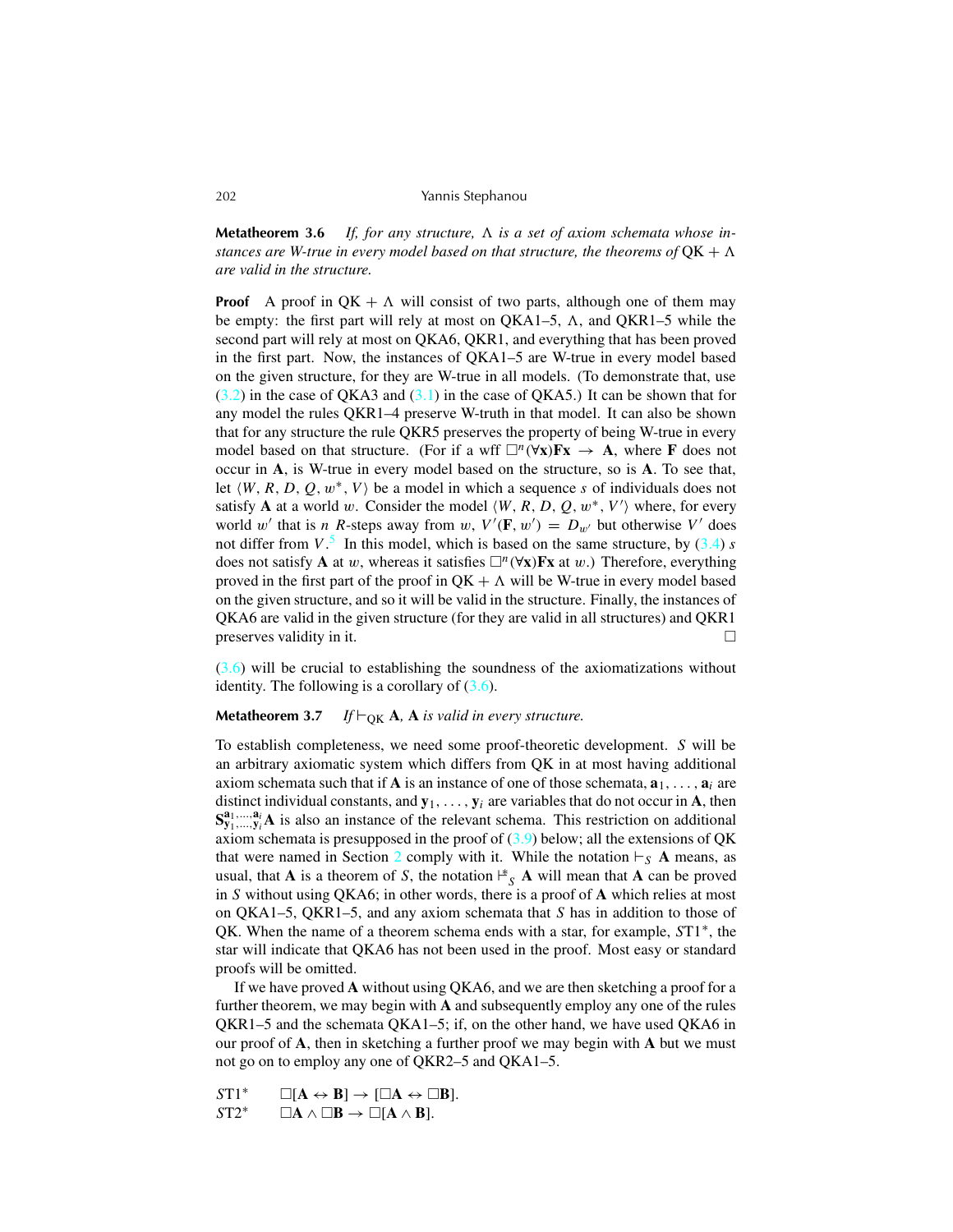**Metatheorem 3.6** *If, for any structure, $\Lambda$ is a set of axiom schemata whose instances are W-true in every model based on that structure, the theorems of* QK + $\Lambda$ *are valid in the structure.*

**Proof** A proof in QK + $\Lambda$ will consist of two parts, although one of them may be empty: the first part will rely at most on QKA1–5, $\Lambda$, and QKR1–5 while the second part will rely at most on QKA6, QKR1, and everything that has been proved in the first part. Now, the instances of QKA1–5 are W-true in every model based on the given structure, for they are W-true in all models. (To demonstrate that, use (3.2) in the case of QKA3 and (3.1) in the case of QKA5.) It can be shown that for any model the rules QKR1–4 preserve W-truth in that model. It can also be shown that for any structure the rule QKR5 preserves the property of being W-true in every model based on that structure. (For if a wff $\Box^n(\forall \mathbf{x})\mathbf{Fx} \rightarrow \mathbf{A}$, where $\mathbf{F}$ does not occur in $\mathbf{A}$, is W-true in every model based on the structure, so is $\mathbf{A}$. To see that, let $\langle W, R, D, Q, w^*, V\rangle$ be a model in which a sequence $s$ of individuals does not satisfy $\mathbf{A}$ at a world $w$. Consider the model $\langle W, R, D, Q, w^*, V'\rangle$ where, for every world $w'$ that is $n$ $R$-steps away from $w$, $V'(\mathbf{F}, w') = D_{w'}$ but otherwise $V'$ does not differ from $V$.[5] In this model, which is based on the same structure, by (3.4) $s$ does not satisfy $\mathbf{A}$ at $w$, whereas it satisfies $\Box^n(\forall \mathbf{x})\mathbf{Fx}$ at $w$.) Therefore, everything proved in the first part of the proof in QK + $\Lambda$ will be W-true in every model based on the given structure, and so it will be valid in the structure. Finally, the instances of QKA6 are valid in the given structure (for they are valid in all structures) and QKR1 preserves validity in it. □

(3.6) will be crucial to establishing the soundness of the axiomatizations without identity. The following is a corollary of (3.6).

**Metatheorem 3.7** *If* $\vdash_{\mathrm{QK}} \mathbf{A}$*,* $\mathbf{A}$ *is valid in every structure.*

To establish completeness, we need some proof-theoretic development. $S$ will be an arbitrary axiomatic system which differs from QK in at most having additional axiom schemata such that if $\mathbf{A}$ is an instance of one of those schemata, $\mathbf{a}_1, \ldots, \mathbf{a}_i$ are distinct individual constants, and $\mathbf{y}_1, \ldots, \mathbf{y}_i$ are variables that do not occur in $\mathbf{A}$, then $\mathbf{S}^{\mathbf{a}_1,\ldots,\mathbf{a}_i}_{\mathbf{y}_1,\ldots,\mathbf{y}_i}\mathbf{A}$ is also an instance of the relevant schema. This restriction on additional axiom schemata is presupposed in the proof of (3.9) below; all the extensions of QK that were named in Section 2 comply with it. While the notation $\vdash_S \mathbf{A}$ means, as usual, that $\mathbf{A}$ is a theorem of $S$, the notation $\vdash^*_S \mathbf{A}$ will mean that $\mathbf{A}$ can be proved in $S$ without using QKA6; in other words, there is a proof of $\mathbf{A}$ which relies at most on QKA1–5, QKR1–5, and any axiom schemata that $S$ has in addition to those of QK. When the name of a theorem schema ends with a star, for example, $S$T1*, the star will indicate that QKA6 has not been used in the proof. Most easy or standard proofs will be omitted.

If we have proved $\mathbf{A}$ without using QKA6, and we are then sketching a proof for a further theorem, we may begin with $\mathbf{A}$ and subsequently employ any one of the rules QKR1–5 and the schemata QKA1–5; if, on the other hand, we have used QKA6 in our proof of $\mathbf{A}$, then in sketching a further proof we may begin with $\mathbf{A}$ but we must not go on to employ any one of QKR2–5 and QKA1–5.

$S$T1* $\quad \Box[\mathbf{A} \leftrightarrow \mathbf{B}] \rightarrow [\Box\mathbf{A} \leftrightarrow \Box\mathbf{B}]$.
$S$T2* $\quad \Box\mathbf{A} \wedge \Box\mathbf{B} \rightarrow \Box[\mathbf{A} \wedge \mathbf{B}]$.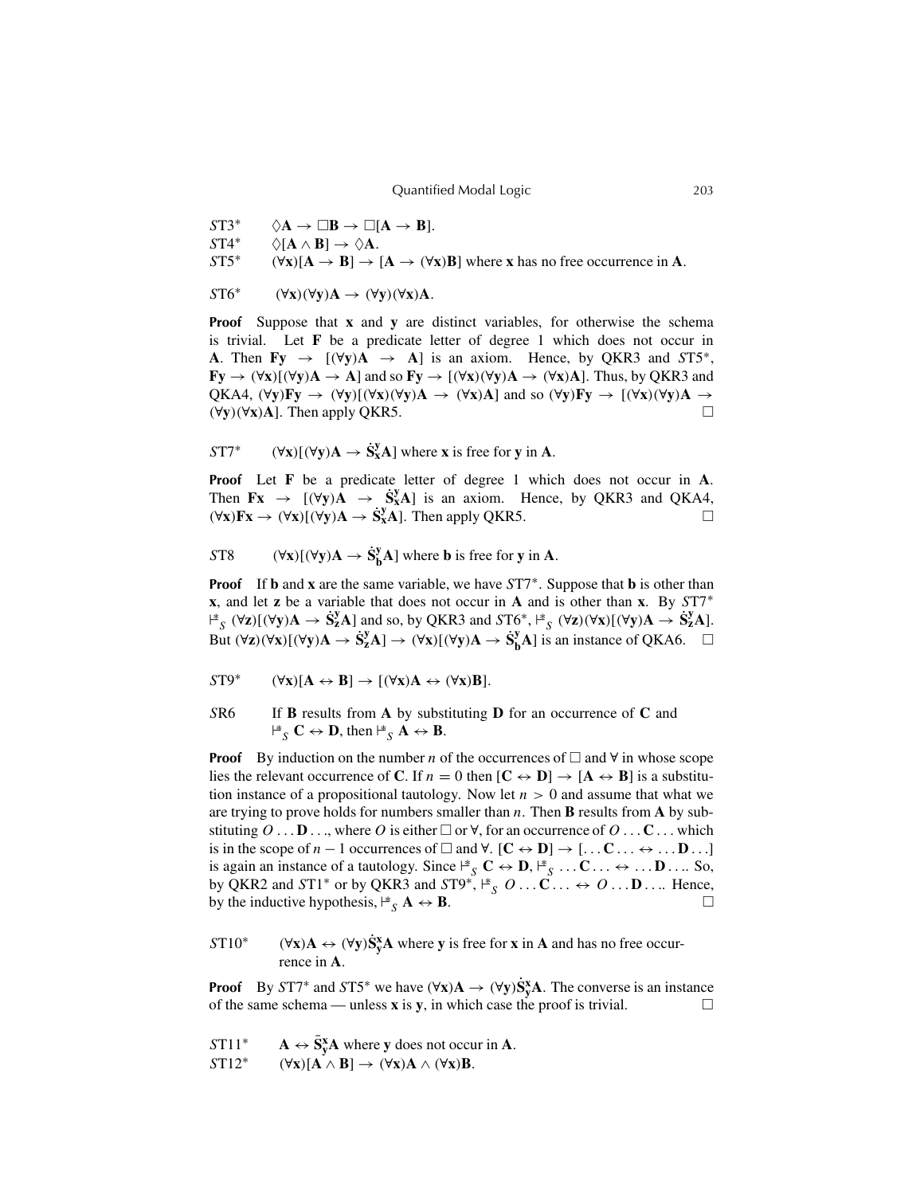*S*T3* $\Diamond\mathbf{A} \rightarrow \Box\mathbf{B} \rightarrow \Box[\mathbf{A} \rightarrow \mathbf{B}]$.

*S*T4* $\Diamond[\mathbf{A} \wedge \mathbf{B}] \rightarrow \Diamond\mathbf{A}$.

*S*T5* $(\forall\mathbf{x})[\mathbf{A} \rightarrow \mathbf{B}] \rightarrow [\mathbf{A} \rightarrow (\forall\mathbf{x})\mathbf{B}]$ where $\mathbf{x}$ has no free occurrence in $\mathbf{A}$.

*S*T6* $(\forall\mathbf{x})(\forall\mathbf{y})\mathbf{A} \rightarrow (\forall\mathbf{y})(\forall\mathbf{x})\mathbf{A}$.

**Proof** Suppose that $\mathbf{x}$ and $\mathbf{y}$ are distinct variables, for otherwise the schema is trivial. Let $\mathbf{F}$ be a predicate letter of degree 1 which does not occur in $\mathbf{A}$. Then $\mathbf{Fy} \rightarrow [(\forall\mathbf{y})\mathbf{A} \rightarrow \mathbf{A}]$ is an axiom. Hence, by QKR3 and *S*T5*, $\mathbf{Fy} \rightarrow (\forall\mathbf{x})[(\forall\mathbf{y})\mathbf{A} \rightarrow \mathbf{A}]$ and so $\mathbf{Fy} \rightarrow [(\forall\mathbf{x})(\forall\mathbf{y})\mathbf{A} \rightarrow (\forall\mathbf{x})\mathbf{A}]$. Thus, by QKR3 and QKA4, $(\forall\mathbf{y})\mathbf{Fy} \rightarrow (\forall\mathbf{y})[(\forall\mathbf{x})(\forall\mathbf{y})\mathbf{A} \rightarrow (\forall\mathbf{x})\mathbf{A}]$ and so $(\forall\mathbf{y})\mathbf{Fy} \rightarrow [(\forall\mathbf{x})(\forall\mathbf{y})\mathbf{A} \rightarrow (\forall\mathbf{y})(\forall\mathbf{x})\mathbf{A}]$. Then apply QKR5. □

*S*T7* $(\forall\mathbf{x})[(\forall\mathbf{y})\mathbf{A} \rightarrow \dot{\mathbf{S}}^{\mathbf{y}}_{\mathbf{x}}\mathbf{A}]$ where $\mathbf{x}$ is free for $\mathbf{y}$ in $\mathbf{A}$.

**Proof** Let $\mathbf{F}$ be a predicate letter of degree 1 which does not occur in $\mathbf{A}$. Then $\mathbf{Fx} \rightarrow [(\forall\mathbf{y})\mathbf{A} \rightarrow \dot{\mathbf{S}}^{\mathbf{y}}_{\mathbf{x}}\mathbf{A}]$ is an axiom. Hence, by QKR3 and QKA4, $(\forall\mathbf{x})\mathbf{Fx} \rightarrow (\forall\mathbf{x})[(\forall\mathbf{y})\mathbf{A} \rightarrow \dot{\mathbf{S}}^{\mathbf{y}}_{\mathbf{x}}\mathbf{A}]$. Then apply QKR5. □

*S*T8 $(\forall\mathbf{x})[(\forall\mathbf{y})\mathbf{A} \rightarrow \dot{\mathbf{S}}^{\mathbf{y}}_{\mathbf{b}}\mathbf{A}]$ where $\mathbf{b}$ is free for $\mathbf{y}$ in $\mathbf{A}$.

**Proof** If $\mathbf{b}$ and $\mathbf{x}$ are the same variable, we have *S*T7*. Suppose that $\mathbf{b}$ is other than $\mathbf{x}$, and let $\mathbf{z}$ be a variable that does not occur in $\mathbf{A}$ and is other than $\mathbf{x}$. By *S*T7* $\models^{*}_{S} (\forall\mathbf{z})[(\forall\mathbf{y})\mathbf{A} \rightarrow \dot{\mathbf{S}}^{\mathbf{y}}_{\mathbf{z}}\mathbf{A}]$ and so, by QKR3 and *S*T6*, $\models^{*}_{S} (\forall\mathbf{z})(\forall\mathbf{x})[(\forall\mathbf{y})\mathbf{A} \rightarrow \dot{\mathbf{S}}^{\mathbf{y}}_{\mathbf{z}}\mathbf{A}]$. But $(\forall\mathbf{z})(\forall\mathbf{x})[(\forall\mathbf{y})\mathbf{A} \rightarrow \dot{\mathbf{S}}^{\mathbf{y}}_{\mathbf{z}}\mathbf{A}] \rightarrow (\forall\mathbf{x})[(\forall\mathbf{y})\mathbf{A} \rightarrow \dot{\mathbf{S}}^{\mathbf{y}}_{\mathbf{b}}\mathbf{A}]$ is an instance of QKA6. □

*S*T9* $(\forall\mathbf{x})[\mathbf{A} \leftrightarrow \mathbf{B}] \rightarrow [(\forall\mathbf{x})\mathbf{A} \leftrightarrow (\forall\mathbf{x})\mathbf{B}]$.

*S*R6 If $\mathbf{B}$ results from $\mathbf{A}$ by substituting $\mathbf{D}$ for an occurrence of $\mathbf{C}$ and $\models^{*}_{S} \mathbf{C} \leftrightarrow \mathbf{D}$, then $\models^{*}_{S} \mathbf{A} \leftrightarrow \mathbf{B}$.

**Proof** By induction on the number $n$ of the occurrences of $\Box$ and $\forall$ in whose scope lies the relevant occurrence of $\mathbf{C}$. If $n = 0$ then $[\mathbf{C} \leftrightarrow \mathbf{D}] \rightarrow [\mathbf{A} \leftrightarrow \mathbf{B}]$ is a substitution instance of a propositional tautology. Now let $n > 0$ and assume that what we are trying to prove holds for numbers smaller than $n$. Then $\mathbf{B}$ results from $\mathbf{A}$ by substituting $O \ldots \mathbf{D} \ldots$, where $O$ is either $\Box$ or $\forall$, for an occurrence of $O \ldots \mathbf{C} \ldots$ which is in the scope of $n - 1$ occurrences of $\Box$ and $\forall$. $[\mathbf{C} \leftrightarrow \mathbf{D}] \rightarrow [\ldots \mathbf{C} \ldots \leftrightarrow \ldots \mathbf{D} \ldots]$ is again an instance of a tautology. Since $\models^{*}_{S} \mathbf{C} \leftrightarrow \mathbf{D}$, $\models^{*}_{S} \ldots \mathbf{C} \ldots \leftrightarrow \ldots \mathbf{D} \ldots$. So, by QKR2 and *S*T1* or by QKR3 and *S*T9*, $\models^{*}_{S} O \ldots \mathbf{C} \ldots \leftrightarrow O \ldots \mathbf{D} \ldots$. Hence, by the inductive hypothesis, $\models^{*}_{S} \mathbf{A} \leftrightarrow \mathbf{B}$. □

*S*T10* $(\forall\mathbf{x})\mathbf{A} \leftrightarrow (\forall\mathbf{y})\dot{\mathbf{S}}^{\mathbf{x}}_{\mathbf{y}}\mathbf{A}$ where $\mathbf{y}$ is free for $\mathbf{x}$ in $\mathbf{A}$ and has no free occurrence in $\mathbf{A}$.

**Proof** By *S*T7* and *S*T5* we have $(\forall\mathbf{x})\mathbf{A} \rightarrow (\forall\mathbf{y})\dot{\mathbf{S}}^{\mathbf{x}}_{\mathbf{y}}\mathbf{A}$. The converse is an instance of the same schema — unless $\mathbf{x}$ is $\mathbf{y}$, in which case the proof is trivial. □

*S*T11* $\mathbf{A} \leftrightarrow \bar{\mathbf{S}}^{\mathbf{x}}_{\mathbf{y}}\mathbf{A}$ where $\mathbf{y}$ does not occur in $\mathbf{A}$.

*S*T12* $(\forall\mathbf{x})[\mathbf{A} \wedge \mathbf{B}] \rightarrow (\forall\mathbf{x})\mathbf{A} \wedge (\forall\mathbf{x})\mathbf{B}$.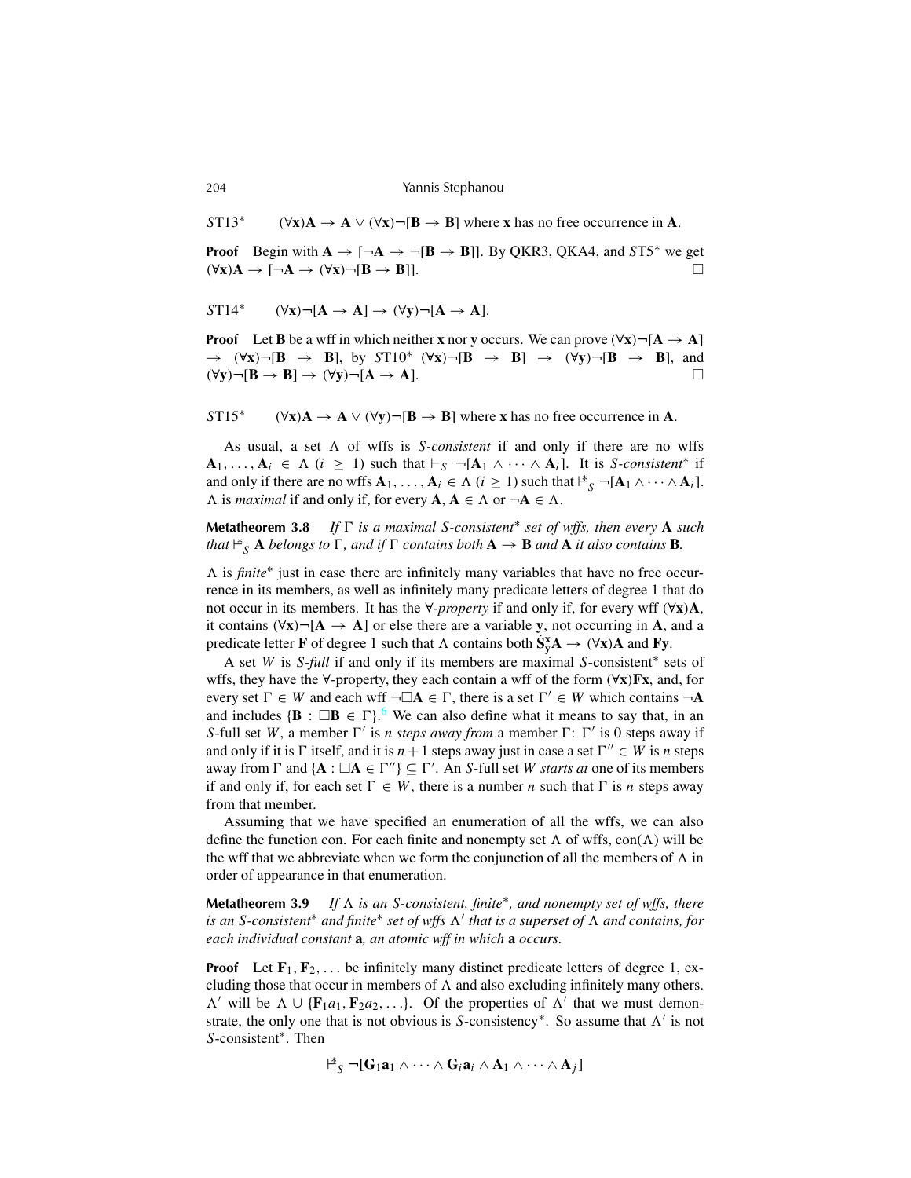*S*T13* $(\forall \mathbf{x})\mathbf{A} \to \mathbf{A} \vee (\forall \mathbf{x})\neg[\mathbf{B} \to \mathbf{B}]$ where $\mathbf{x}$ has no free occurrence in $\mathbf{A}$.

**Proof** Begin with $\mathbf{A} \to [\neg\mathbf{A} \to \neg[\mathbf{B} \to \mathbf{B}]]$. By QKR3, QKA4, and *S*T5* we get $(\forall \mathbf{x})\mathbf{A} \to [\neg\mathbf{A} \to (\forall \mathbf{x})\neg[\mathbf{B} \to \mathbf{B}]]$. □

*S*T14* $(\forall \mathbf{x})\neg[\mathbf{A} \to \mathbf{A}] \to (\forall \mathbf{y})\neg[\mathbf{A} \to \mathbf{A}]$.

**Proof** Let $\mathbf{B}$ be a wff in which neither $\mathbf{x}$ nor $\mathbf{y}$ occurs. We can prove $(\forall \mathbf{x})\neg[\mathbf{A} \to \mathbf{A}] \to (\forall \mathbf{x})\neg[\mathbf{B} \to \mathbf{B}]$, by *S*T10* $(\forall \mathbf{x})\neg[\mathbf{B} \to \mathbf{B}] \to (\forall \mathbf{y})\neg[\mathbf{B} \to \mathbf{B}]$, and $(\forall \mathbf{y})\neg[\mathbf{B} \to \mathbf{B}] \to (\forall \mathbf{y})\neg[\mathbf{A} \to \mathbf{A}]$. □

*S*T15* $(\forall \mathbf{x})\mathbf{A} \to \mathbf{A} \vee (\forall \mathbf{y})\neg[\mathbf{B} \to \mathbf{B}]$ where $\mathbf{x}$ has no free occurrence in $\mathbf{A}$.

As usual, a set $\Lambda$ of wffs is *S-consistent* if and only if there are no wffs $\mathbf{A}_1, \ldots, \mathbf{A}_i \in \Lambda$ $(i \geq 1)$ such that $\vdash_S \neg[\mathbf{A}_1 \wedge \cdots \wedge \mathbf{A}_i]$. It is *S-consistent** if and only if there are no wffs $\mathbf{A}_1, \ldots, \mathbf{A}_i \in \Lambda$ $(i \geq 1)$ such that $\vDash^*_S \neg[\mathbf{A}_1 \wedge \cdots \wedge \mathbf{A}_i]$. $\Lambda$ is *maximal* if and only if, for every $\mathbf{A}$, $\mathbf{A} \in \Lambda$ or $\neg\mathbf{A} \in \Lambda$.

**Metatheorem 3.8** *If $\Gamma$ is a maximal S-consistent* set of wffs, then every $\mathbf{A}$ such that $\vDash^*_S \mathbf{A}$ belongs to $\Gamma$, and if $\Gamma$ contains both $\mathbf{A} \to \mathbf{B}$ and $\mathbf{A}$ it also contains $\mathbf{B}$.*

$\Lambda$ is *finite** just in case there are infinitely many variables that have no free occurrence in its members, as well as infinitely many predicate letters of degree 1 that do not occur in its members. It has the *$\forall$-property* if and only if, for every wff $(\forall \mathbf{x})\mathbf{A}$, it contains $(\forall \mathbf{x})\neg[\mathbf{A} \to \mathbf{A}]$ or else there are a variable $\mathbf{y}$, not occurring in $\mathbf{A}$, and a predicate letter $\mathbf{F}$ of degree 1 such that $\Lambda$ contains both $\dot{\mathbf{S}}^{\mathbf{x}}_{\mathbf{y}}\mathbf{A} \to (\forall \mathbf{x})\mathbf{A}$ and $\mathbf{F}\mathbf{y}$.

A set $W$ is *S-full* if and only if its members are maximal *S*-consistent* sets of wffs, they have the $\forall$-property, they each contain a wff of the form $(\forall \mathbf{x})\mathbf{F}\mathbf{x}$, and, for every set $\Gamma \in W$ and each wff $\neg\Box\mathbf{A} \in \Gamma$, there is a set $\Gamma' \in W$ which contains $\neg\mathbf{A}$ and includes $\{\mathbf{B} : \Box\mathbf{B} \in \Gamma\}$.[6] We can also define what it means to say that, in an *S*-full set $W$, a member $\Gamma'$ is *n steps away from* a member $\Gamma$: $\Gamma'$ is 0 steps away if and only if it is $\Gamma$ itself, and it is $n+1$ steps away just in case a set $\Gamma'' \in W$ is $n$ steps away from $\Gamma$ and $\{\mathbf{A} : \Box\mathbf{A} \in \Gamma''\} \subseteq \Gamma'$. An *S*-full set $W$ *starts at* one of its members if and only if, for each set $\Gamma \in W$, there is a number $n$ such that $\Gamma$ is $n$ steps away from that member.

Assuming that we have specified an enumeration of all the wffs, we can also define the function con. For each finite and nonempty set $\Lambda$ of wffs, $\text{con}(\Lambda)$ will be the wff that we abbreviate when we form the conjunction of all the members of $\Lambda$ in order of appearance in that enumeration.

**Metatheorem 3.9** *If $\Lambda$ is an S-consistent, finite*, and nonempty set of wffs, there is an S-consistent* and finite* set of wffs $\Lambda'$ that is a superset of $\Lambda$ and contains, for each individual constant $\mathbf{a}$, an atomic wff in which $\mathbf{a}$ occurs.*

**Proof** Let $\mathbf{F}_1, \mathbf{F}_2, \ldots$ be infinitely many distinct predicate letters of degree 1, excluding those that occur in members of $\Lambda$ and also excluding infinitely many others. $\Lambda'$ will be $\Lambda \cup \{\mathbf{F}_1 a_1, \mathbf{F}_2 a_2, \ldots\}$. Of the properties of $\Lambda'$ that we must demonstrate, the only one that is not obvious is *S*-consistency*. So assume that $\Lambda'$ is not *S*-consistent*. Then

$$\vDash^*_S \neg[\mathbf{G}_1\mathbf{a}_1 \wedge \cdots \wedge \mathbf{G}_i\mathbf{a}_i \wedge \mathbf{A}_1 \wedge \cdots \wedge \mathbf{A}_j]$$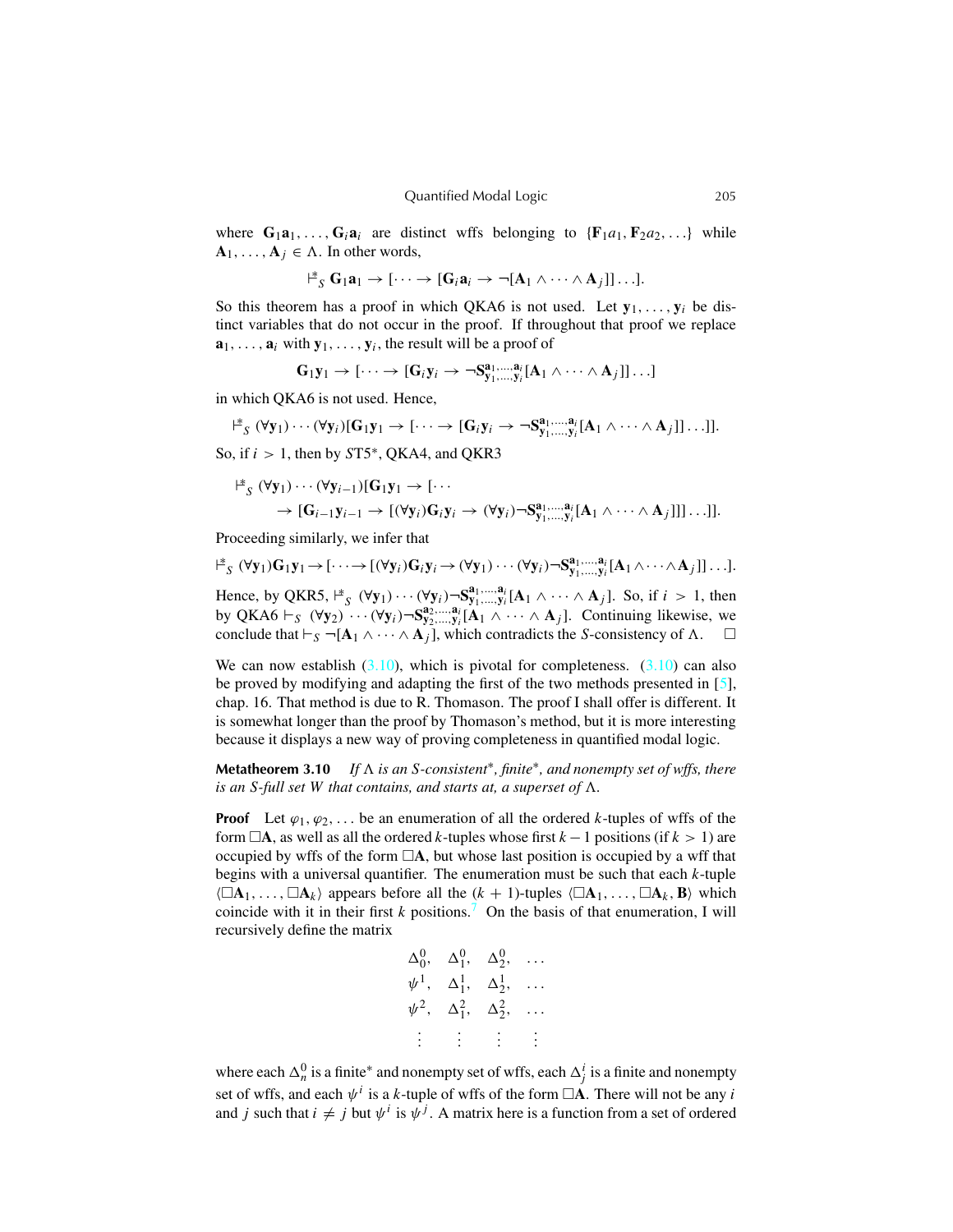where $\mathbf{G}_1\mathbf{a}_1, \ldots, \mathbf{G}_i\mathbf{a}_i$ are distinct wffs belonging to $\{\mathbf{F}_1 a_1, \mathbf{F}_2 a_2, \ldots\}$ while $\mathbf{A}_1, \ldots, \mathbf{A}_j \in \Lambda$. In other words,

$$\vdash^*_S \mathbf{G}_1\mathbf{a}_1 \to [\cdots \to [\mathbf{G}_i\mathbf{a}_i \to \neg[\mathbf{A}_1 \wedge \cdots \wedge \mathbf{A}_j]] \ldots].$$

So this theorem has a proof in which QKA6 is not used. Let $\mathbf{y}_1, \ldots, \mathbf{y}_i$ be distinct variables that do not occur in the proof. If throughout that proof we replace $\mathbf{a}_1, \ldots, \mathbf{a}_i$ with $\mathbf{y}_1, \ldots, \mathbf{y}_i$, the result will be a proof of

$$\mathbf{G}_1\mathbf{y}_1 \to [\cdots \to [\mathbf{G}_i\mathbf{y}_i \to \neg\mathbf{S}^{\mathbf{a}_1,\ldots,\mathbf{a}_i}_{\mathbf{y}_1,\ldots,\mathbf{y}_i}[\mathbf{A}_1 \wedge \cdots \wedge \mathbf{A}_j]] \ldots]$$

in which QKA6 is not used. Hence,

$$\vdash^*_S (\forall\mathbf{y}_1)\cdots(\forall\mathbf{y}_i)[\mathbf{G}_1\mathbf{y}_1 \to [\cdots \to [\mathbf{G}_i\mathbf{y}_i \to \neg\mathbf{S}^{\mathbf{a}_1,\ldots,\mathbf{a}_i}_{\mathbf{y}_1,\ldots,\mathbf{y}_i}[\mathbf{A}_1 \wedge \cdots \wedge \mathbf{A}_j]] \ldots]].$$

So, if $i > 1$, then by $S$T5*, QKA4, and QKR3

$$\begin{aligned}&\vdash^*_S (\forall\mathbf{y}_1)\cdots(\forall\mathbf{y}_{i-1})[\mathbf{G}_1\mathbf{y}_1 \to [\cdots \\ &\quad \to [\mathbf{G}_{i-1}\mathbf{y}_{i-1} \to [(\forall\mathbf{y}_i)\mathbf{G}_i\mathbf{y}_i \to (\forall\mathbf{y}_i)\neg\mathbf{S}^{\mathbf{a}_1,\ldots,\mathbf{a}_i}_{\mathbf{y}_1,\ldots,\mathbf{y}_i}[\mathbf{A}_1 \wedge \cdots \wedge \mathbf{A}_j]]] \ldots]].\end{aligned}$$

Proceeding similarly, we infer that

$$\vdash^*_S (\forall\mathbf{y}_1)\mathbf{G}_1\mathbf{y}_1 \to [\cdots \to [(\forall\mathbf{y}_i)\mathbf{G}_i\mathbf{y}_i \to (\forall\mathbf{y}_1)\cdots(\forall\mathbf{y}_i)\neg\mathbf{S}^{\mathbf{a}_1,\ldots,\mathbf{a}_i}_{\mathbf{y}_1,\ldots,\mathbf{y}_i}[\mathbf{A}_1 \wedge \cdots \wedge \mathbf{A}_j]] \ldots].$$

Hence, by QKR5, $\vdash^*_S (\forall\mathbf{y}_1)\cdots(\forall\mathbf{y}_i)\neg\mathbf{S}^{\mathbf{a}_1,\ldots,\mathbf{a}_i}_{\mathbf{y}_1,\ldots,\mathbf{y}_i}[\mathbf{A}_1 \wedge \cdots \wedge \mathbf{A}_j]$. So, if $i > 1$, then by QKA6 $\vdash_S (\forall\mathbf{y}_2)\cdots(\forall\mathbf{y}_i)\neg\mathbf{S}^{\mathbf{a}_2,\ldots,\mathbf{a}_i}_{\mathbf{y}_2,\ldots,\mathbf{y}_i}[\mathbf{A}_1 \wedge \cdots \wedge \mathbf{A}_j]$. Continuing likewise, we conclude that $\vdash_S \neg[\mathbf{A}_1 \wedge \cdots \wedge \mathbf{A}_j]$, which contradicts the $S$-consistency of $\Lambda$. □

We can now establish (3.10), which is pivotal for completeness. (3.10) can also be proved by modifying and adapting the first of the two methods presented in [5], chap. 16. That method is due to R. Thomason. The proof I shall offer is different. It is somewhat longer than the proof by Thomason's method, but it is more interesting because it displays a new way of proving completeness in quantified modal logic.

**Metatheorem 3.10** *If $\Lambda$ is an $S$-consistent\*, finite\*, and nonempty set of wffs, there is an $S$-full set $W$ that contains, and starts at, a superset of $\Lambda$.*

**Proof** Let $\varphi_1, \varphi_2, \ldots$ be an enumeration of all the ordered $k$-tuples of wffs of the form $\Box\mathbf{A}$, as well as all the ordered $k$-tuples whose first $k-1$ positions (if $k > 1$) are occupied by wffs of the form $\Box\mathbf{A}$, but whose last position is occupied by a wff that begins with a universal quantifier. The enumeration must be such that each $k$-tuple $\langle\Box\mathbf{A}_1, \ldots, \Box\mathbf{A}_k\rangle$ appears before all the $(k+1)$-tuples $\langle\Box\mathbf{A}_1, \ldots, \Box\mathbf{A}_k, \mathbf{B}\rangle$ which coincide with it in their first $k$ positions.[7] On the basis of that enumeration, I will recursively define the matrix

$$\begin{array}{cccc}\Delta^0_0, & \Delta^0_1, & \Delta^0_2, & \ldots \\ \psi^1, & \Delta^1_1, & \Delta^1_2, & \ldots \\ \psi^2, & \Delta^2_1, & \Delta^2_2, & \ldots \\ \vdots & \vdots & \vdots & \vdots\end{array}$$

where each $\Delta^0_n$ is a finite* and nonempty set of wffs, each $\Delta^i_j$ is a finite and nonempty set of wffs, and each $\psi^i$ is a $k$-tuple of wffs of the form $\Box\mathbf{A}$. There will not be any $i$ and $j$ such that $i \neq j$ but $\psi^i$ is $\psi^j$. A matrix here is a function from a set of ordered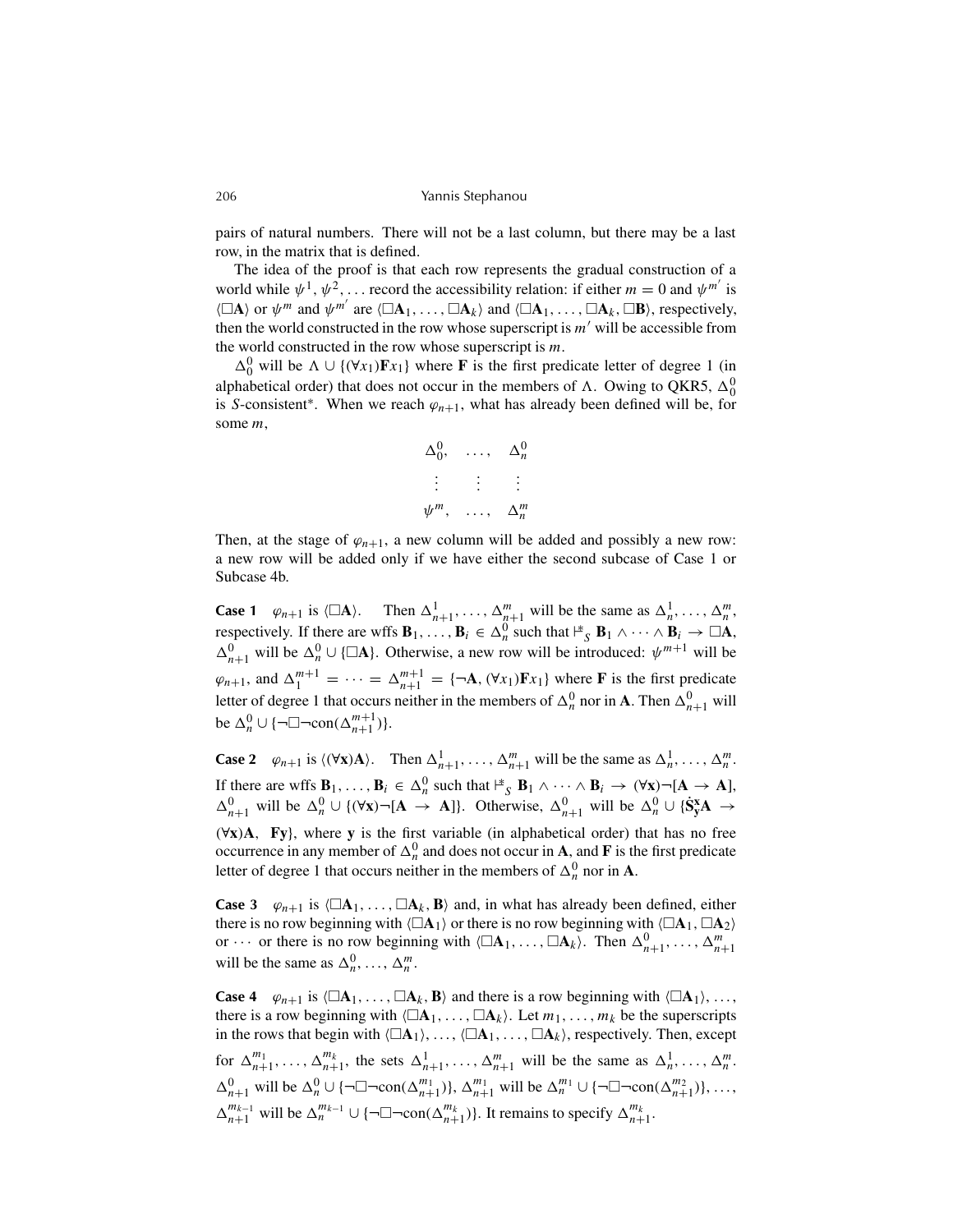pairs of natural numbers. There will not be a last column, but there may be a last row, in the matrix that is defined.

The idea of the proof is that each row represents the gradual construction of a world while $\psi^1, \psi^2, \ldots$ record the accessibility relation: if either $m = 0$ and $\psi^{m'}$ is $\langle \Box \mathbf{A} \rangle$ or $\psi^m$ and $\psi^{m'}$ are $\langle \Box \mathbf{A}_1, \ldots, \Box \mathbf{A}_k \rangle$ and $\langle \Box \mathbf{A}_1, \ldots, \Box \mathbf{A}_k, \Box \mathbf{B} \rangle$, respectively, then the world constructed in the row whose superscript is $m'$ will be accessible from the world constructed in the row whose superscript is $m$.

$\Delta_0^0$ will be $\Lambda \cup \{(\forall x_1)\mathbf{F}x_1\}$ where $\mathbf{F}$ is the first predicate letter of degree 1 (in alphabetical order) that does not occur in the members of $\Lambda$. Owing to QKR5, $\Delta_0^0$ is $S$-consistent*. When we reach $\varphi_{n+1}$, what has already been defined will be, for some $m$,

$$\begin{array}{ccc} \Delta_0^0, & \ldots, & \Delta_n^0 \\ \vdots & \vdots & \vdots \\ \psi^m, & \ldots, & \Delta_n^m \end{array}$$

Then, at the stage of $\varphi_{n+1}$, a new column will be added and possibly a new row: a new row will be added only if we have either the second subcase of Case 1 or Subcase 4b.

**Case 1** $\varphi_{n+1}$ is $\langle \Box \mathbf{A} \rangle$. Then $\Delta_{n+1}^1, \ldots, \Delta_{n+1}^m$ will be the same as $\Delta_n^1, \ldots, \Delta_n^m$, respectively. If there are wffs $\mathbf{B}_1, \ldots, \mathbf{B}_i \in \Delta_n^0$ such that $\vDash^*_S \mathbf{B}_1 \wedge \cdots \wedge \mathbf{B}_i \rightarrow \Box \mathbf{A}$, $\Delta_{n+1}^0$ will be $\Delta_n^0 \cup \{\Box \mathbf{A}\}$. Otherwise, a new row will be introduced: $\psi^{m+1}$ will be $\varphi_{n+1}$, and $\Delta_1^{m+1} = \cdots = \Delta_{n+1}^{m+1} = \{\neg \mathbf{A}, (\forall x_1)\mathbf{F}x_1\}$ where $\mathbf{F}$ is the first predicate letter of degree 1 that occurs neither in the members of $\Delta_n^0$ nor in $\mathbf{A}$. Then $\Delta_{n+1}^0$ will be $\Delta_n^0 \cup \{\neg\Box\neg\text{con}(\Delta_{n+1}^{m+1})\}$.

**Case 2** $\varphi_{n+1}$ is $\langle (\forall \mathbf{x})\mathbf{A} \rangle$. Then $\Delta_{n+1}^1, \ldots, \Delta_{n+1}^m$ will be the same as $\Delta_n^1, \ldots, \Delta_n^m$. If there are wffs $\mathbf{B}_1, \ldots, \mathbf{B}_i \in \Delta_n^0$ such that $\vDash^*_S \mathbf{B}_1 \wedge \cdots \wedge \mathbf{B}_i \rightarrow (\forall \mathbf{x})\neg[\mathbf{A} \rightarrow \mathbf{A}]$, $\Delta_{n+1}^0$ will be $\Delta_n^0 \cup \{(\forall \mathbf{x})\neg[\mathbf{A} \rightarrow \mathbf{A}]\}$. Otherwise, $\Delta_{n+1}^0$ will be $\Delta_n^0 \cup \{\dot{\mathbf{S}}^{\mathbf{x}}_{\mathbf{y}}\mathbf{A} \rightarrow (\forall \mathbf{x})\mathbf{A}, \ \mathbf{F}\mathbf{y}\}$, where $\mathbf{y}$ is the first variable (in alphabetical order) that has no free occurrence in any member of $\Delta_n^0$ and does not occur in $\mathbf{A}$, and $\mathbf{F}$ is the first predicate letter of degree 1 that occurs neither in the members of $\Delta_n^0$ nor in $\mathbf{A}$.

**Case 3** $\varphi_{n+1}$ is $\langle \Box \mathbf{A}_1, \ldots, \Box \mathbf{A}_k, \mathbf{B} \rangle$ and, in what has already been defined, either there is no row beginning with $\langle \Box \mathbf{A}_1 \rangle$ or there is no row beginning with $\langle \Box \mathbf{A}_1, \Box \mathbf{A}_2 \rangle$ or $\cdots$ or there is no row beginning with $\langle \Box \mathbf{A}_1, \ldots, \Box \mathbf{A}_k \rangle$. Then $\Delta_{n+1}^0, \ldots, \Delta_{n+1}^m$ will be the same as $\Delta_n^0, \ldots, \Delta_n^m$.

**Case 4** $\varphi_{n+1}$ is $\langle \Box \mathbf{A}_1, \ldots, \Box \mathbf{A}_k, \mathbf{B} \rangle$ and there is a row beginning with $\langle \Box \mathbf{A}_1 \rangle, \ldots,$ there is a row beginning with $\langle \Box \mathbf{A}_1, \ldots, \Box \mathbf{A}_k \rangle$. Let $m_1, \ldots, m_k$ be the superscripts in the rows that begin with $\langle \Box \mathbf{A}_1 \rangle, \ldots, \langle \Box \mathbf{A}_1, \ldots, \Box \mathbf{A}_k \rangle$, respectively. Then, except for $\Delta_{n+1}^{m_1}, \ldots, \Delta_{n+1}^{m_k}$, the sets $\Delta_{n+1}^1, \ldots, \Delta_{n+1}^m$ will be the same as $\Delta_n^1, \ldots, \Delta_n^m$. $\Delta_{n+1}^0$ will be $\Delta_n^0 \cup \{\neg\Box\neg\text{con}(\Delta_{n+1}^{m_1})\}$, $\Delta_{n+1}^{m_1}$ will be $\Delta_n^{m_1} \cup \{\neg\Box\neg\text{con}(\Delta_{n+1}^{m_2})\}, \ldots,$ $\Delta_{n+1}^{m_{k-1}}$ will be $\Delta_n^{m_{k-1}} \cup \{\neg\Box\neg\text{con}(\Delta_{n+1}^{m_k})\}$. It remains to specify $\Delta_{n+1}^{m_k}$.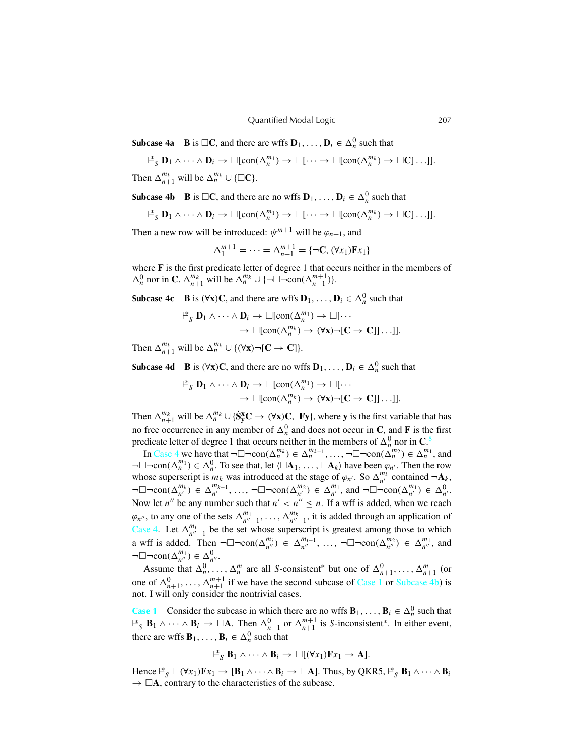**Subcase 4a** **B** is $\Box$**C**, and there are wffs $\mathbf{D}_1, \ldots, \mathbf{D}_i \in \Delta_n^0$ such that

$$\vDash_S^* \mathbf{D}_1 \wedge \cdots \wedge \mathbf{D}_i \rightarrow \Box[\text{con}(\Delta_n^{m_1}) \rightarrow \Box[\cdots \rightarrow \Box[\text{con}(\Delta_n^{m_k}) \rightarrow \Box\mathbf{C}]\ldots]].$$

Then $\Delta_{n+1}^{m_k}$ will be $\Delta_n^{m_k} \cup \{\Box\mathbf{C}\}$.

**Subcase 4b** **B** is $\Box$**C**, and there are no wffs $\mathbf{D}_1, \ldots, \mathbf{D}_i \in \Delta_n^0$ such that

$$\vDash_S^* \mathbf{D}_1 \wedge \cdots \wedge \mathbf{D}_i \rightarrow \Box[\text{con}(\Delta_n^{m_1}) \rightarrow \Box[\cdots \rightarrow \Box[\text{con}(\Delta_n^{m_k}) \rightarrow \Box\mathbf{C}]\ldots]].$$

Then a new row will be introduced: $\psi^{m+1}$ will be $\varphi_{n+1}$, and

$$\Delta_1^{m+1} = \cdots = \Delta_{n+1}^{m+1} = \{\neg\mathbf{C}, (\forall x_1)\mathbf{F}x_1\}$$

where **F** is the first predicate letter of degree 1 that occurs neither in the members of $\Delta_n^0$ nor in **C**. $\Delta_{n+1}^{m_k}$ will be $\Delta_n^{m_k} \cup \{\neg\Box\neg\text{con}(\Delta_{n+1}^{m+1})\}$.

**Subcase 4c** **B** is $(\forall\mathbf{x})\mathbf{C}$, and there are wffs $\mathbf{D}_1, \ldots, \mathbf{D}_i \in \Delta_n^0$ such that

$$\vDash_S^* \mathbf{D}_1 \wedge \cdots \wedge \mathbf{D}_i \rightarrow \Box[\text{con}(\Delta_n^{m_1}) \rightarrow \Box[\cdots \rightarrow \Box[\text{con}(\Delta_n^{m_k}) \rightarrow (\forall\mathbf{x})\neg[\mathbf{C} \rightarrow \mathbf{C}]]\ldots]].$$

Then $\Delta_{n+1}^{m_k}$ will be $\Delta_n^{m_k} \cup \{(\forall\mathbf{x})\neg[\mathbf{C} \rightarrow \mathbf{C}]\}$.

**Subcase 4d** **B** is $(\forall\mathbf{x})\mathbf{C}$, and there are no wffs $\mathbf{D}_1, \ldots, \mathbf{D}_i \in \Delta_n^0$ such that

$$\vDash_S^* \mathbf{D}_1 \wedge \cdots \wedge \mathbf{D}_i \rightarrow \Box[\text{con}(\Delta_n^{m_1}) \rightarrow \Box[\cdots \rightarrow \Box[\text{con}(\Delta_n^{m_k}) \rightarrow (\forall\mathbf{x})\neg[\mathbf{C} \rightarrow \mathbf{C}]]\ldots]].$$

Then $\Delta_{n+1}^{m_k}$ will be $\Delta_n^{m_k} \cup \{\dot{\mathbf{S}}_{\mathbf{y}}^{\mathbf{x}}\mathbf{C} \rightarrow (\forall\mathbf{x})\mathbf{C},\ \mathbf{F}\mathbf{y}\}$, where **y** is the first variable that has no free occurrence in any member of $\Delta_n^0$ and does not occur in **C**, and **F** is the first predicate letter of degree 1 that occurs neither in the members of $\Delta_n^0$ nor in **C**.[8]

In Case 4 we have that $\neg\Box\neg\text{con}(\Delta_n^{m_k}) \in \Delta_n^{m_{k-1}}, \ldots, \neg\Box\neg\text{con}(\Delta_n^{m_2}) \in \Delta_n^{m_1}$, and $\neg\Box\neg\text{con}(\Delta_n^{m_1}) \in \Delta_n^0$. To see that, let $\langle\Box\mathbf{A}_1, \ldots, \Box\mathbf{A}_k\rangle$ have been $\varphi_{n'}$. Then the row whose superscript is $m_k$ was introduced at the stage of $\varphi_{n'}$. So $\Delta_{n'}^{m_k}$ contained $\neg\mathbf{A}_k$, $\neg\Box\neg\text{con}(\Delta_{n'}^{m_k}) \in \Delta_{n'}^{m_{k-1}}, \ldots, \neg\Box\neg\text{con}(\Delta_{n'}^{m_2}) \in \Delta_{n'}^{m_1}$, and $\neg\Box\neg\text{con}(\Delta_{n'}^{m_1}) \in \Delta_{n'}^0$. Now let $n''$ be any number such that $n' < n'' \leq n$. If a wff is added, when we reach $\varphi_{n''}$, to any one of the sets $\Delta_{n''-1}^{m_1}, \ldots, \Delta_{n''-1}^{m_k}$, it is added through an application of Case 4. Let $\Delta_{n''-1}^{m_i}$ be the set whose superscript is greatest among those to which a wff is added. Then $\neg\Box\neg\text{con}(\Delta_{n''}^{m_i}) \in \Delta_{n''}^{m_{i-1}}, \ldots, \neg\Box\neg\text{con}(\Delta_{n''}^{m_2}) \in \Delta_{n''}^{m_1}$, and $\neg\Box\neg\text{con}(\Delta_{n''}^{m_1}) \in \Delta_{n''}^0$.

Assume that $\Delta_n^0, \ldots, \Delta_n^m$ are all $S$-consistent* but one of $\Delta_{n+1}^0, \ldots, \Delta_{n+1}^m$ (or one of $\Delta_{n+1}^0, \ldots, \Delta_{n+1}^{m+1}$ if we have the second subcase of Case 1 or Subcase 4b) is not. I will only consider the nontrivial cases.

**Case 1** Consider the subcase in which there are no wffs $\mathbf{B}_1, \ldots, \mathbf{B}_i \in \Delta_n^0$ such that $\vDash_S^* \mathbf{B}_1 \wedge \cdots \wedge \mathbf{B}_i \rightarrow \Box\mathbf{A}$. Then $\Delta_{n+1}^0$ or $\Delta_{n+1}^{m+1}$ is $S$-inconsistent*. In either event, there are wffs $\mathbf{B}_1, \ldots, \mathbf{B}_i \in \Delta_n^0$ such that

$$\vDash_S^* \mathbf{B}_1 \wedge \cdots \wedge \mathbf{B}_i \rightarrow \Box[(\forall x_1)\mathbf{F}x_1 \rightarrow \mathbf{A}].$$

Hence $\vDash_S^* \Box(\forall x_1)\mathbf{F}x_1 \rightarrow [\mathbf{B}_1 \wedge \cdots \wedge \mathbf{B}_i \rightarrow \Box\mathbf{A}]$. Thus, by QKR5, $\vDash_S^* \mathbf{B}_1 \wedge \cdots \wedge \mathbf{B}_i \rightarrow \Box\mathbf{A}$, contrary to the characteristics of the subcase.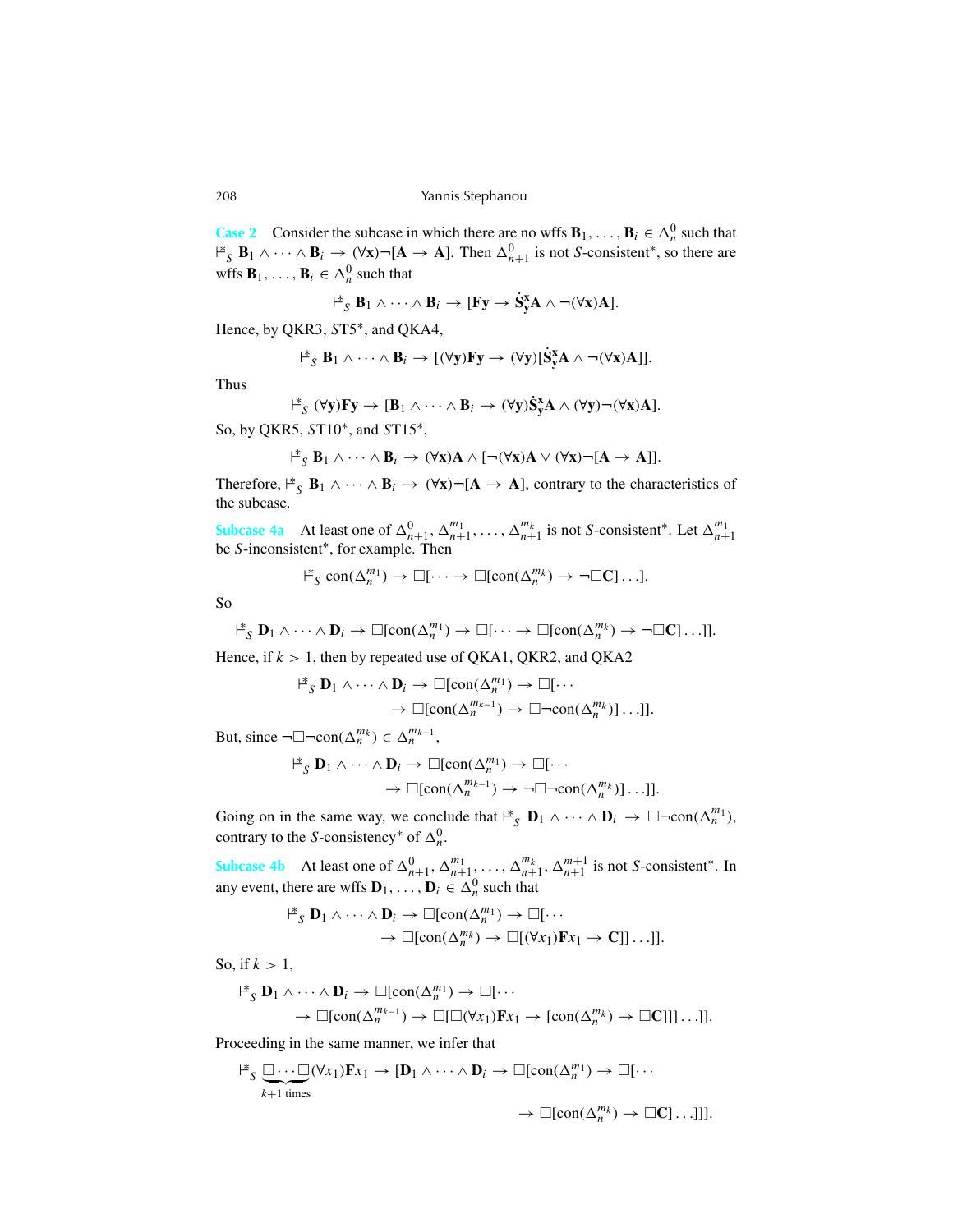**Case 2** Consider the subcase in which there are no wffs $\mathbf{B}_1, \ldots, \mathbf{B}_i \in \Delta_n^0$ such that $\vDash_S^* \mathbf{B}_1 \wedge \cdots \wedge \mathbf{B}_i \rightarrow (\forall \mathbf{x})\neg[\mathbf{A} \rightarrow \mathbf{A}]$. Then $\Delta_{n+1}^0$ is not $S$-consistent*, so there are wffs $\mathbf{B}_1, \ldots, \mathbf{B}_i \in \Delta_n^0$ such that

$$\vDash_S^* \mathbf{B}_1 \wedge \cdots \wedge \mathbf{B}_i \rightarrow [\mathbf{Fy} \rightarrow \dot{\mathbf{S}}_\mathbf{y}^\mathbf{x}\mathbf{A} \wedge \neg(\forall \mathbf{x})\mathbf{A}].$$

Hence, by QKR3, $ST5^*$, and QKA4,

$$\vDash_S^* \mathbf{B}_1 \wedge \cdots \wedge \mathbf{B}_i \rightarrow [(\forall \mathbf{y})\mathbf{Fy} \rightarrow (\forall \mathbf{y})[\dot{\mathbf{S}}_\mathbf{y}^\mathbf{x}\mathbf{A} \wedge \neg(\forall \mathbf{x})\mathbf{A}]].$$

Thus

$$\vDash_S^* (\forall \mathbf{y})\mathbf{Fy} \rightarrow [\mathbf{B}_1 \wedge \cdots \wedge \mathbf{B}_i \rightarrow (\forall \mathbf{y})\dot{\mathbf{S}}_\mathbf{y}^\mathbf{x}\mathbf{A} \wedge (\forall \mathbf{y})\neg(\forall \mathbf{x})\mathbf{A}].$$

So, by QKR5, $ST10^*$, and $ST15^*$,

$$\vDash_S^* \mathbf{B}_1 \wedge \cdots \wedge \mathbf{B}_i \rightarrow (\forall \mathbf{x})\mathbf{A} \wedge [\neg(\forall \mathbf{x})\mathbf{A} \vee (\forall \mathbf{x})\neg[\mathbf{A} \rightarrow \mathbf{A}]].$$

Therefore, $\vDash_S^* \mathbf{B}_1 \wedge \cdots \wedge \mathbf{B}_i \rightarrow (\forall \mathbf{x})\neg[\mathbf{A} \rightarrow \mathbf{A}]$, contrary to the characteristics of the subcase.

**Subcase 4a** At least one of $\Delta_{n+1}^0, \Delta_{n+1}^{m_1}, \ldots, \Delta_{n+1}^{m_k}$ is not $S$-consistent*. Let $\Delta_{n+1}^{m_1}$ be $S$-inconsistent*, for example. Then

$$\vDash_S^* \mathrm{con}(\Delta_n^{m_1}) \rightarrow \Box[\cdots \rightarrow \Box[\mathrm{con}(\Delta_n^{m_k}) \rightarrow \neg\Box\mathbf{C}]\ldots].$$

So

$$\vDash_S^* \mathbf{D}_1 \wedge \cdots \wedge \mathbf{D}_i \rightarrow \Box[\mathrm{con}(\Delta_n^{m_1}) \rightarrow \Box[\cdots \rightarrow \Box[\mathrm{con}(\Delta_n^{m_k}) \rightarrow \neg\Box\mathbf{C}]\ldots]].$$

Hence, if $k > 1$, then by repeated use of QKA1, QKR2, and QKA2

$$\begin{aligned}\vDash_S^* \mathbf{D}_1 \wedge \cdots \wedge \mathbf{D}_i \rightarrow \Box[\mathrm{con}(\Delta_n^{m_1}) \rightarrow \Box[\cdots \\ \rightarrow \Box[\mathrm{con}(\Delta_n^{m_{k-1}}) \rightarrow \Box\neg\mathrm{con}(\Delta_n^{m_k})]\ldots]].\end{aligned}$$

But, since $\neg\Box\neg\mathrm{con}(\Delta_n^{m_k}) \in \Delta_n^{m_{k-1}}$,

$$\begin{aligned}\vDash_S^* \mathbf{D}_1 \wedge \cdots \wedge \mathbf{D}_i \rightarrow \Box[\mathrm{con}(\Delta_n^{m_1}) \rightarrow \Box[\cdots \\ \rightarrow \Box[\mathrm{con}(\Delta_n^{m_{k-1}}) \rightarrow \neg\Box\neg\mathrm{con}(\Delta_n^{m_k})]\ldots]].\end{aligned}$$

Going on in the same way, we conclude that $\vDash_S^* \mathbf{D}_1 \wedge \cdots \wedge \mathbf{D}_i \rightarrow \Box\neg\mathrm{con}(\Delta_n^{m_1})$, contrary to the $S$-consistency* of $\Delta_n^0$.

**Subcase 4b** At least one of $\Delta_{n+1}^0, \Delta_{n+1}^{m_1}, \ldots, \Delta_{n+1}^{m_k}, \Delta_{n+1}^{m+1}$ is not $S$-consistent*. In any event, there are wffs $\mathbf{D}_1, \ldots, \mathbf{D}_i \in \Delta_n^0$ such that

$$\begin{aligned}\vDash_S^* \mathbf{D}_1 \wedge \cdots \wedge \mathbf{D}_i \rightarrow \Box[\mathrm{con}(\Delta_n^{m_1}) \rightarrow \Box[\cdots \\ \rightarrow \Box[\mathrm{con}(\Delta_n^{m_k}) \rightarrow \Box[(\forall x_1)\mathbf{F}x_1 \rightarrow \mathbf{C}]]\ldots]].\end{aligned}$$

So, if $k > 1$,

$$\begin{aligned}\vDash_S^* \mathbf{D}_1 \wedge \cdots \wedge \mathbf{D}_i \rightarrow \Box[\mathrm{con}(\Delta_n^{m_1}) \rightarrow \Box[\cdots \\ \rightarrow \Box[\mathrm{con}(\Delta_n^{m_{k-1}}) \rightarrow \Box[\Box(\forall x_1)\mathbf{F}x_1 \rightarrow [\mathrm{con}(\Delta_n^{m_k}) \rightarrow \Box\mathbf{C}]]]\ldots]].\end{aligned}$$

Proceeding in the same manner, we infer that

$$\begin{aligned}\vDash_S^* \underbrace{\Box\cdots\Box}_{k+1 \text{ times}}(\forall x_1)\mathbf{F}x_1 \rightarrow [\mathbf{D}_1 \wedge \cdots \wedge \mathbf{D}_i \rightarrow \Box[\mathrm{con}(\Delta_n^{m_1}) \rightarrow \Box[\cdots \\ \rightarrow \Box[\mathrm{con}(\Delta_n^{m_k}) \rightarrow \Box\mathbf{C}]\ldots]]].\end{aligned}$$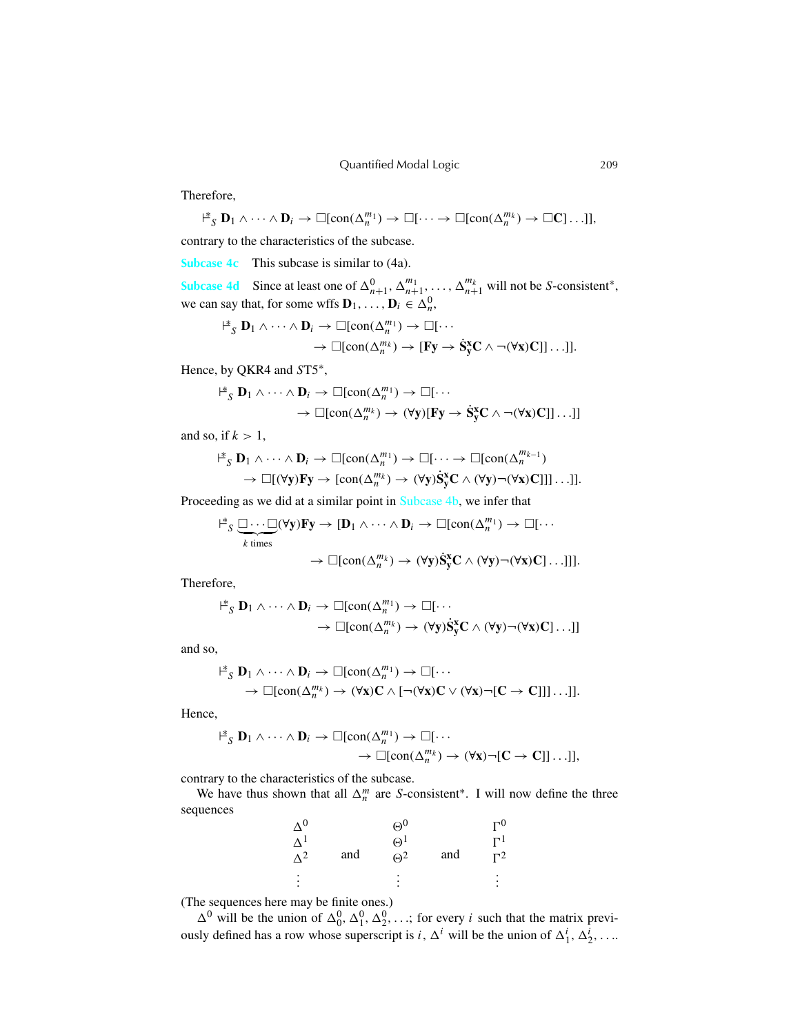Therefore,

$$\vDash^*_S \mathbf{D}_1 \wedge \cdots \wedge \mathbf{D}_i \rightarrow \Box[\mathrm{con}(\Delta_n^{m_1}) \rightarrow \Box[\cdots \rightarrow \Box[\mathrm{con}(\Delta_n^{m_k}) \rightarrow \Box\mathbf{C}]\ldots]],$$

contrary to the characteristics of the subcase.

**Subcase 4c** This subcase is similar to (4a).

**Subcase 4d** Since at least one of $\Delta_{n+1}^0, \Delta_{n+1}^{m_1}, \ldots, \Delta_{n+1}^{m_k}$ will not be $S$-consistent*, we can say that, for some wffs $\mathbf{D}_1, \ldots, \mathbf{D}_i \in \Delta_n^0$,

$$\vDash^*_S \mathbf{D}_1 \wedge \cdots \wedge \mathbf{D}_i \rightarrow \Box[\mathrm{con}(\Delta_n^{m_1}) \rightarrow \Box[\cdots \rightarrow \Box[\mathrm{con}(\Delta_n^{m_k}) \rightarrow [\mathbf{Fy} \rightarrow \dot{\mathbf{S}}^{\mathbf{x}}_{\mathbf{y}}\mathbf{C} \wedge \neg(\forall\mathbf{x})\mathbf{C}]]\ldots]].$$

Hence, by QKR4 and $S$T5*,

$$\vDash^*_S \mathbf{D}_1 \wedge \cdots \wedge \mathbf{D}_i \rightarrow \Box[\mathrm{con}(\Delta_n^{m_1}) \rightarrow \Box[\cdots \rightarrow \Box[\mathrm{con}(\Delta_n^{m_k}) \rightarrow (\forall\mathbf{y})[\mathbf{Fy} \rightarrow \dot{\mathbf{S}}^{\mathbf{x}}_{\mathbf{y}}\mathbf{C} \wedge \neg(\forall\mathbf{x})\mathbf{C}]]\ldots]]$$

and so, if $k > 1$,

$$\vDash^*_S \mathbf{D}_1 \wedge \cdots \wedge \mathbf{D}_i \rightarrow \Box[\mathrm{con}(\Delta_n^{m_1}) \rightarrow \Box[\cdots \rightarrow \Box[\mathrm{con}(\Delta_n^{m_{k-1}}) \rightarrow \Box[(\forall\mathbf{y})\mathbf{Fy} \rightarrow [\mathrm{con}(\Delta_n^{m_k}) \rightarrow (\forall\mathbf{y})\dot{\mathbf{S}}^{\mathbf{x}}_{\mathbf{y}}\mathbf{C} \wedge (\forall\mathbf{y})\neg(\forall\mathbf{x})\mathbf{C}]]]\ldots]].$$

Proceeding as we did at a similar point in Subcase 4b, we infer that

$$\vDash^*_S \underbrace{\Box\cdots\Box}_{k \text{ times}}(\forall\mathbf{y})\mathbf{Fy} \rightarrow [\mathbf{D}_1 \wedge \cdots \wedge \mathbf{D}_i \rightarrow \Box[\mathrm{con}(\Delta_n^{m_1}) \rightarrow \Box[\cdots \rightarrow \Box[\mathrm{con}(\Delta_n^{m_k}) \rightarrow (\forall\mathbf{y})\dot{\mathbf{S}}^{\mathbf{x}}_{\mathbf{y}}\mathbf{C} \wedge (\forall\mathbf{y})\neg(\forall\mathbf{x})\mathbf{C}]\ldots]]].$$

Therefore,

$$\vDash^*_S \mathbf{D}_1 \wedge \cdots \wedge \mathbf{D}_i \rightarrow \Box[\mathrm{con}(\Delta_n^{m_1}) \rightarrow \Box[\cdots \rightarrow \Box[\mathrm{con}(\Delta_n^{m_k}) \rightarrow (\forall\mathbf{y})\dot{\mathbf{S}}^{\mathbf{x}}_{\mathbf{y}}\mathbf{C} \wedge (\forall\mathbf{y})\neg(\forall\mathbf{x})\mathbf{C}]\ldots]]$$

and so,

$$\vDash^*_S \mathbf{D}_1 \wedge \cdots \wedge \mathbf{D}_i \rightarrow \Box[\mathrm{con}(\Delta_n^{m_1}) \rightarrow \Box[\cdots \rightarrow \Box[\mathrm{con}(\Delta_n^{m_k}) \rightarrow (\forall\mathbf{x})\mathbf{C} \wedge [\neg(\forall\mathbf{x})\mathbf{C} \vee (\forall\mathbf{x})\neg[\mathbf{C} \rightarrow \mathbf{C}]]]\ldots]].$$

Hence,

$$\vDash^*_S \mathbf{D}_1 \wedge \cdots \wedge \mathbf{D}_i \rightarrow \Box[\mathrm{con}(\Delta_n^{m_1}) \rightarrow \Box[\cdots \rightarrow \Box[\mathrm{con}(\Delta_n^{m_k}) \rightarrow (\forall\mathbf{x})\neg[\mathbf{C} \rightarrow \mathbf{C}]]\ldots]],$$

contrary to the characteristics of the subcase.

We have thus shown that all $\Delta_n^m$ are $S$-consistent*. I will now define the three sequences

$$\begin{matrix} \Delta^0 & & \Theta^0 & & \Gamma^0 \\ \Delta^1 & & \Theta^1 & & \Gamma^1 \\ \Delta^2 & \text{and} & \Theta^2 & \text{and} & \Gamma^2 \\ \vdots & & \vdots & & \vdots \end{matrix}$$

(The sequences here may be finite ones.)

$\Delta^0$ will be the union of $\Delta_0^0, \Delta_1^0, \Delta_2^0, \ldots$; for every $i$ such that the matrix previously defined has a row whose superscript is $i$, $\Delta^i$ will be the union of $\Delta_1^i, \Delta_2^i, \ldots$.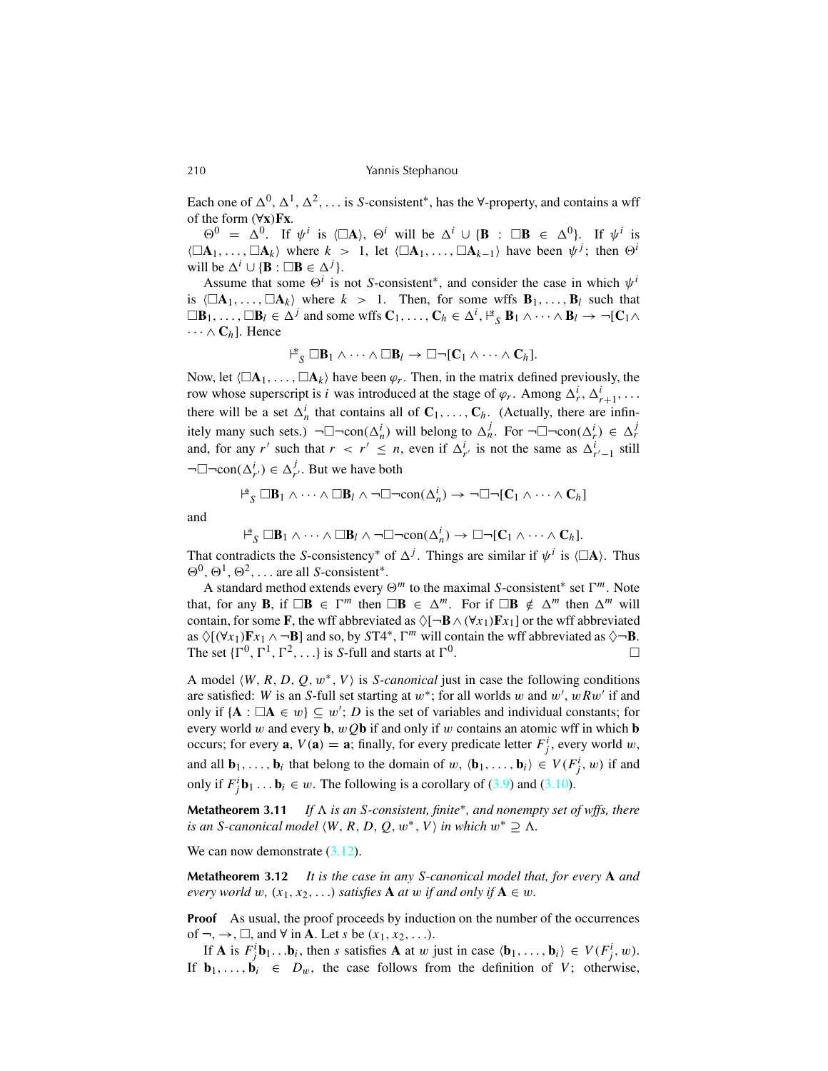Each one of $\Delta^0, \Delta^1, \Delta^2, \ldots$ is $S$-consistent*, has the $\forall$-property, and contains a wff of the form $(\forall \mathbf{x})\mathbf{Fx}$.

$\Theta^0 = \Delta^0$. If $\psi^i$ is $\langle \Box \mathbf{A} \rangle$, $\Theta^i$ will be $\Delta^i \cup \{\mathbf{B} : \Box \mathbf{B} \in \Delta^0\}$. If $\psi^i$ is $\langle \Box \mathbf{A}_1, \ldots, \Box \mathbf{A}_k \rangle$ where $k > 1$, let $\langle \Box \mathbf{A}_1, \ldots, \Box \mathbf{A}_{k-1} \rangle$ have been $\psi^j$; then $\Theta^i$ will be $\Delta^i \cup \{\mathbf{B} : \Box \mathbf{B} \in \Delta^j\}$.

Assume that some $\Theta^i$ is not $S$-consistent*, and consider the case in which $\psi^i$ is $\langle \Box \mathbf{A}_1, \ldots, \Box \mathbf{A}_k \rangle$ where $k > 1$. Then, for some wffs $\mathbf{B}_1, \ldots, \mathbf{B}_l$ such that $\Box \mathbf{B}_1, \ldots, \Box \mathbf{B}_l \in \Delta^j$ and some wffs $\mathbf{C}_1, \ldots, \mathbf{C}_h \in \Delta^i$, $\vDash^*_S \mathbf{B}_1 \wedge \cdots \wedge \mathbf{B}_l \to \neg[\mathbf{C}_1 \wedge \cdots \wedge \mathbf{C}_h]$. Hence

$$\vDash^*_S \Box \mathbf{B}_1 \wedge \cdots \wedge \Box \mathbf{B}_l \to \Box \neg [\mathbf{C}_1 \wedge \cdots \wedge \mathbf{C}_h].$$

Now, let $\langle \Box \mathbf{A}_1, \ldots, \Box \mathbf{A}_k \rangle$ have been $\varphi_r$. Then, in the matrix defined previously, the row whose superscript is $i$ was introduced at the stage of $\varphi_r$. Among $\Delta^i_r, \Delta^i_{r+1}, \ldots$ there will be a set $\Delta^i_n$ that contains all of $\mathbf{C}_1, \ldots, \mathbf{C}_h$. (Actually, there are infinitely many such sets.) $\neg \Box \neg \text{con}(\Delta^i_n)$ will belong to $\Delta^j_n$. For $\neg \Box \neg \text{con}(\Delta^i_r) \in \Delta^j_r$ and, for any $r'$ such that $r < r' \le n$, even if $\Delta^i_{r'}$ is not the same as $\Delta^i_{r'-1}$ still $\neg \Box \neg \text{con}(\Delta^i_{r'}) \in \Delta^j_{r'}$. But we have both

$$\vDash^*_S \Box \mathbf{B}_1 \wedge \cdots \wedge \Box \mathbf{B}_l \wedge \neg \Box \neg \text{con}(\Delta^i_n) \to \neg \Box \neg [\mathbf{C}_1 \wedge \cdots \wedge \mathbf{C}_h]$$

and

$$\vDash^*_S \Box \mathbf{B}_1 \wedge \cdots \wedge \Box \mathbf{B}_l \wedge \neg \Box \neg \text{con}(\Delta^i_n) \to \Box \neg [\mathbf{C}_1 \wedge \cdots \wedge \mathbf{C}_h].$$

That contradicts the $S$-consistency* of $\Delta^j$. Things are similar if $\psi^i$ is $\langle \Box \mathbf{A} \rangle$. Thus $\Theta^0, \Theta^1, \Theta^2, \ldots$ are all $S$-consistent*.

A standard method extends every $\Theta^m$ to the maximal $S$-consistent* set $\Gamma^m$. Note that, for any $\mathbf{B}$, if $\Box \mathbf{B} \in \Gamma^m$ then $\Box \mathbf{B} \in \Delta^m$. For if $\Box \mathbf{B} \notin \Delta^m$ then $\Delta^m$ will contain, for some $\mathbf{F}$, the wff abbreviated as $\Diamond[\neg \mathbf{B} \wedge (\forall x_1)\mathbf{F}x_1]$ or the wff abbreviated as $\Diamond[(\forall x_1)\mathbf{F}x_1 \wedge \neg \mathbf{B}]$ and so, by $S$T4*, $\Gamma^m$ will contain the wff abbreviated as $\Diamond \neg \mathbf{B}$. The set $\{\Gamma^0, \Gamma^1, \Gamma^2, \ldots\}$ is $S$-full and starts at $\Gamma^0$. □

A model $\langle W, R, D, Q, w^*, V \rangle$ is *S-canonical* just in case the following conditions are satisfied: $W$ is an $S$-full set starting at $w^*$; for all worlds $w$ and $w'$, $wRw'$ if and only if $\{\mathbf{A} : \Box \mathbf{A} \in w\} \subseteq w'$; $D$ is the set of variables and individual constants; for every world $w$ and every $\mathbf{b}$, $wQ\mathbf{b}$ if and only if $w$ contains an atomic wff in which $\mathbf{b}$ occurs; for every $\mathbf{a}$, $V(\mathbf{a}) = \mathbf{a}$; finally, for every predicate letter $F^i_j$, every world $w$, and all $\mathbf{b}_1, \ldots, \mathbf{b}_i$ that belong to the domain of $w$, $\langle \mathbf{b}_1, \ldots, \mathbf{b}_i \rangle \in V(F^i_j, w)$ if and only if $F^i_j \mathbf{b}_1 \ldots \mathbf{b}_i \in w$. The following is a corollary of (3.9) and (3.10).

**Metatheorem 3.11** *If $\Lambda$ is an $S$-consistent, finite*, and nonempty set of wffs, there is an $S$-canonical model $\langle W, R, D, Q, w^*, V \rangle$ in which $w^* \supseteq \Lambda$.*

We can now demonstrate (3.12).

**Metatheorem 3.12** *It is the case in any $S$-canonical model that, for every $\mathbf{A}$ and every world $w$, $(x_1, x_2, \ldots)$ satisfies $\mathbf{A}$ at $w$ if and only if $\mathbf{A} \in w$.*

**Proof** As usual, the proof proceeds by induction on the number of the occurrences of $\neg$, $\to$, $\Box$, and $\forall$ in $\mathbf{A}$. Let $s$ be $(x_1, x_2, \ldots)$.

If $\mathbf{A}$ is $F^i_j \mathbf{b}_1 \ldots \mathbf{b}_i$, then $s$ satisfies $\mathbf{A}$ at $w$ just in case $\langle \mathbf{b}_1, \ldots, \mathbf{b}_i \rangle \in V(F^i_j, w)$. If $\mathbf{b}_1, \ldots, \mathbf{b}_i \in D_w$, the case follows from the definition of $V$; otherwise,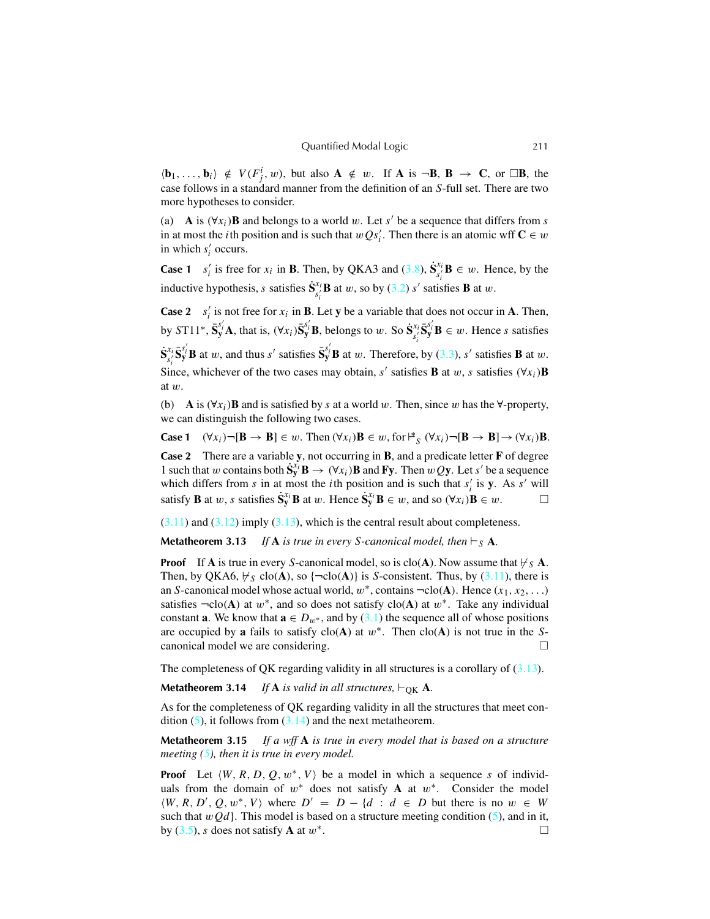$\langle \mathbf{b}_1, \ldots, \mathbf{b}_i \rangle \notin V(F^i_j, w)$, but also $\mathbf{A} \notin w$. If $\mathbf{A}$ is $\neg\mathbf{B}$, $\mathbf{B} \rightarrow \mathbf{C}$, or $\Box\mathbf{B}$, the case follows in a standard manner from the definition of an $S$-full set. There are two more hypotheses to consider.

(a) $\mathbf{A}$ is $(\forall x_i)\mathbf{B}$ and belongs to a world $w$. Let $s'$ be a sequence that differs from $s$ in at most the $i$th position and is such that $wQs'_i$. Then there is an atomic wff $\mathbf{C} \in w$ in which $s'_i$ occurs.

**Case 1** $s'_i$ is free for $x_i$ in $\mathbf{B}$. Then, by QKA3 and (3.8), $\dot{\mathbf{S}}^{x_i}_{s'_i}\mathbf{B} \in w$. Hence, by the inductive hypothesis, $s$ satisfies $\dot{\mathbf{S}}^{x_i}_{s'_i}\mathbf{B}$ at $w$, so by (3.2) $s'$ satisfies $\mathbf{B}$ at $w$.

**Case 2** $s'_i$ is not free for $x_i$ in $\mathbf{B}$. Let $\mathbf{y}$ be a variable that does not occur in $\mathbf{A}$. Then, by $ST11^*$, $\bar{\mathbf{S}}^{s'_i}_{\mathbf{y}}\mathbf{A}$, that is, $(\forall x_i)\bar{\mathbf{S}}^{s'_i}_{\mathbf{y}}\mathbf{B}$, belongs to $w$. So $\dot{\mathbf{S}}^{x_i}_{s'_i}\bar{\mathbf{S}}^{s'_i}_{\mathbf{y}}\mathbf{B} \in w$. Hence $s$ satisfies $\dot{\mathbf{S}}^{x_i}_{s'_i}\bar{\mathbf{S}}^{s'_i}_{\mathbf{y}}\mathbf{B}$ at $w$, and thus $s'$ satisfies $\bar{\mathbf{S}}^{s'_i}_{\mathbf{y}}\mathbf{B}$ at $w$. Therefore, by (3.3), $s'$ will satisfies $\mathbf{B}$ at $w$. Since, whichever of the two cases may obtain, $s'$ satisfies $\mathbf{B}$ at $w$, $s$ satisfies $(\forall x_i)\mathbf{B}$ at $w$.

(b) $\mathbf{A}$ is $(\forall x_i)\mathbf{B}$ and is satisfied by $s$ at a world $w$. Then, since $w$ has the $\forall$-property, we can distinguish the following two cases.

**Case 1** $(\forall x_i)\neg[\mathbf{B} \rightarrow \mathbf{B}] \in w$. Then $(\forall x_i)\mathbf{B} \in w$, for $\models^{\!*}_S (\forall x_i)\neg[\mathbf{B} \rightarrow \mathbf{B}] \rightarrow (\forall x_i)\mathbf{B}$.

**Case 2** There are a variable $\mathbf{y}$, not occurring in $\mathbf{B}$, and a predicate letter $\mathbf{F}$ of degree 1 such that $w$ contains both $\dot{\mathbf{S}}^{x_i}_{\mathbf{y}}\mathbf{B} \rightarrow (\forall x_i)\mathbf{B}$ and $\mathbf{F}\mathbf{y}$. Then $wQ\mathbf{y}$. Let $s'$ be a sequence which differs from $s$ in at most the $i$th position and is such that $s'_i$ is $\mathbf{y}$. As $s'$ will satisfy $\mathbf{B}$ at $w$, $s$ satisfies $\dot{\mathbf{S}}^{x_i}_{\mathbf{y}}\mathbf{B}$ at $w$. Hence $\dot{\mathbf{S}}^{x_i}_{\mathbf{y}}\mathbf{B} \in w$, and so $(\forall x_i)\mathbf{B} \in w$. □

(3.11) and (3.12) imply (3.13), which is the central result about completeness.

**Metatheorem 3.13** *If* $\mathbf{A}$ *is true in every S-canonical model, then* $\vdash_S \mathbf{A}$.

**Proof** If $\mathbf{A}$ is true in every $S$-canonical model, so is clo($\mathbf{A}$). Now assume that $\nvdash_S \mathbf{A}$. Then, by QKA6, $\nvdash_S$ clo($\mathbf{A}$), so $\{\neg$clo($\mathbf{A}$)$\}$ is $S$-consistent. Thus, by (3.11), there is an $S$-canonical model whose actual world, $w^*$, contains $\neg$clo($\mathbf{A}$). Hence $(x_1, x_2, \ldots)$ satisfies $\neg$clo($\mathbf{A}$) at $w^*$, and so does not satisfy clo($\mathbf{A}$) at $w^*$. Take any individual constant $\mathbf{a}$. We know that $\mathbf{a} \in D_{w^*}$, and by (3.1) the sequence all of whose positions are occupied by $\mathbf{a}$ fails to satisfy clo($\mathbf{A}$) at $w^*$. Then clo($\mathbf{A}$) is not true in the $S$-canonical model we are considering. □

The completeness of QK regarding validity in all structures is a corollary of (3.13).

**Metatheorem 3.14** *If* $\mathbf{A}$ *is valid in all structures,* $\vdash_{QK} \mathbf{A}$.

As for the completeness of QK regarding validity in all the structures that meet condition (5), it follows from (3.14) and the next metatheorem.

**Metatheorem 3.15** *If a wff* $\mathbf{A}$ *is true in every model that is based on a structure meeting (5), then it is true in every model.*

**Proof** Let $\langle W, R, D, Q, w^*, V \rangle$ be a model in which a sequence $s$ of individuals from the domain of $w^*$ does not satisfy $\mathbf{A}$ at $w^*$. Consider the model $\langle W, R, D', Q, w^*, V \rangle$ where $D' = D - \{d : d \in D$ but there is no $w \in W$ such that $wQd\}$. This model is based on a structure meeting condition (5), and in it, by (3.5), $s$ does not satisfy $\mathbf{A}$ at $w^*$. □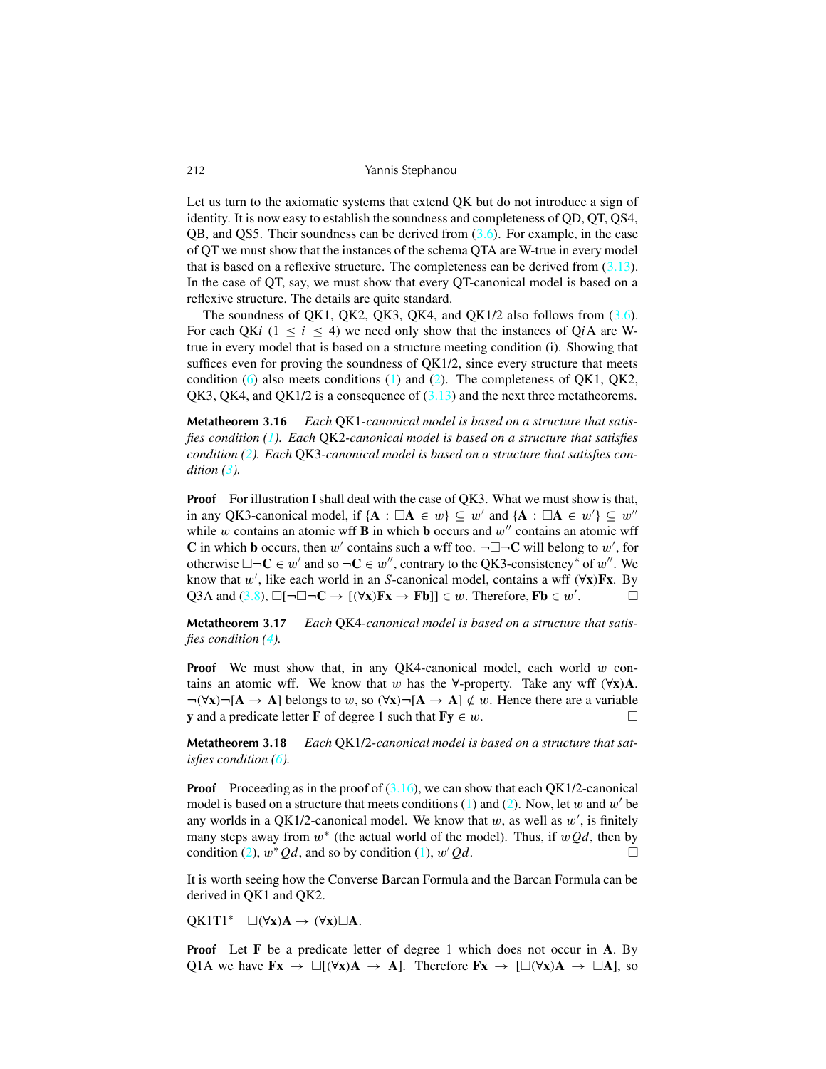Let us turn to the axiomatic systems that extend QK but do not introduce a sign of identity. It is now easy to establish the soundness and completeness of QD, QT, QS4, QB, and QS5. Their soundness can be derived from (3.6). For example, in the case of QT we must show that the instances of the schema QTA are W-true in every model that is based on a reflexive structure. The completeness can be derived from (3.13). In the case of QT, say, we must show that every QT-canonical model is based on a reflexive structure. The details are quite standard.

The soundness of QK1, QK2, QK3, QK4, and QK1/2 also follows from (3.6). For each QK$i$ ($1 \leq i \leq 4$) we need only show that the instances of Q$i$A are W-true in every model that is based on a structure meeting condition (i). Showing that suffices even for proving the soundness of QK1/2, since every structure that meets condition (6) also meets conditions (1) and (2). The completeness of QK1, QK2, QK3, QK4, and QK1/2 is a consequence of (3.13) and the next three metatheorems.

**Metatheorem 3.16** *Each* QK1*-canonical model is based on a structure that satisfies condition (1). Each* QK2*-canonical model is based on a structure that satisfies condition (2). Each* QK3*-canonical model is based on a structure that satisfies condition (3).*

**Proof** For illustration I shall deal with the case of QK3. What we must show is that, in any QK3-canonical model, if $\{\mathbf{A} : \Box\mathbf{A} \in w\} \subseteq w'$ and $\{\mathbf{A} : \Box\mathbf{A} \in w'\} \subseteq w''$ while $w$ contains an atomic wff $\mathbf{B}$ in which $\mathbf{b}$ occurs and $w''$ contains an atomic wff $\mathbf{C}$ in which $\mathbf{b}$ occurs, then $w'$ contains such a wff too. $\neg\Box\neg\mathbf{C}$ will belong to $w'$, for otherwise $\Box\neg\mathbf{C} \in w'$ and so $\neg\mathbf{C} \in w''$, contrary to the QK3-consistency* of $w''$. We know that $w'$, like each world in an $S$-canonical model, contains a wff $(\forall\mathbf{x})\mathbf{F}\mathbf{x}$. By Q3A and (3.8), $\Box[\neg\Box\neg\mathbf{C} \rightarrow [(\forall\mathbf{x})\mathbf{F}\mathbf{x} \rightarrow \mathbf{F}\mathbf{b}]] \in w$. Therefore, $\mathbf{F}\mathbf{b} \in w'$. □

**Metatheorem 3.17** *Each* QK4*-canonical model is based on a structure that satisfies condition (4).*

**Proof** We must show that, in any QK4-canonical model, each world $w$ contains an atomic wff. We know that $w$ has the $\forall$-property. Take any wff $(\forall\mathbf{x})\mathbf{A}$. $\neg(\forall\mathbf{x})\neg[\mathbf{A} \rightarrow \mathbf{A}]$ belongs to $w$, so $(\forall\mathbf{x})\neg[\mathbf{A} \rightarrow \mathbf{A}] \notin w$. Hence there are a variable $\mathbf{y}$ and a predicate letter $\mathbf{F}$ of degree 1 such that $\mathbf{F}\mathbf{y} \in w$. □

**Metatheorem 3.18** *Each* QK1/2*-canonical model is based on a structure that satisfies condition (6).*

**Proof** Proceeding as in the proof of (3.16), we can show that each QK1/2-canonical model is based on a structure that meets conditions (1) and (2). Now, let $w$ and $w'$ be any worlds in a QK1/2-canonical model. We know that $w$, as well as $w'$, is finitely many steps away from $w^*$ (the actual world of the model). Thus, if $wQd$, then by condition (2), $w^*Qd$, and so by condition (1), $w'Qd$. □

It is worth seeing how the Converse Barcan Formula and the Barcan Formula can be derived in QK1 and QK2.

QK1T1* $\quad \Box(\forall\mathbf{x})\mathbf{A} \rightarrow (\forall\mathbf{x})\Box\mathbf{A}$.

**Proof** Let $\mathbf{F}$ be a predicate letter of degree 1 which does not occur in $\mathbf{A}$. By Q1A we have $\mathbf{F}\mathbf{x} \rightarrow \Box[(\forall\mathbf{x})\mathbf{A} \rightarrow \mathbf{A}]$. Therefore $\mathbf{F}\mathbf{x} \rightarrow [\Box(\forall\mathbf{x})\mathbf{A} \rightarrow \Box\mathbf{A}]$, so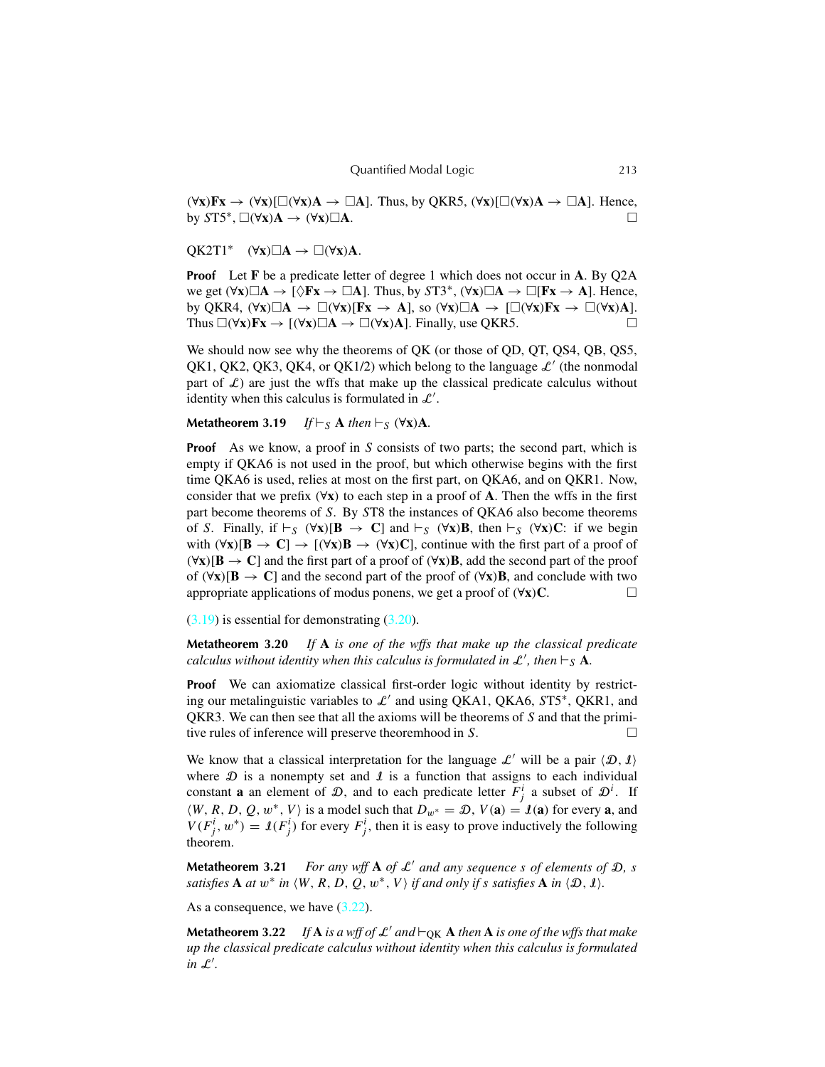$(\forall \mathbf{x})\mathbf{F}\mathbf{x} \rightarrow (\forall \mathbf{x})[\Box(\forall \mathbf{x})\mathbf{A} \rightarrow \Box\mathbf{A}]$. Thus, by QKR5, $(\forall \mathbf{x})[\Box(\forall \mathbf{x})\mathbf{A} \rightarrow \Box\mathbf{A}]$. Hence, by $ST5^*$, $\Box(\forall \mathbf{x})\mathbf{A} \rightarrow (\forall \mathbf{x})\Box\mathbf{A}$. □

QK2T1* $(\forall \mathbf{x})\Box\mathbf{A} \rightarrow \Box(\forall \mathbf{x})\mathbf{A}$.

**Proof** Let **F** be a predicate letter of degree 1 which does not occur in **A**. By Q2A we get $(\forall \mathbf{x})\Box\mathbf{A} \rightarrow [\Diamond\mathbf{F}\mathbf{x} \rightarrow \Box\mathbf{A}]$. Thus, by $ST3^*$, $(\forall \mathbf{x})\Box\mathbf{A} \rightarrow \Box[\mathbf{F}\mathbf{x} \rightarrow \mathbf{A}]$. Hence, by QKR4, $(\forall \mathbf{x})\Box\mathbf{A} \rightarrow \Box(\forall \mathbf{x})[\mathbf{F}\mathbf{x} \rightarrow \mathbf{A}]$, so $(\forall \mathbf{x})\Box\mathbf{A} \rightarrow [\Box(\forall \mathbf{x})\mathbf{F}\mathbf{x} \rightarrow \Box(\forall \mathbf{x})\mathbf{A}]$. Thus $\Box(\forall \mathbf{x})\mathbf{F}\mathbf{x} \rightarrow [(\forall \mathbf{x})\Box\mathbf{A} \rightarrow \Box(\forall \mathbf{x})\mathbf{A}]$. Finally, use QKR5. □

We should now see why the theorems of QK (or those of QD, QT, QS4, QB, QS5, QK1, QK2, QK3, QK4, or QK1/2) which belong to the language $\mathcal{L}'$ (the nonmodal part of $\mathcal{L}$) are just the wffs that make up the classical predicate calculus without identity when this calculus is formulated in $\mathcal{L}'$.

**Metatheorem 3.19** *If* $\vdash_S \mathbf{A}$ *then* $\vdash_S (\forall \mathbf{x})\mathbf{A}$.

**Proof** As we know, a proof in $S$ consists of two parts; the second part, which is empty if QKA6 is not used in the proof, but which otherwise begins with the first time QKA6 is used, relies at most on the first part, on QKA6, and on QKR1. Now, consider that we prefix $(\forall \mathbf{x})$ to each step in a proof of **A**. Then the wffs in the first part become theorems of $S$. By $ST8$ the instances of QKA6 also become theorems of $S$. Finally, if $\vdash_S (\forall \mathbf{x})[\mathbf{B} \rightarrow \mathbf{C}]$ and $\vdash_S (\forall \mathbf{x})\mathbf{B}$, then $\vdash_S (\forall \mathbf{x})\mathbf{C}$: if we begin with $(\forall \mathbf{x})[\mathbf{B} \rightarrow \mathbf{C}] \rightarrow [(\forall \mathbf{x})\mathbf{B} \rightarrow (\forall \mathbf{x})\mathbf{C}]$, continue with the first part of a proof of $(\forall \mathbf{x})[\mathbf{B} \rightarrow \mathbf{C}]$ and the first part of a proof of $(\forall \mathbf{x})\mathbf{B}$, add the second part of the proof of $(\forall \mathbf{x})[\mathbf{B} \rightarrow \mathbf{C}]$ and the second part of the proof of $(\forall \mathbf{x})\mathbf{B}$, and conclude with two appropriate applications of modus ponens, we get a proof of $(\forall \mathbf{x})\mathbf{C}$. □

(3.19) is essential for demonstrating (3.20).

**Metatheorem 3.20** *If* **A** *is one of the wffs that make up the classical predicate calculus without identity when this calculus is formulated in* $\mathcal{L}'$, *then* $\vdash_S \mathbf{A}$.

**Proof** We can axiomatize classical first-order logic without identity by restricting our metalinguistic variables to $\mathcal{L}'$ and using QKA1, QKA6, $ST5^*$, QKR1, and QKR3. We can then see that all the axioms will be theorems of $S$ and that the primitive rules of inference will preserve theoremhood in $S$. □

We know that a classical interpretation for the language $\mathcal{L}'$ will be a pair $\langle \mathcal{D}, \mathcal{I} \rangle$ where $\mathcal{D}$ is a nonempty set and $\mathcal{I}$ is a function that assigns to each individual constant **a** an element of $\mathcal{D}$, and to each predicate letter $F^i_j$ a subset of $\mathcal{D}^i$. If $\langle W, R, D, Q, w^*, V \rangle$ is a model such that $D_{w^*} = \mathcal{D}$, $V(\mathbf{a}) = \mathcal{I}(\mathbf{a})$ for every **a**, and $V(F^i_j, w^*) = \mathcal{I}(F^i_j)$ for every $F^i_j$, then it is easy to prove inductively the following theorem.

**Metatheorem 3.21** *For any wff* **A** *of* $\mathcal{L}'$ *and any sequence* $s$ *of elements of* $\mathcal{D}$, $s$ *satisfies* **A** *at* $w^*$ *in* $\langle W, R, D, Q, w^*, V \rangle$ *if and only if* $s$ *satisfies* **A** *in* $\langle \mathcal{D}, \mathcal{I} \rangle$.

As a consequence, we have (3.22).

**Metatheorem 3.22** *If* **A** *is a wff of* $\mathcal{L}'$ *and* $\vdash_{QK} \mathbf{A}$ *then* **A** *is one of the wffs that make up the classical predicate calculus without identity when this calculus is formulated in* $\mathcal{L}'$.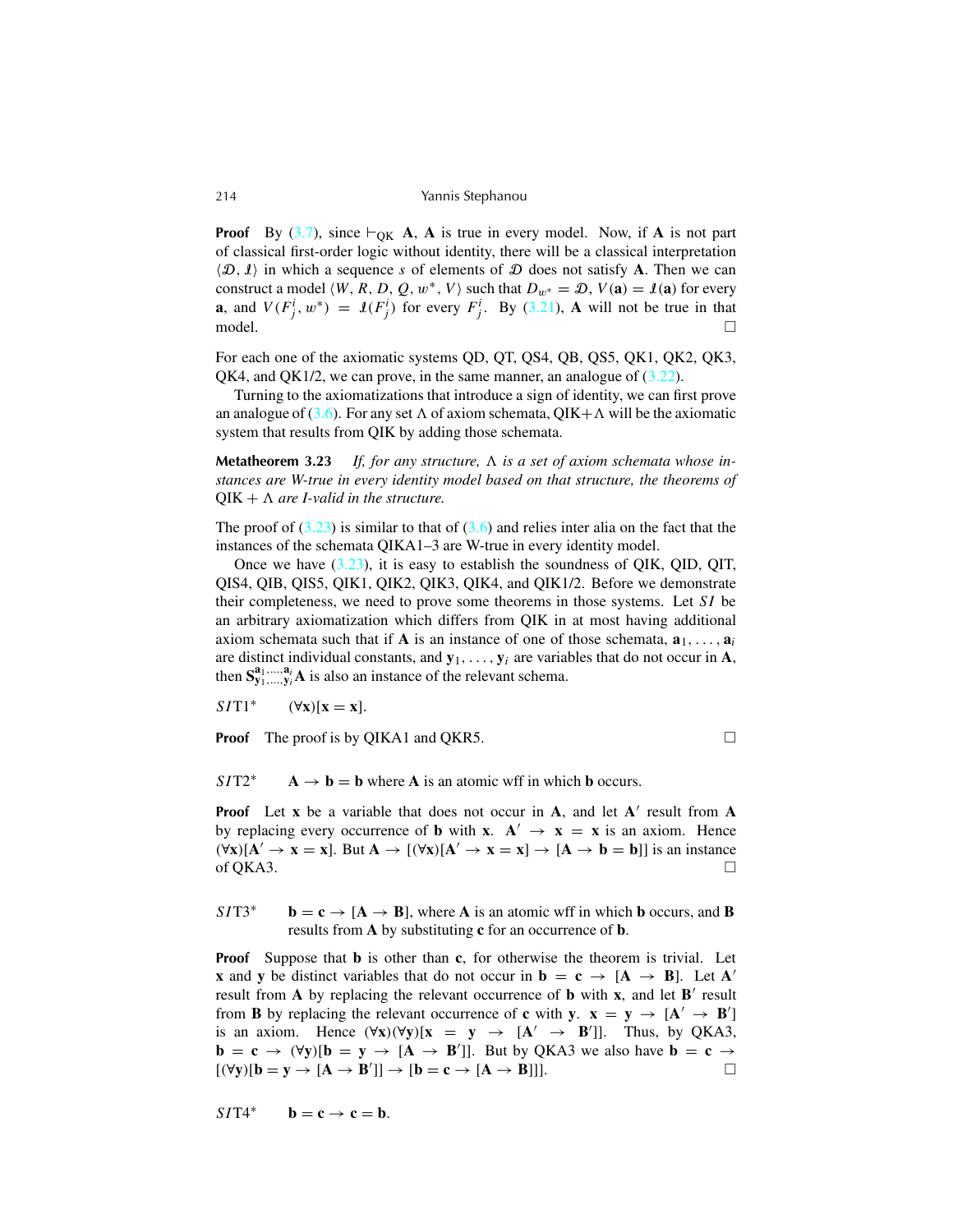**Proof** By (3.7), since $\vdash_{\mathrm{QK}} \mathbf{A}$, $\mathbf{A}$ is true in every model. Now, if $\mathbf{A}$ is not part of classical first-order logic without identity, there will be a classical interpretation $\langle \mathcal{D}, \mathcal{I} \rangle$ in which a sequence $s$ of elements of $\mathcal{D}$ does not satisfy $\mathbf{A}$. Then we can construct a model $\langle W, R, D, Q, w^*, V \rangle$ such that $D_{w^*} = \mathcal{D}$, $V(\mathbf{a}) = \mathcal{I}(\mathbf{a})$ for every $\mathbf{a}$, and $V(F^i_j, w^*) = \mathcal{I}(F^i_j)$ for every $F^i_j$. By (3.21), $\mathbf{A}$ will not be true in that model. □

For each one of the axiomatic systems QD, QT, QS4, QB, QS5, QK1, QK2, QK3, QK4, and QK1/2, we can prove, in the same manner, an analogue of (3.22).

Turning to the axiomatizations that introduce a sign of identity, we can first prove an analogue of (3.6). For any set $\Lambda$ of axiom schemata, QIK+$\Lambda$ will be the axiomatic system that results from QIK by adding those schemata.

**Metatheorem 3.23** *If, for any structure, $\Lambda$ is a set of axiom schemata whose instances are W-true in every identity model based on that structure, the theorems of* QIK + $\Lambda$ *are I-valid in the structure.*

The proof of (3.23) is similar to that of (3.6) and relies inter alia on the fact that the instances of the schemata QIKA1–3 are W-true in every identity model.

Once we have (3.23), it is easy to establish the soundness of QIK, QID, QIT, QIS4, QIB, QIS5, QIK1, QIK2, QIK3, QIK4, and QIK1/2. Before we demonstrate their completeness, we need to prove some theorems in those systems. Let $SI$ be an arbitrary axiomatization which differs from QIK in at most having additional axiom schemata such that if $\mathbf{A}$ is an instance of one of those schemata, $\mathbf{a}_1, \ldots, \mathbf{a}_i$ are distinct individual constants, and $\mathbf{y}_1, \ldots, \mathbf{y}_i$ are variables that do not occur in $\mathbf{A}$, then $\mathbf{S}^{\mathbf{a}_1,\ldots,\mathbf{a}_i}_{\mathbf{y}_1,\ldots,\mathbf{y}_i}\mathbf{A}$ is also an instance of the relevant schema.

$SI$T1* $\quad (\forall \mathbf{x})[\mathbf{x} = \mathbf{x}]$.

**Proof** The proof is by QIKA1 and QKR5. □

$SI$T2* $\quad \mathbf{A} \rightarrow \mathbf{b} = \mathbf{b}$ where $\mathbf{A}$ is an atomic wff in which $\mathbf{b}$ occurs.

**Proof** Let $\mathbf{x}$ be a variable that does not occur in $\mathbf{A}$, and let $\mathbf{A}'$ result from $\mathbf{A}$ by replacing every occurrence of $\mathbf{b}$ with $\mathbf{x}$. $\mathbf{A}' \rightarrow \mathbf{x} = \mathbf{x}$ is an axiom. Hence $(\forall \mathbf{x})[\mathbf{A}' \rightarrow \mathbf{x} = \mathbf{x}]$. But $\mathbf{A} \rightarrow [(\forall \mathbf{x})[\mathbf{A}' \rightarrow \mathbf{x} = \mathbf{x}] \rightarrow [\mathbf{A} \rightarrow \mathbf{b} = \mathbf{b}]]$ is an instance of QKA3. □

$SI$T3* $\quad \mathbf{b} = \mathbf{c} \rightarrow [\mathbf{A} \rightarrow \mathbf{B}]$, where $\mathbf{A}$ is an atomic wff in which $\mathbf{b}$ occurs, and $\mathbf{B}$ results from $\mathbf{A}$ by substituting $\mathbf{c}$ for an occurrence of $\mathbf{b}$.

**Proof** Suppose that $\mathbf{b}$ is other than $\mathbf{c}$, for otherwise the theorem is trivial. Let $\mathbf{x}$ and $\mathbf{y}$ be distinct variables that do not occur in $\mathbf{b} = \mathbf{c} \rightarrow [\mathbf{A} \rightarrow \mathbf{B}]$. Let $\mathbf{A}'$ result from $\mathbf{A}$ by replacing the relevant occurrence of $\mathbf{b}$ with $\mathbf{x}$, and let $\mathbf{B}'$ result from $\mathbf{B}$ by replacing the relevant occurrence of $\mathbf{c}$ with $\mathbf{y}$. $\mathbf{x} = \mathbf{y} \rightarrow [\mathbf{A}' \rightarrow \mathbf{B}']$ is an axiom. Hence $(\forall \mathbf{x})(\forall \mathbf{y})[\mathbf{x} = \mathbf{y} \rightarrow [\mathbf{A}' \rightarrow \mathbf{B}']]$. Thus, by QKA3, $\mathbf{b} = \mathbf{c} \rightarrow (\forall \mathbf{y})[\mathbf{b} = \mathbf{y} \rightarrow [\mathbf{A} \rightarrow \mathbf{B}']]$. But by QKA3 we also have $\mathbf{b} = \mathbf{c} \rightarrow [(\forall \mathbf{y})[\mathbf{b} = \mathbf{y} \rightarrow [\mathbf{A} \rightarrow \mathbf{B}']] \rightarrow [\mathbf{b} = \mathbf{c} \rightarrow [\mathbf{A} \rightarrow \mathbf{B}]]]$. □

$SI$T4* $\quad \mathbf{b} = \mathbf{c} \rightarrow \mathbf{c} = \mathbf{b}$.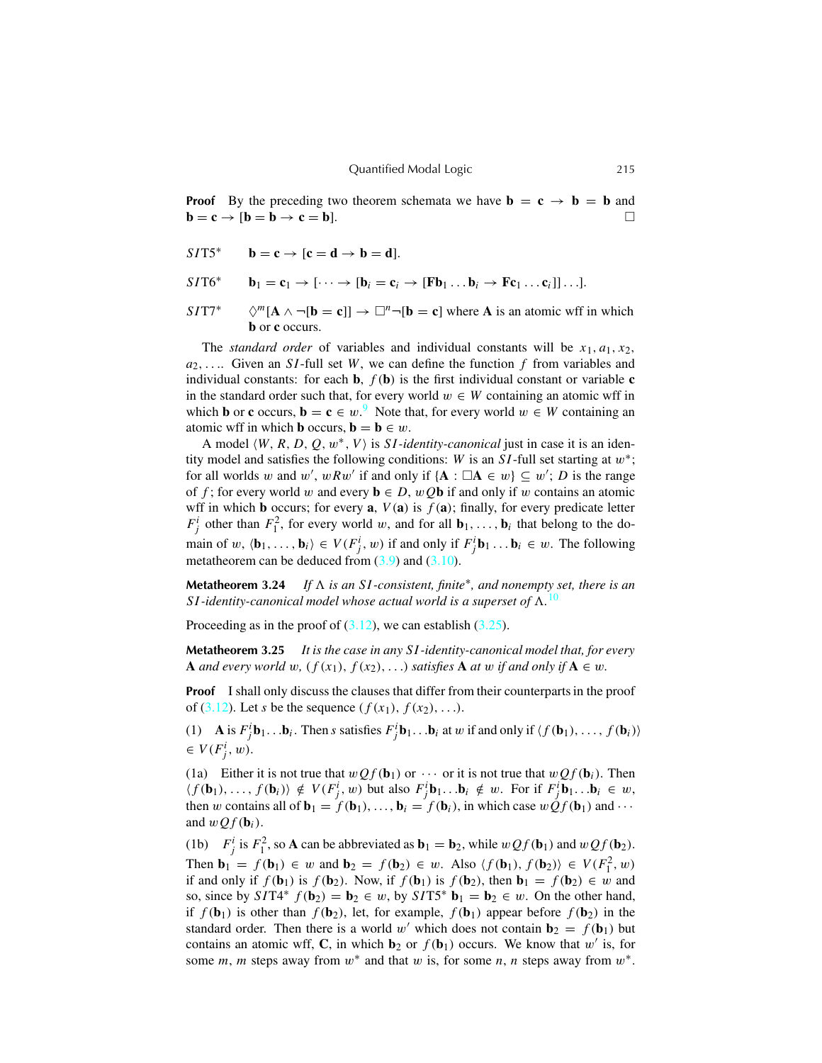**Proof** By the preceding two theorem schemata we have $\mathbf{b} = \mathbf{c} \rightarrow \mathbf{b} = \mathbf{b}$ and $\mathbf{b} = \mathbf{c} \rightarrow [\mathbf{b} = \mathbf{b} \rightarrow \mathbf{c} = \mathbf{b}]$. □

$SIT5^*$ $\quad \mathbf{b} = \mathbf{c} \rightarrow [\mathbf{c} = \mathbf{d} \rightarrow \mathbf{b} = \mathbf{d}]$.

$SIT6^*$ $\quad \mathbf{b}_1 = \mathbf{c}_1 \rightarrow [\cdots \rightarrow [\mathbf{b}_i = \mathbf{c}_i \rightarrow [\mathbf{F}\mathbf{b}_1 \ldots \mathbf{b}_i \rightarrow \mathbf{F}\mathbf{c}_1 \ldots \mathbf{c}_i]] \ldots]$.

$SIT7^*$ $\quad \Diamond^m[\mathbf{A} \wedge \neg[\mathbf{b} = \mathbf{c}]] \rightarrow \Box^n \neg[\mathbf{b} = \mathbf{c}]$ where $\mathbf{A}$ is an atomic wff in which $\mathbf{b}$ or $\mathbf{c}$ occurs.

The *standard order* of variables and individual constants will be $x_1, a_1, x_2, a_2, \ldots$. Given an $SI$-full set $W$, we can define the function $f$ from variables and individual constants: for each $\mathbf{b}$, $f(\mathbf{b})$ is the first individual constant or variable $\mathbf{c}$ in the standard order such that, for every world $w \in W$ containing an atomic wff in which $\mathbf{b}$ or $\mathbf{c}$ occurs, $\mathbf{b} = \mathbf{c} \in w$.[9] Note that, for every world $w \in W$ containing an atomic wff in which $\mathbf{b}$ occurs, $\mathbf{b} = \mathbf{b} \in w$.

A model $\langle W, R, D, Q, w^*, V\rangle$ is *SI-identity-canonical* just in case it is an identity model and satisfies the following conditions: $W$ is an $SI$-full set starting at $w^*$; for all worlds $w$ and $w'$, $wRw'$ if and only if $\{\mathbf{A} : \Box\mathbf{A} \in w\} \subseteq w'$; $D$ is the range of $f$; for every world $w$ and every $\mathbf{b} \in D$, $wQ\mathbf{b}$ if and only if $w$ contains an atomic wff in which $\mathbf{b}$ occurs; for every $\mathbf{a}$, $V(\mathbf{a})$ is $f(\mathbf{a})$; finally, for every predicate letter $F^i_j$ other than $F^2_1$, for every world $w$, and for all $\mathbf{b}_1, \ldots, \mathbf{b}_i$ that belong to the domain of $w$, $\langle \mathbf{b}_1, \ldots, \mathbf{b}_i\rangle \in V(F^i_j, w)$ if and only if $F^i_j\mathbf{b}_1 \ldots \mathbf{b}_i \in w$. The following metatheorem can be deduced from (3.9) and (3.10).

**Metatheorem 3.24** *If $\Lambda$ is an $SI$-consistent, finite\*, and nonempty set, there is an $SI$-identity-canonical model whose actual world is a superset of $\Lambda$.*[10]

Proceeding as in the proof of (3.12), we can establish (3.25).

**Metatheorem 3.25** *It is the case in any $SI$-identity-canonical model that, for every $\mathbf{A}$ and every world $w$, $(f(x_1), f(x_2), \ldots)$ satisfies $\mathbf{A}$ at $w$ if and only if $\mathbf{A} \in w$.*

**Proof** I shall only discuss the clauses that differ from their counterparts in the proof of (3.12). Let $s$ be the sequence $(f(x_1), f(x_2), \ldots)$.

(1) $\mathbf{A}$ is $F^i_j\mathbf{b}_1 \ldots \mathbf{b}_i$. Then $s$ satisfies $F^i_j\mathbf{b}_1 \ldots \mathbf{b}_i$ at $w$ if and only if $\langle f(\mathbf{b}_1), \ldots, f(\mathbf{b}_i)\rangle \in V(F^i_j, w)$.

(1a) Either it is not true that $wQf(\mathbf{b}_1)$ or $\cdots$ or it is not true that $wQf(\mathbf{b}_i)$. Then $\langle f(\mathbf{b}_1), \ldots, f(\mathbf{b}_i)\rangle \notin V(F^i_j, w)$ but also $F^i_j\mathbf{b}_1 \ldots \mathbf{b}_i \notin w$. For if $F^i_j\mathbf{b}_1 \ldots \mathbf{b}_i \in w$, then $w$ contains all of $\mathbf{b}_1 = f(\mathbf{b}_1), \ldots, \mathbf{b}_i = f(\mathbf{b}_i)$, in which case $wQf(\mathbf{b}_1)$ and $\cdots$ and $wQf(\mathbf{b}_i)$.

(1b) $F^i_j$ is $F^2_1$, so $\mathbf{A}$ can be abbreviated as $\mathbf{b}_1 = \mathbf{b}_2$, while $wQf(\mathbf{b}_1)$ and $wQf(\mathbf{b}_2)$. Then $\mathbf{b}_1 = f(\mathbf{b}_1) \in w$ and $\mathbf{b}_2 = f(\mathbf{b}_2) \in w$. Also $\langle f(\mathbf{b}_1), f(\mathbf{b}_2)\rangle \in V(F^2_1, w)$ if and only if $f(\mathbf{b}_1)$ is $f(\mathbf{b}_2)$. Now, if $f(\mathbf{b}_1)$ is $f(\mathbf{b}_2)$, then $\mathbf{b}_1 = f(\mathbf{b}_2) \in w$ and so, since by $SIT4^*$ $f(\mathbf{b}_2) = \mathbf{b}_2 \in w$, by $SIT5^*$ $\mathbf{b}_1 = \mathbf{b}_2 \in w$. On the other hand, if $f(\mathbf{b}_1)$ is other than $f(\mathbf{b}_2)$, let, for example, $f(\mathbf{b}_1)$ appear before $f(\mathbf{b}_2)$ in the standard order. Then there is a world $w'$ which does not contain $\mathbf{b}_2 = f(\mathbf{b}_1)$ but contains an atomic wff, $\mathbf{C}$, in which $\mathbf{b}_2$ or $f(\mathbf{b}_1)$ occurs. We know that $w'$ is, for some $m$, $m$ steps away from $w^*$ and that $w$ is, for some $n$, $n$ steps away from $w^*$.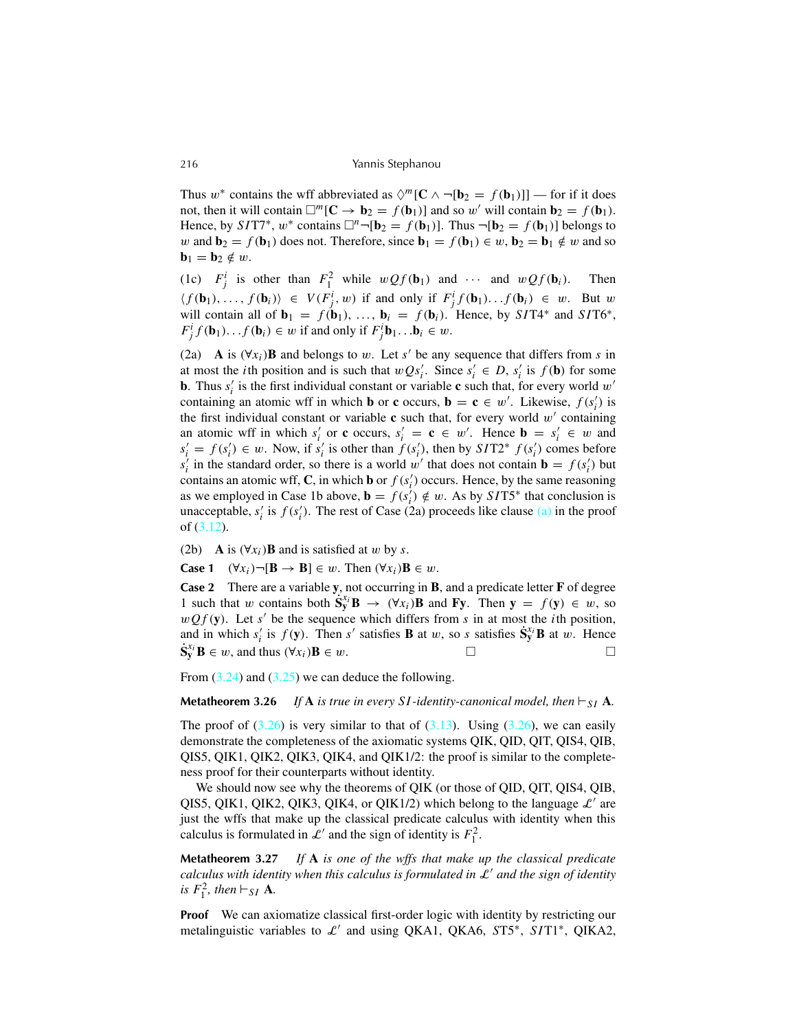Thus $w^*$ contains the wff abbreviated as $\Diamond^m[\mathbf{C} \wedge \neg[\mathbf{b}_2 = f(\mathbf{b}_1)]]$ — for if it does not, then it will contain $\Box^m[\mathbf{C} \rightarrow \mathbf{b}_2 = f(\mathbf{b}_1)]$ and so $w'$ will contain $\mathbf{b}_2 = f(\mathbf{b}_1)$. Hence, by $SIT7^*$, $w^*$ contains $\Box^n\neg[\mathbf{b}_2 = f(\mathbf{b}_1)]$. Thus $\neg[\mathbf{b}_2 = f(\mathbf{b}_1)]$ belongs to $w$ and $\mathbf{b}_2 = f(\mathbf{b}_1)$ does not. Therefore, since $\mathbf{b}_1 = f(\mathbf{b}_1) \in w$, $\mathbf{b}_2 = \mathbf{b}_1 \notin w$ and so $\mathbf{b}_1 = \mathbf{b}_2 \notin w$.

(1c) $F^i_j$ is other than $F^2_1$ while $wQf(\mathbf{b}_1)$ and $\cdots$ and $wQf(\mathbf{b}_i)$. Then $\langle f(\mathbf{b}_1), \ldots, f(\mathbf{b}_i)\rangle \in V(F^i_j, w)$ if and only if $F^i_j f(\mathbf{b}_1)\ldots f(\mathbf{b}_i) \in w$. But $w$ will contain all of $\mathbf{b}_1 = f(\mathbf{b}_1)$, $\ldots$, $\mathbf{b}_i = f(\mathbf{b}_i)$. Hence, by $SIT4^*$ and $SIT6^*$, $F^i_j f(\mathbf{b}_1)\ldots f(\mathbf{b}_i) \in w$ if and only if $F^i_j\mathbf{b}_1\ldots\mathbf{b}_i \in w$.

(2a) **A** is $(\forall x_i)\mathbf{B}$ and belongs to $w$. Let $s'$ be any sequence that differs from $s$ in at most the $i$th position and is such that $wQs'_i$. Since $s'_i \in D$, $s'_i$ is $f(\mathbf{b})$ for some $\mathbf{b}$. Thus $s'_i$ is the first individual constant or variable $\mathbf{c}$ such that, for every world $w'$ containing an atomic wff in which $\mathbf{b}$ or $\mathbf{c}$ occurs, $\mathbf{b} = \mathbf{c} \in w'$. Likewise, $f(s'_i)$ is the first individual constant or variable $\mathbf{c}$ such that, for every world $w'$ containing an atomic wff in which $s'_i$ or $\mathbf{c}$ occurs, $s'_i = \mathbf{c} \in w'$. Hence $\mathbf{b} = s'_i \in w$ and $s'_i = f(s'_i) \in w$. Now, if $s'_i$ is other than $f(s'_i)$, then by $SIT2^*$ $f(s'_i)$ comes before $s'_i$ in the standard order, so there is a world $w'$ that does not contain $\mathbf{b} = f(s'_i)$ but contains an atomic wff, $\mathbf{C}$, in which $\mathbf{b}$ or $f(s'_i)$ occurs. Hence, by the same reasoning as we employed in Case 1b above, $\mathbf{b} = f(s'_i) \notin w$. As by $SIT5^*$ that conclusion is unacceptable, $s'_i$ is $f(s'_i)$. The rest of Case (2a) proceeds like clause (a) in the proof of (3.12).

(2b) **A** is $(\forall x_i)\mathbf{B}$ and is satisfied at $w$ by $s$.

**Case 1** $(\forall x_i)\neg[\mathbf{B} \rightarrow \mathbf{B}] \in w$. Then $(\forall x_i)\mathbf{B} \in w$.

**Case 2** There are a variable $\mathbf{y}$, not occurring in **B**, and a predicate letter **F** of degree 1 such that $w$ contains both $\dot{\mathbf{S}}^{x_i}_{\mathbf{y}}\mathbf{B} \rightarrow (\forall x_i)\mathbf{B}$ and $\mathbf{F}\mathbf{y}$. Then $\mathbf{y} = f(\mathbf{y}) \in w$, so $wQf(\mathbf{y})$. Let $s'$ be the sequence which differs from $s$ in at most the $i$th position, and in which $s'_i$ is $f(\mathbf{y})$. Then $s'$ satisfies **B** at $w$, so $s$ satisfies $\dot{\mathbf{S}}^{x_i}_{\mathbf{y}}\mathbf{B}$ at $w$. Hence $\dot{\mathbf{S}}^{x_i}_{\mathbf{y}}\mathbf{B} \in w$, and thus $(\forall x_i)\mathbf{B} \in w$. □ □

From (3.24) and (3.25) we can deduce the following.

**Metatheorem 3.26** *If* **A** *is true in every SI-identity-canonical model, then* $\vdash_{SI}$ **A**.

The proof of (3.26) is very similar to that of (3.13). Using (3.26), we can easily demonstrate the completeness of the axiomatic systems QIK, QID, QIT, QIS4, QIB, QIS5, QIK1, QIK2, QIK3, QIK4, and QIK1/2: the proof is similar to the completeness proof for their counterparts without identity.

We should now see why the theorems of QIK (or those of QID, QIT, QIS4, QIB, QIS5, QIK1, QIK2, QIK3, QIK4, or QIK1/2) which belong to the language $\mathcal{L}'$ are just the wffs that make up the classical predicate calculus with identity when this calculus is formulated in $\mathcal{L}'$ and the sign of identity is $F^2_1$.

**Metatheorem 3.27** *If* **A** *is one of the wffs that make up the classical predicate calculus with identity when this calculus is formulated in* $\mathcal{L}'$ *and the sign of identity is* $F^2_1$, *then* $\vdash_{SI}$ **A**.

**Proof** We can axiomatize classical first-order logic with identity by restricting our metalinguistic variables to $\mathcal{L}'$ and using QKA1, QKA6, $ST5^*$, $SIT1^*$, QIKA2,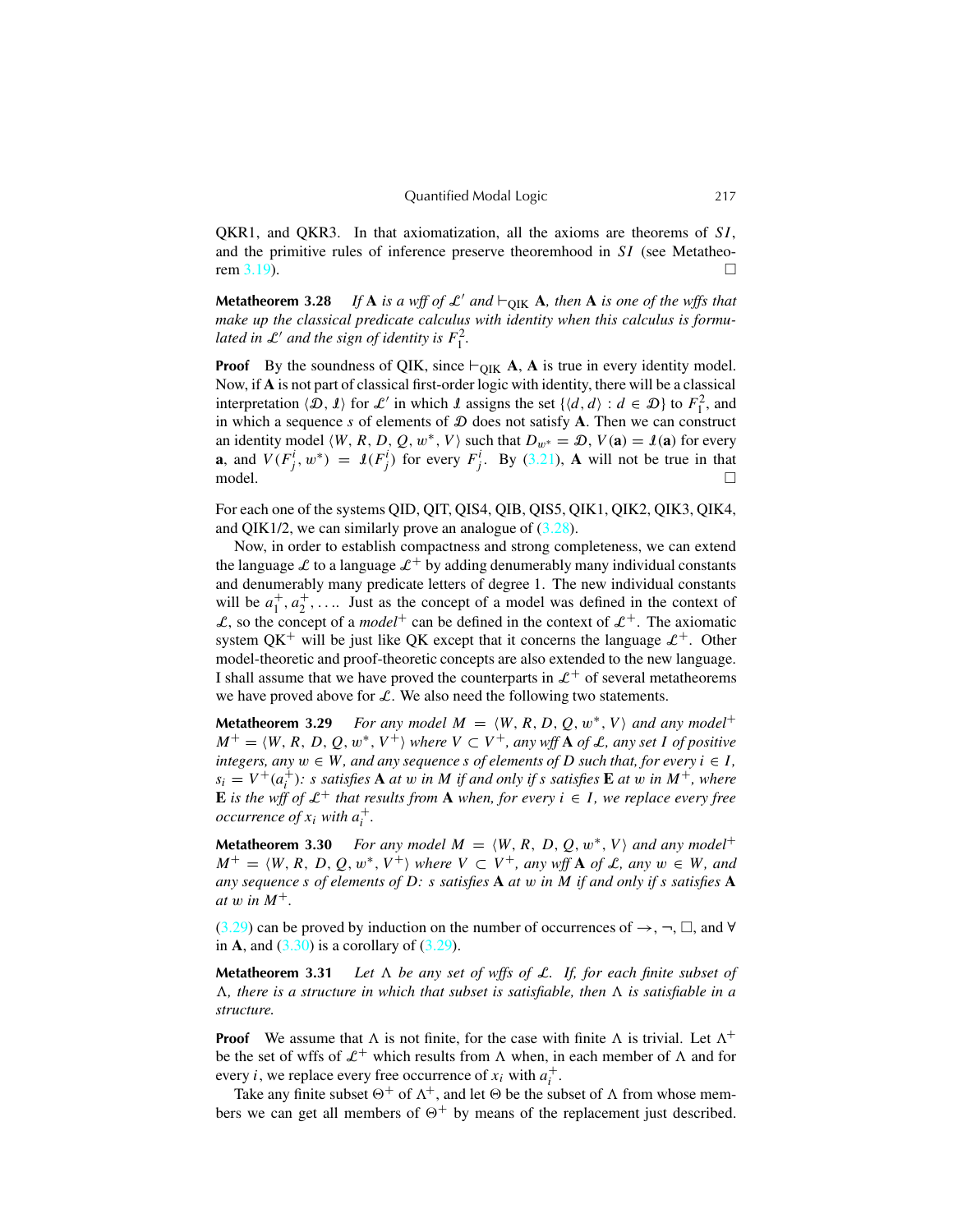QKR1, and QKR3. In that axiomatization, all the axioms are theorems of *S1*, and the primitive rules of inference preserve theoremhood in *S1* (see Metatheorem 3.19). □

**Metatheorem 3.28** *If* **A** *is a wff of* $\mathcal{L}'$ *and* $\vdash_{\text{QIK}}$ **A***, then* **A** *is one of the wffs that make up the classical predicate calculus with identity when this calculus is formulated in* $\mathcal{L}'$ *and the sign of identity is* $F_1^2$.

**Proof** By the soundness of QIK, since $\vdash_{\text{QIK}}$ **A**, **A** is true in every identity model. Now, if **A** is not part of classical first-order logic with identity, there will be a classical interpretation $\langle \mathcal{D}, \mathcal{I} \rangle$ for $\mathcal{L}'$ in which $\mathcal{I}$ assigns the set $\{\langle d, d \rangle : d \in \mathcal{D}\}$ to $F_1^2$, and in which a sequence $s$ of elements of $\mathcal{D}$ does not satisfy **A**. Then we can construct an identity model $\langle W, R, D, Q, w^*, V \rangle$ such that $D_{w^*} = \mathcal{D}$, $V(\mathbf{a}) = \mathcal{I}(\mathbf{a})$ for every **a**, and $V(F_j^i, w^*) = \mathcal{I}(F_j^i)$ for every $F_j^i$. By (3.21), **A** will not be true in that model. □

For each one of the systems QID, QIT, QIS4, QIB, QIS5, QIK1, QIK2, QIK3, QIK4, and QIK1/2, we can similarly prove an analogue of (3.28).

Now, in order to establish compactness and strong completeness, we can extend the language $\mathcal{L}$ to a language $\mathcal{L}^+$ by adding denumerably many individual constants and denumerably many predicate letters of degree 1. The new individual constants will be $a_1^+, a_2^+, \ldots$. Just as the concept of a model was defined in the context of $\mathcal{L}$, so the concept of a *model*$^+$ can be defined in the context of $\mathcal{L}^+$. The axiomatic system QK$^+$ will be just like QK except that it concerns the language $\mathcal{L}^+$. Other model-theoretic and proof-theoretic concepts are also extended to the new language. I shall assume that we have proved the counterparts in $\mathcal{L}^+$ of several metatheorems we have proved above for $\mathcal{L}$. We also need the following two statements.

**Metatheorem 3.29** *For any model* $M = \langle W, R, D, Q, w^*, V \rangle$ *and any model*$^+$ $M^+ = \langle W, R, D, Q, w^*, V^+ \rangle$ *where* $V \subset V^+$*, any wff* **A** *of* $\mathcal{L}$*, any set* $I$ *of positive integers, any* $w \in W$*, and any sequence* $s$ *of elements of* $D$ *such that, for every* $i \in I$*,* $s_i = V^+(a_i^+)$*:* $s$ *satisfies* **A** *at* $w$ *in* $M$ *if and only if* $s$ *satisfies* **E** *at* $w$ *in* $M^+$*, where* **E** *is the wff of* $\mathcal{L}^+$ *that results from* **A** *when, for every* $i \in I$*, we replace every free occurrence of* $x_i$ *with* $a_i^+$.

**Metatheorem 3.30** *For any model* $M = \langle W, R, D, Q, w^*, V \rangle$ *and any model*$^+$ $M^+ = \langle W, R, D, Q, w^*, V^+ \rangle$ *where* $V \subset V^+$*, any wff* **A** *of* $\mathcal{L}$*, any* $w \in W$*, and any sequence* $s$ *of elements of* $D$*:* $s$ *satisfies* **A** *at* $w$ *in* $M$ *if and only if* $s$ *satisfies* **A** *at* $w$ *in* $M^+$.

(3.29) can be proved by induction on the number of occurrences of $\rightarrow$, $\neg$, $\Box$, and $\forall$ in **A**, and (3.30) is a corollary of (3.29).

**Metatheorem 3.31** *Let* $\Lambda$ *be any set of wffs of* $\mathcal{L}$*. If, for each finite subset of* $\Lambda$*, there is a structure in which that subset is satisfiable, then* $\Lambda$ *is satisfiable in a structure.*

**Proof** We assume that $\Lambda$ is not finite, for the case with finite $\Lambda$ is trivial. Let $\Lambda^+$ be the set of wffs of $\mathcal{L}^+$ which results from $\Lambda$ when, in each member of $\Lambda$ and for every $i$, we replace every free occurrence of $x_i$ with $a_i^+$.

Take any finite subset $\Theta^+$ of $\Lambda^+$, and let $\Theta$ be the subset of $\Lambda$ from whose members we can get all members of $\Theta^+$ by means of the replacement just described.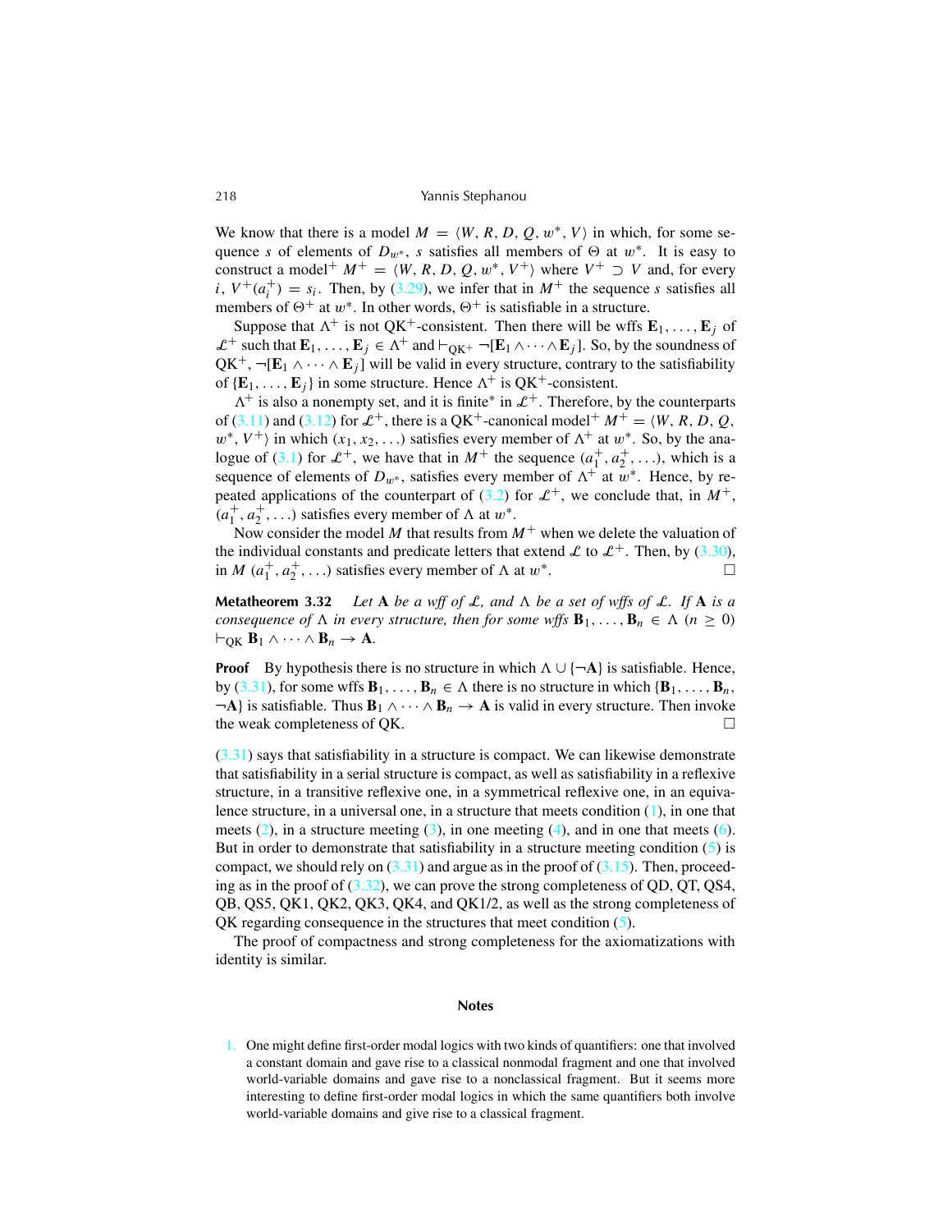We know that there is a model $M = \langle W, R, D, Q, w^*, V\rangle$ in which, for some sequence $s$ of elements of $D_{w^*}$, $s$ satisfies all members of $\Theta$ at $w^*$. It is easy to construct a model$^+$ $M^+ = \langle W, R, D, Q, w^*, V^+\rangle$ where $V^+ \supset V$ and, for every $i$, $V^+(a_i^+) = s_i$. Then, by (3.29), we infer that in $M^+$ the sequence $s$ satisfies all members of $\Theta^+$ at $w^*$. In other words, $\Theta^+$ is satisfiable in a structure.

Suppose that $\Lambda^+$ is not QK$^+$-consistent. Then there will be wffs $\mathbf{E}_1, \ldots, \mathbf{E}_j$ of $\mathcal{L}^+$ such that $\mathbf{E}_1, \ldots, \mathbf{E}_j \in \Lambda^+$ and $\vdash_{\text{QK}^+} \neg[\mathbf{E}_1 \wedge \cdots \wedge \mathbf{E}_j]$. So, by the soundness of QK$^+$, $\neg[\mathbf{E}_1 \wedge \cdots \wedge \mathbf{E}_j]$ will be valid in every structure, contrary to the satisfiability of $\{\mathbf{E}_1, \ldots, \mathbf{E}_j\}$ in some structure. Hence $\Lambda^+$ is QK$^+$-consistent.

$\Lambda^+$ is also a nonempty set, and it is finite* in $\mathcal{L}^+$. Therefore, by the counterparts of (3.11) and (3.12) for $\mathcal{L}^+$, there is a QK$^+$-canonical model$^+$ $M^+ = \langle W, R, D, Q, w^*, V^+\rangle$ in which $(x_1, x_2, \ldots)$ satisfies every member of $\Lambda^+$ at $w^*$. So, by the analogue of (3.1) for $\mathcal{L}^+$, we have that in $M^+$ the sequence $(a_1^+, a_2^+, \ldots)$, which is a sequence of elements of $D_{w^*}$, satisfies every member of $\Lambda^+$ at $w^*$. Hence, by repeated applications of the counterpart of (3.2) for $\mathcal{L}^+$, we conclude that, in $M^+$, $(a_1^+, a_2^+, \ldots)$ satisfies every member of $\Lambda$ at $w^*$.

Now consider the model $M$ that results from $M^+$ when we delete the valuation of the individual constants and predicate letters that extend $\mathcal{L}$ to $\mathcal{L}^+$. Then, by (3.30), in $M$ $(a_1^+, a_2^+, \ldots)$ satisfies every member of $\Lambda$ at $w^*$. □

**Metatheorem 3.32** *Let* $\mathbf{A}$ *be a wff of* $\mathcal{L}$*, and* $\Lambda$ *be a set of wffs of* $\mathcal{L}$*. If* $\mathbf{A}$ *is a consequence of* $\Lambda$ *in every structure, then for some wffs* $\mathbf{B}_1, \ldots, \mathbf{B}_n \in \Lambda$ $(n \geq 0)$ $\vdash_{\text{QK}} \mathbf{B}_1 \wedge \cdots \wedge \mathbf{B}_n \to \mathbf{A}$.

**Proof** By hypothesis there is no structure in which $\Lambda \cup \{\neg\mathbf{A}\}$ is satisfiable. Hence, by (3.31), for some wffs $\mathbf{B}_1, \ldots, \mathbf{B}_n \in \Lambda$ there is no structure in which $\{\mathbf{B}_1, \ldots, \mathbf{B}_n, \neg\mathbf{A}\}$ is satisfiable. Thus $\mathbf{B}_1 \wedge \cdots \wedge \mathbf{B}_n \to \mathbf{A}$ is valid in every structure. Then invoke the weak completeness of QK. □

(3.31) says that satisfiability in a structure is compact. We can likewise demonstrate that satisfiability in a serial structure is compact, as well as satisfiability in a reflexive structure, in a transitive reflexive one, in a symmetrical reflexive one, in an equivalence structure, in a universal one, in a structure that meets condition (1), in one that meets (2), in a structure meeting (3), in one meeting (4), and in one that meets (6). But in order to demonstrate that satisfiability in a structure meeting condition (5) is compact, we should rely on (3.31) and argue as in the proof of (3.15). Then, proceeding as in the proof of (3.32), we can prove the strong completeness of QD, QT, QS4, QB, QS5, QK1, QK2, QK3, QK4, and QK1/2, as well as the strong completeness of QK regarding consequence in the structures that meet condition (5).

The proof of compactness and strong completeness for the axiomatizations with identity is similar.

## Notes

1. One might define first-order modal logics with two kinds of quantifiers: one that involved a constant domain and gave rise to a classical nonmodal fragment and one that involved world-variable domains and gave rise to a nonclassical fragment. But it seems more interesting to define first-order modal logics in which the same quantifiers both involve world-variable domains and give rise to a classical fragment.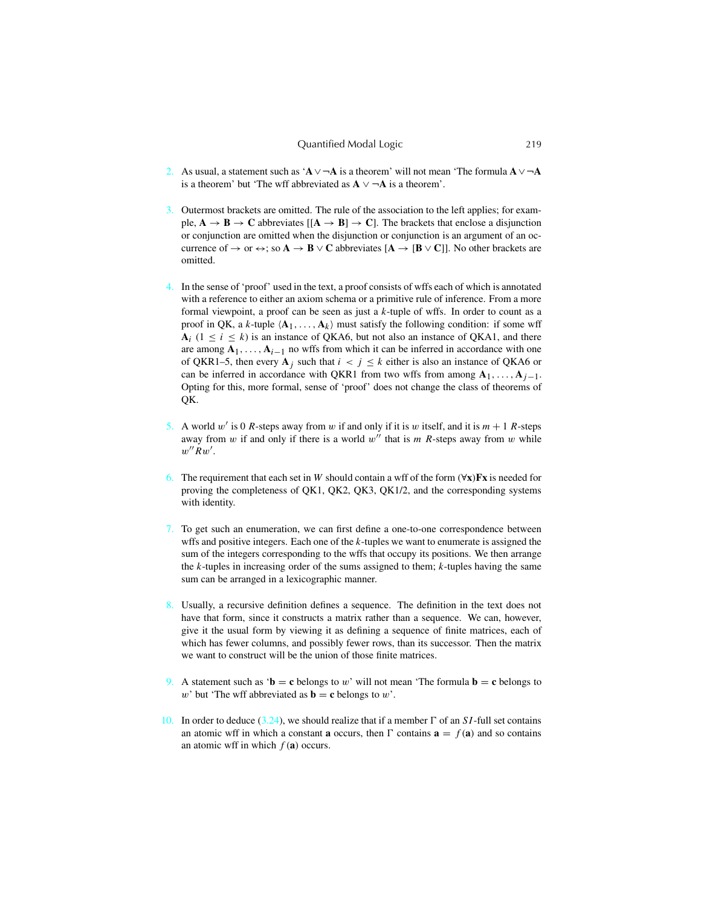2. As usual, a statement such as '$\mathbf{A} \vee \neg\mathbf{A}$ is a theorem' will not mean 'The formula $\mathbf{A} \vee \neg\mathbf{A}$ is a theorem' but 'The wff abbreviated as $\mathbf{A} \vee \neg\mathbf{A}$ is a theorem'.

3. Outermost brackets are omitted. The rule of the association to the left applies; for example, $\mathbf{A} \to \mathbf{B} \to \mathbf{C}$ abbreviates $[[\mathbf{A} \to \mathbf{B}] \to \mathbf{C}]$. The brackets that enclose a disjunction or conjunction are omitted when the disjunction or conjunction is an argument of an occurrence of $\to$ or $\leftrightarrow$; so $\mathbf{A} \to \mathbf{B} \vee \mathbf{C}$ abbreviates $[\mathbf{A} \to [\mathbf{B} \vee \mathbf{C}]]$. No other brackets are omitted.

4. In the sense of 'proof' used in the text, a proof consists of wffs each of which is annotated with a reference to either an axiom schema or a primitive rule of inference. From a more formal viewpoint, a proof can be seen as just a $k$-tuple of wffs. In order to count as a proof in QK, a $k$-tuple $\langle \mathbf{A}_1, \ldots, \mathbf{A}_k \rangle$ must satisfy the following condition: if some wff $\mathbf{A}_i$ $(1 \leq i \leq k)$ is an instance of QKA6, but not also an instance of QKA1, and there are among $\mathbf{A}_1, \ldots, \mathbf{A}_{i-1}$ no wffs from which it can be inferred in accordance with one of QKR1–5, then every $\mathbf{A}_j$ such that $i < j \leq k$ either is also an instance of QKA6 or can be inferred in accordance with QKR1 from two wffs from among $\mathbf{A}_1, \ldots, \mathbf{A}_{j-1}$. Opting for this, more formal, sense of 'proof' does not change the class of theorems of QK.

5. A world $w'$ is 0 $R$-steps away from $w$ if and only if it is $w$ itself, and it is $m + 1$ $R$-steps away from $w$ if and only if there is a world $w''$ that is $m$ $R$-steps away from $w$ while $w'' R w'$.

6. The requirement that each set in $W$ should contain a wff of the form $(\forall \mathbf{x})\mathbf{F}\mathbf{x}$ is needed for proving the completeness of QK1, QK2, QK3, QK1/2, and the corresponding systems with identity.

7. To get such an enumeration, we can first define a one-to-one correspondence between wffs and positive integers. Each one of the $k$-tuples we want to enumerate is assigned the sum of the integers corresponding to the wffs that occupy its positions. We then arrange the $k$-tuples in increasing order of the sums assigned to them; $k$-tuples having the same sum can be arranged in a lexicographic manner.

8. Usually, a recursive definition defines a sequence. The definition in the text does not have that form, since it constructs a matrix rather than a sequence. We can, however, give it the usual form by viewing it as defining a sequence of finite matrices, each of which has fewer columns, and possibly fewer rows, than its successor. Then the matrix we want to construct will be the union of those finite matrices.

9. A statement such as '$\mathbf{b} = \mathbf{c}$ belongs to $w$' will not mean 'The formula $\mathbf{b} = \mathbf{c}$ belongs to $w$' but 'The wff abbreviated as $\mathbf{b} = \mathbf{c}$ belongs to $w$'.

10. In order to deduce (3.24), we should realize that if a member $\Gamma$ of an $SI$-full set contains an atomic wff in which a constant $\mathbf{a}$ occurs, then $\Gamma$ contains $\mathbf{a} = f(\mathbf{a})$ and so contains an atomic wff in which $f(\mathbf{a})$ occurs.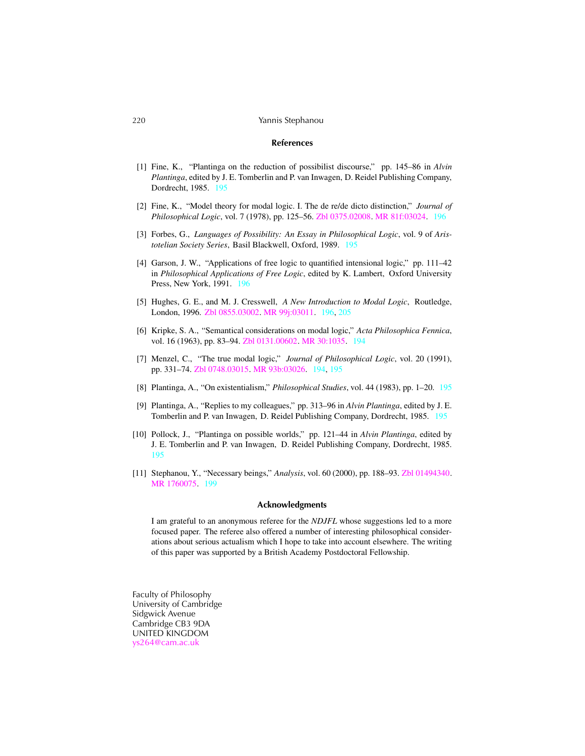## References

[1] Fine, K., "Plantinga on the reduction of possibilist discourse," pp. 145–86 in *Alvin Plantinga*, edited by J. E. Tomberlin and P. van Inwagen, D. Reidel Publishing Company, Dordrecht, 1985. 195

[2] Fine, K., "Model theory for modal logic. I. The de re/de dicto distinction," *Journal of Philosophical Logic*, vol. 7 (1978), pp. 125–56. Zbl 0375.02008. MR 81f:03024. 196

[3] Forbes, G., *Languages of Possibility: An Essay in Philosophical Logic*, vol. 9 of *Aristotelian Society Series*, Basil Blackwell, Oxford, 1989. 195

[4] Garson, J. W., "Applications of free logic to quantified intensional logic," pp. 111–42 in *Philosophical Applications of Free Logic*, edited by K. Lambert, Oxford University Press, New York, 1991. 196

[5] Hughes, G. E., and M. J. Cresswell, *A New Introduction to Modal Logic*, Routledge, London, 1996. Zbl 0855.03002. MR 99j:03011. 196, 205

[6] Kripke, S. A., "Semantical considerations on modal logic," *Acta Philosophica Fennica*, vol. 16 (1963), pp. 83–94. Zbl 0131.00602. MR 30:1035. 194

[7] Menzel, C., "The true modal logic," *Journal of Philosophical Logic*, vol. 20 (1991), pp. 331–74. Zbl 0748.03015. MR 93b:03026. 194, 195

[8] Plantinga, A., "On existentialism," *Philosophical Studies*, vol. 44 (1983), pp. 1–20. 195

[9] Plantinga, A., "Replies to my colleagues," pp. 313–96 in *Alvin Plantinga*, edited by J. E. Tomberlin and P. van Inwagen, D. Reidel Publishing Company, Dordrecht, 1985. 195

[10] Pollock, J., "Plantinga on possible worlds," pp. 121–44 in *Alvin Plantinga*, edited by J. E. Tomberlin and P. van Inwagen, D. Reidel Publishing Company, Dordrecht, 1985. 195

[11] Stephanou, Y., "Necessary beings," *Analysis*, vol. 60 (2000), pp. 188–93. Zbl 01494340. MR 1760075. 199

## Acknowledgments

I am grateful to an anonymous referee for the *NDJFL* whose suggestions led to a more focused paper. The referee also offered a number of interesting philosophical considerations about serious actualism which I hope to take into account elsewhere. The writing of this paper was supported by a British Academy Postdoctoral Fellowship.

Faculty of Philosophy
University of Cambridge
Sidgwick Avenue
Cambridge CB3 9DA
UNITED KINGDOM
ys264@cam.ac.uk